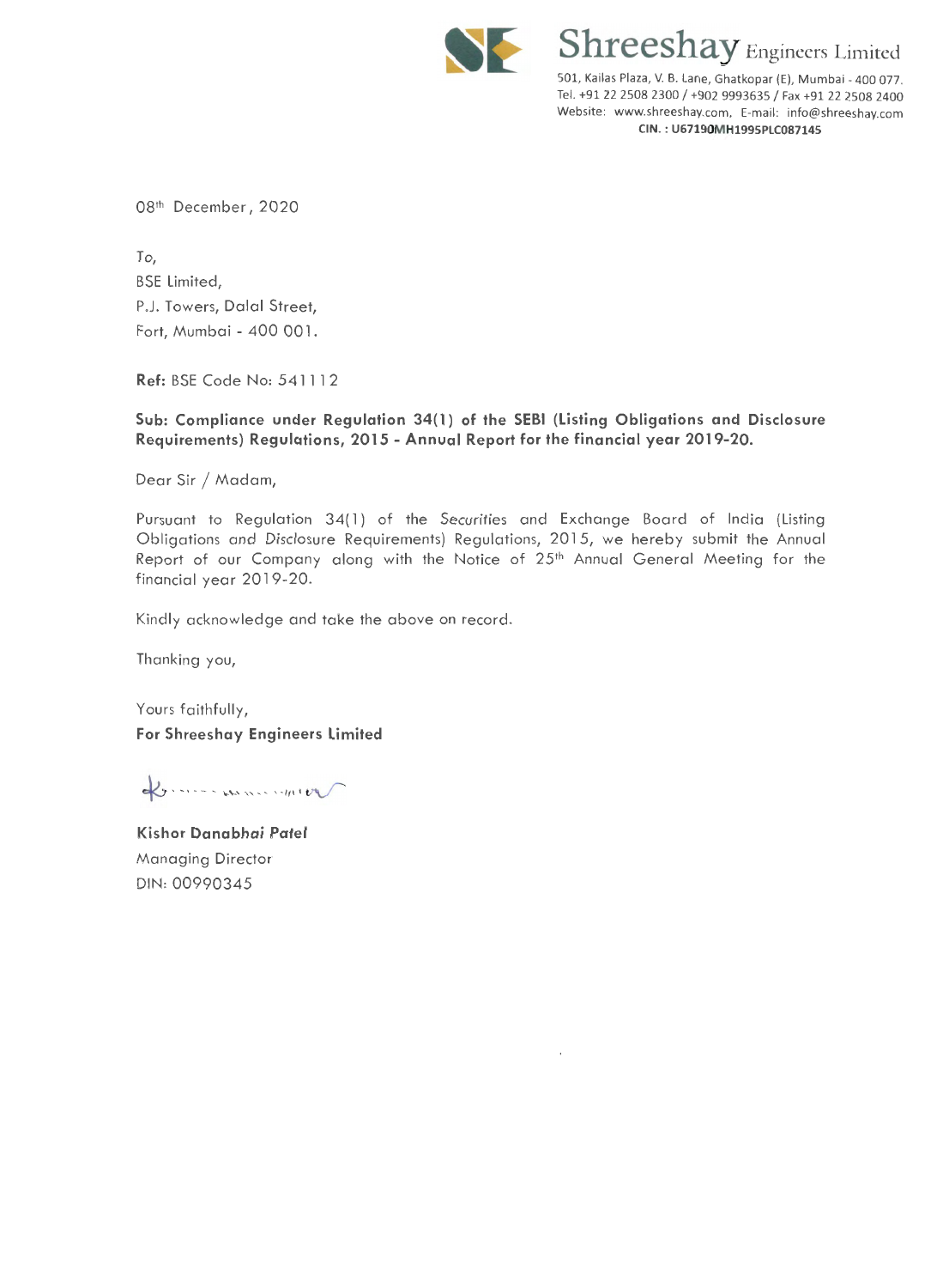**Shreeshay** Engineers Limited

501, Kailas Plaza, V. B. Lane, Ghatkopar (E), Mumbai - 400 077.
Tel. +91 22 2508 2300 / +902 9993635 / Fax +91 22 2508 2400
Website: www.shreeshay.com, E-mail: info@shreeshay.com
**CIN. : U67190MH1995PLC087145**

08th December, 2020

To,
BSE Limited,
P.J. Towers, Dalal Street,
Fort, Mumbai - 400 001.

**Ref:** BSE Code No: 541112

**Sub: Compliance under Regulation 34(1) of the SEBI (Listing Obligations and Disclosure Requirements) Regulations, 2015 - Annual Report for the financial year 2019-20.**

Dear Sir / Madam,

Pursuant to Regulation 34(1) of the Securities and Exchange Board of India (Listing Obligations and Disclosure Requirements) Regulations, 2015, we hereby submit the Annual Report of our Company along with the Notice of 25th Annual General Meeting for the financial year 2019-20.

Kindly acknowledge and take the above on record.

Thanking you,

Yours faithfully,
**For Shreeshay Engineers Limited**

**Kishor Danabhai Patel**
Managing Director
DIN: 00990345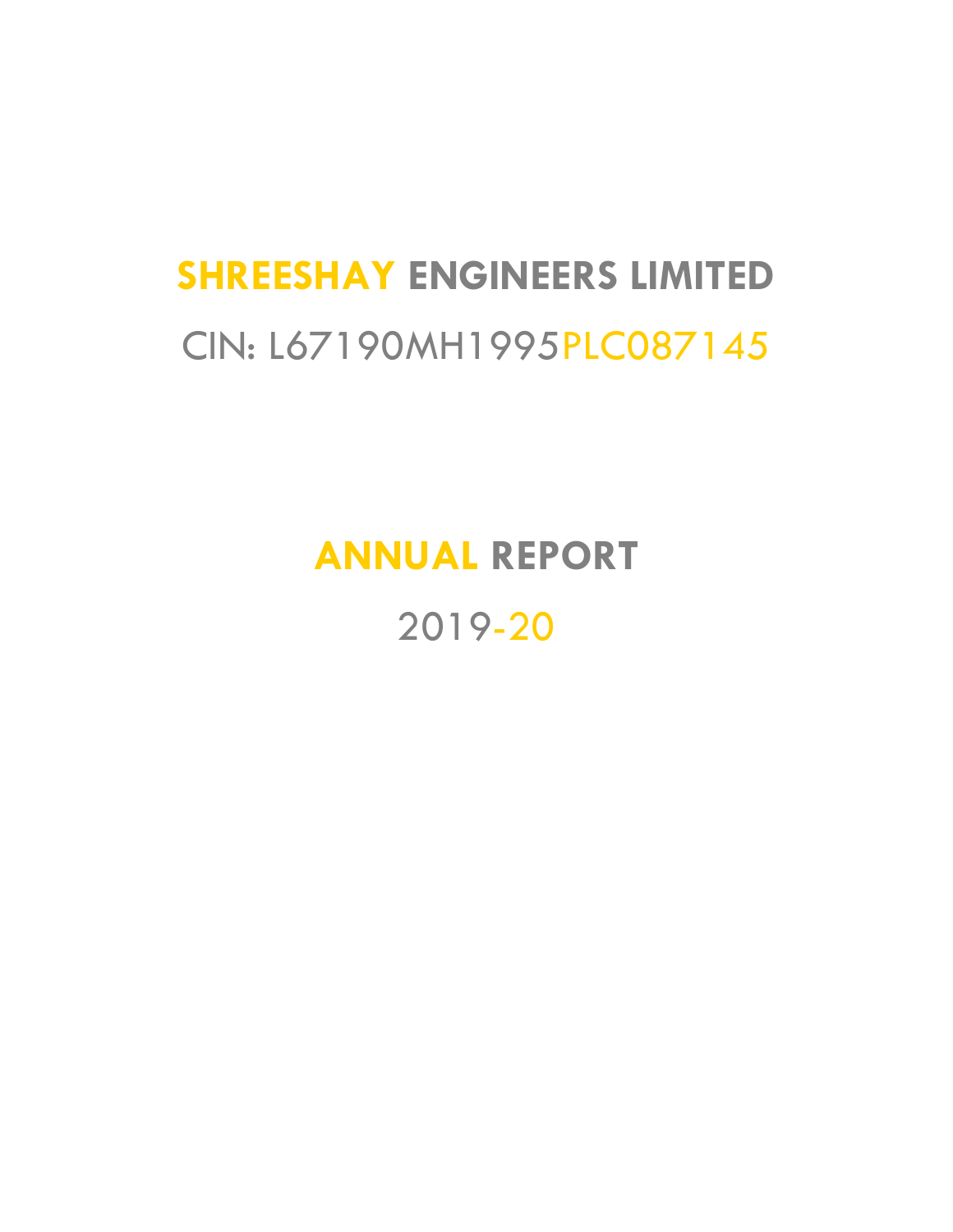# SHREESHAY ENGINEERS LIMITED

CIN: L67190MH1995PLC087145

# ANNUAL REPORT

2019-20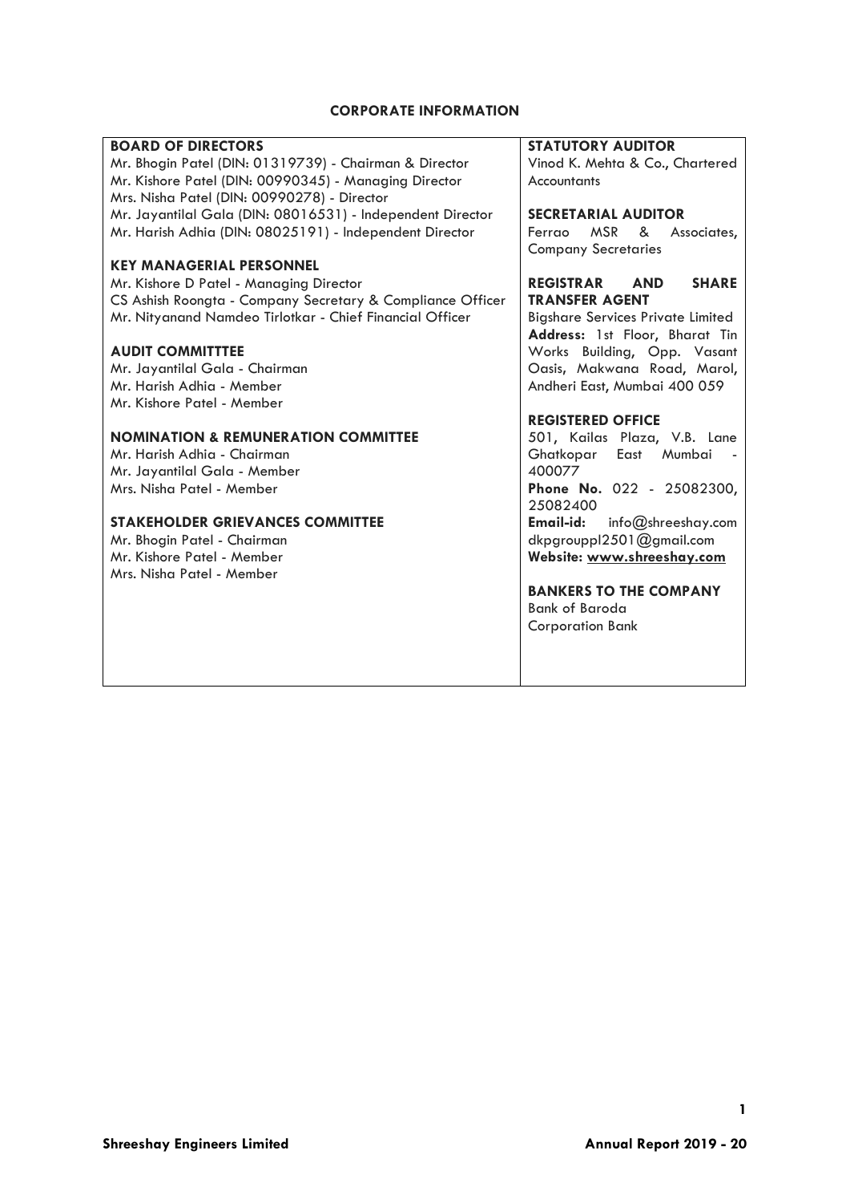# CORPORATE INFORMATION

**BOARD OF DIRECTORS**
Mr. Bhogin Patel (DIN: 01319739) - Chairman & Director
Mr. Kishore Patel (DIN: 00990345) - Managing Director
Mrs. Nisha Patel (DIN: 00990278) - Director
Mr. Jayantilal Gala (DIN: 08016531) - Independent Director
Mr. Harish Adhia (DIN: 08025191) - Independent Director

**KEY MANAGERIAL PERSONNEL**
Mr. Kishore D Patel - Managing Director
CS Ashish Roongta - Company Secretary & Compliance Officer
Mr. Nityanand Namdeo Tirlotkar - Chief Financial Officer

**AUDIT COMMITTTEE**
Mr. Jayantilal Gala - Chairman
Mr. Harish Adhia - Member
Mr. Kishore Patel - Member

**NOMINATION & REMUNERATION COMMITTEE**
Mr. Harish Adhia - Chairman
Mr. Jayantilal Gala - Member
Mrs. Nisha Patel - Member

**STAKEHOLDER GRIEVANCES COMMITTEE**
Mr. Bhogin Patel - Chairman
Mr. Kishore Patel - Member
Mrs. Nisha Patel - Member

**STATUTORY AUDITOR**
Vinod K. Mehta & Co., Chartered Accountants

**SECRETARIAL AUDITOR**
Ferrao MSR & Associates, Company Secretaries

**REGISTRAR AND SHARE TRANSFER AGENT**
Bigshare Services Private Limited
**Address:** 1st Floor, Bharat Tin Works Building, Opp. Vasant Oasis, Makwana Road, Marol, Andheri East, Mumbai 400 059

**REGISTERED OFFICE**
501, Kailas Plaza, V.B. Lane Ghatkopar East Mumbai - 400077
**Phone No.** 022 - 25082300, 25082400
**Email-id:** info@shreeshay.com dkpgroupp12501@gmail.com
**Website: www.shreeshay.com**

**BANKERS TO THE COMPANY**
Bank of Baroda
Corporation Bank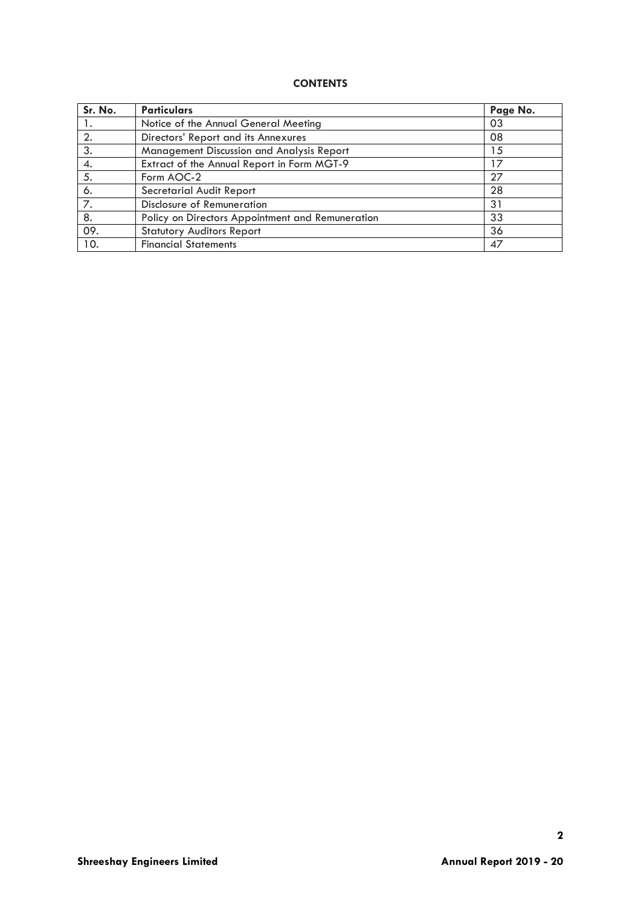**CONTENTS**

| Sr. No. | Particulars | Page No. |
|---|---|---|
| 1. | Notice of the Annual General Meeting | 03 |
| 2. | Directors' Report and its Annexures | 08 |
| 3. | Management Discussion and Analysis Report | 15 |
| 4. | Extract of the Annual Report in Form MGT-9 | 17 |
| 5. | Form AOC-2 | 27 |
| 6. | Secretarial Audit Report | 28 |
| 7. | Disclosure of Remuneration | 31 |
| 8. | Policy on Directors Appointment and Remuneration | 33 |
| 09. | Statutory Auditors Report | 36 |
| 10. | Financial Statements | 47 |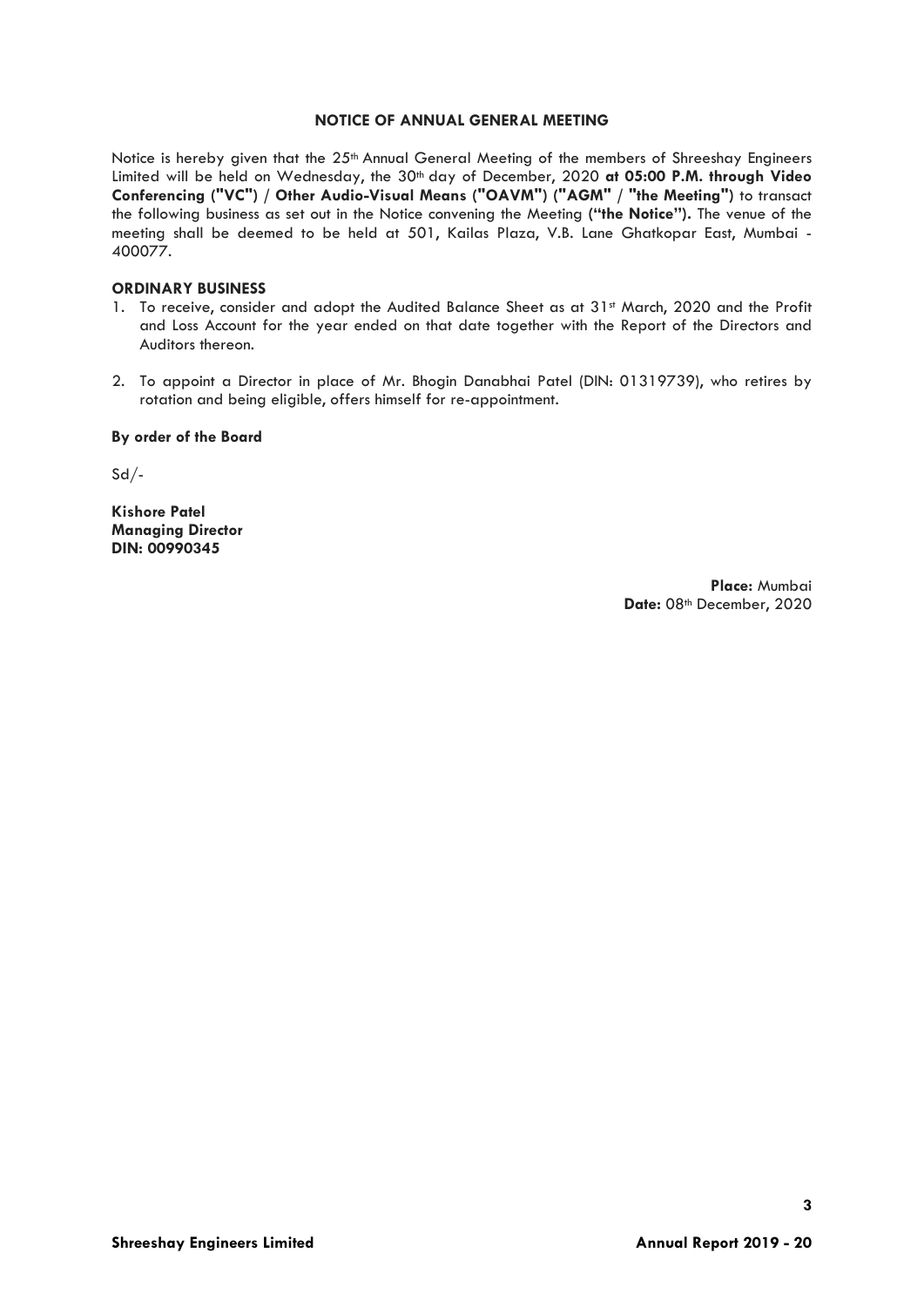## NOTICE OF ANNUAL GENERAL MEETING

Notice is hereby given that the 25th Annual General Meeting of the members of Shreeshay Engineers Limited will be held on Wednesday, the 30th day of December, 2020 **at 05:00 P.M. through Video Conferencing ("VC") / Other Audio-Visual Means ("OAVM") ("AGM" / "the Meeting")** to transact the following business as set out in the Notice convening the Meeting **("the Notice").** The venue of the meeting shall be deemed to be held at 501, Kailas Plaza, V.B. Lane Ghatkopar East, Mumbai - 400077.

**ORDINARY BUSINESS**

1. To receive, consider and adopt the Audited Balance Sheet as at 31st March, 2020 and the Profit and Loss Account for the year ended on that date together with the Report of the Directors and Auditors thereon.

2. To appoint a Director in place of Mr. Bhogin Danabhai Patel (DIN: 01319739), who retires by rotation and being eligible, offers himself for re-appointment.

**By order of the Board**

Sd/-

**Kishore Patel**
**Managing Director**
**DIN: 00990345**

**Place:** Mumbai
**Date:** 08th December, 2020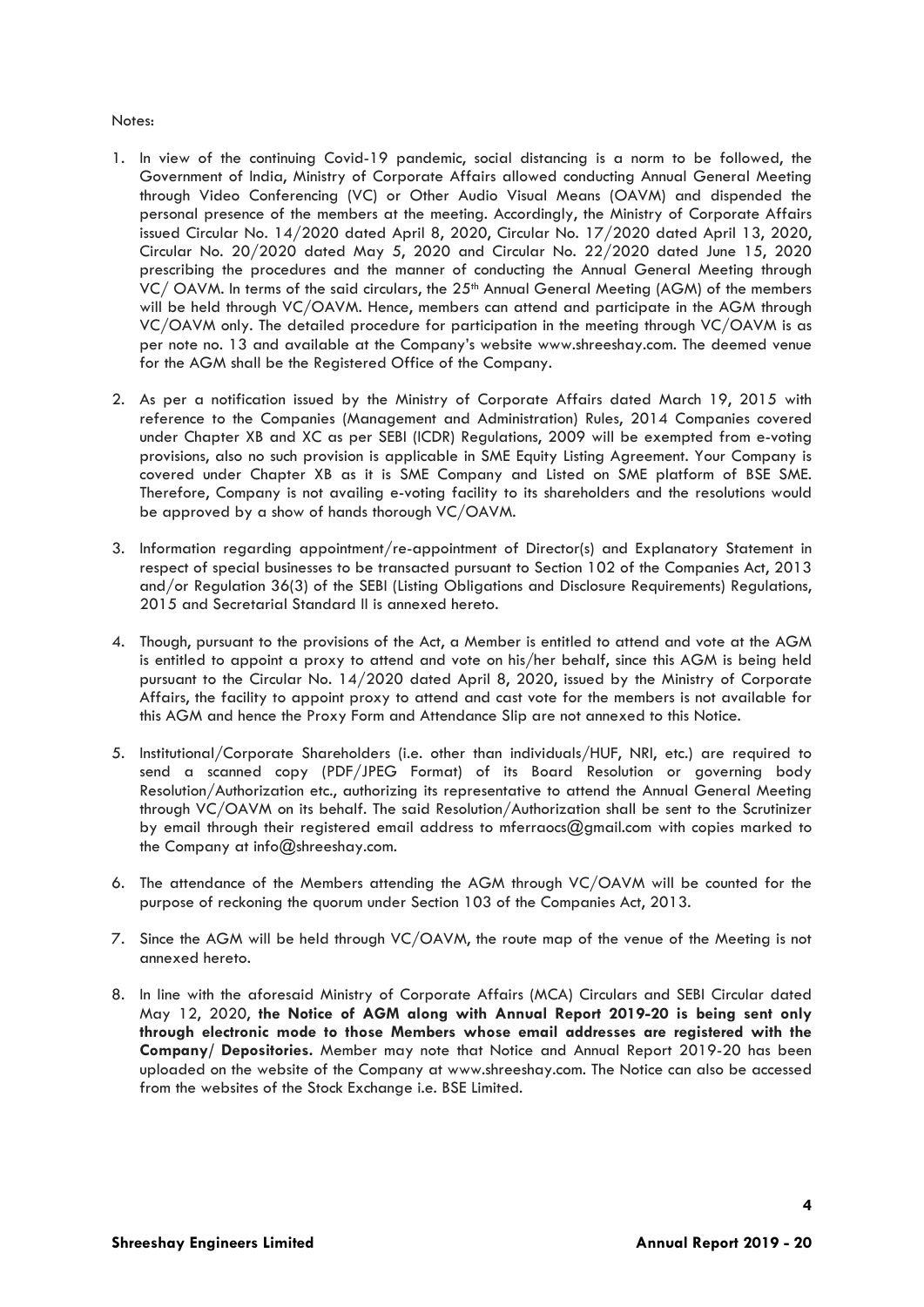Notes:

1. In view of the continuing Covid-19 pandemic, social distancing is a norm to be followed, the Government of India, Ministry of Corporate Affairs allowed conducting Annual General Meeting through Video Conferencing (VC) or Other Audio Visual Means (OAVM) and dispended the personal presence of the members at the meeting. Accordingly, the Ministry of Corporate Affairs issued Circular No. 14/2020 dated April 8, 2020, Circular No. 17/2020 dated April 13, 2020, Circular No. 20/2020 dated May 5, 2020 and Circular No. 22/2020 dated June 15, 2020 prescribing the procedures and the manner of conducting the Annual General Meeting through VC/ OAVM. In terms of the said circulars, the 25th Annual General Meeting (AGM) of the members will be held through VC/OAVM. Hence, members can attend and participate in the AGM through VC/OAVM only. The detailed procedure for participation in the meeting through VC/OAVM is as per note no. 13 and available at the Company's website www.shreeshay.com. The deemed venue for the AGM shall be the Registered Office of the Company.

2. As per a notification issued by the Ministry of Corporate Affairs dated March 19, 2015 with reference to the Companies (Management and Administration) Rules, 2014 Companies covered under Chapter XB and XC as per SEBI (ICDR) Regulations, 2009 will be exempted from e-voting provisions, also no such provision is applicable in SME Equity Listing Agreement. Your Company is covered under Chapter XB as it is SME Company and Listed on SME platform of BSE SME. Therefore, Company is not availing e-voting facility to its shareholders and the resolutions would be approved by a show of hands thorough VC/OAVM.

3. Information regarding appointment/re-appointment of Director(s) and Explanatory Statement in respect of special businesses to be transacted pursuant to Section 102 of the Companies Act, 2013 and/or Regulation 36(3) of the SEBI (Listing Obligations and Disclosure Requirements) Regulations, 2015 and Secretarial Standard II is annexed hereto.

4. Though, pursuant to the provisions of the Act, a Member is entitled to attend and vote at the AGM is entitled to appoint a proxy to attend and vote on his/her behalf, since this AGM is being held pursuant to the Circular No. 14/2020 dated April 8, 2020, issued by the Ministry of Corporate Affairs, the facility to appoint proxy to attend and cast vote for the members is not available for this AGM and hence the Proxy Form and Attendance Slip are not annexed to this Notice.

5. Institutional/Corporate Shareholders (i.e. other than individuals/HUF, NRI, etc.) are required to send a scanned copy (PDF/JPEG Format) of its Board Resolution or governing body Resolution/Authorization etc., authorizing its representative to attend the Annual General Meeting through VC/OAVM on its behalf. The said Resolution/Authorization shall be sent to the Scrutinizer by email through their registered email address to mferraocs@gmail.com with copies marked to the Company at info@shreeshay.com.

6. The attendance of the Members attending the AGM through VC/OAVM will be counted for the purpose of reckoning the quorum under Section 103 of the Companies Act, 2013.

7. Since the AGM will be held through VC/OAVM, the route map of the venue of the Meeting is not annexed hereto.

8. In line with the aforesaid Ministry of Corporate Affairs (MCA) Circulars and SEBI Circular dated May 12, 2020, **the Notice of AGM along with Annual Report 2019-20 is being sent only through electronic mode to those Members whose email addresses are registered with the Company/ Depositories.** Member may note that Notice and Annual Report 2019-20 has been uploaded on the website of the Company at www.shreeshay.com. The Notice can also be accessed from the websites of the Stock Exchange i.e. BSE Limited.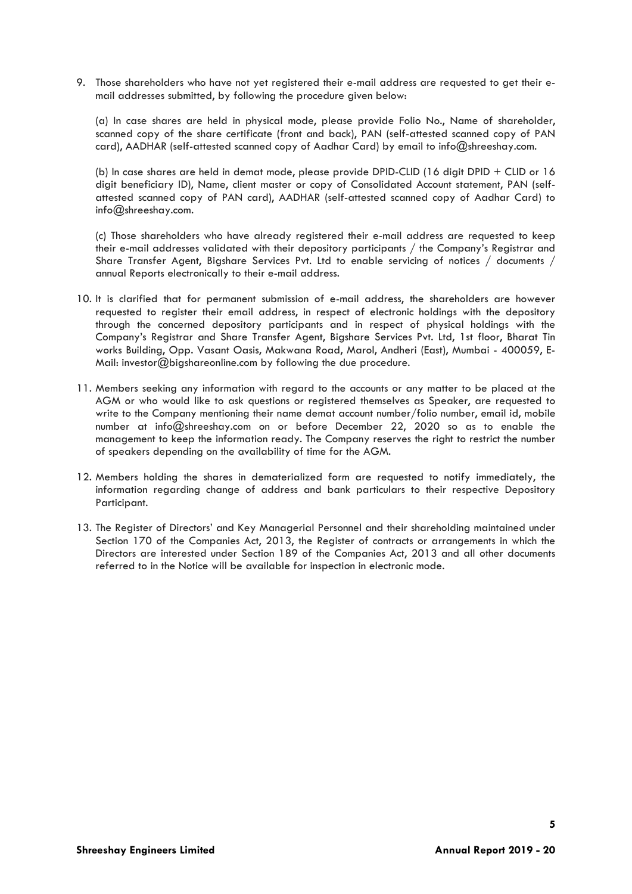9. Those shareholders who have not yet registered their e-mail address are requested to get their e-mail addresses submitted, by following the procedure given below:

   (a) In case shares are held in physical mode, please provide Folio No., Name of shareholder, scanned copy of the share certificate (front and back), PAN (self-attested scanned copy of PAN card), AADHAR (self-attested scanned copy of Aadhar Card) by email to info@shreeshay.com.

   (b) In case shares are held in demat mode, please provide DPID-CLID (16 digit DPID + CLID or 16 digit beneficiary ID), Name, client master or copy of Consolidated Account statement, PAN (self-attested scanned copy of PAN card), AADHAR (self-attested scanned copy of Aadhar Card) to info@shreeshay.com.

   (c) Those shareholders who have already registered their e-mail address are requested to keep their e-mail addresses validated with their depository participants / the Company's Registrar and Share Transfer Agent, Bigshare Services Pvt. Ltd to enable servicing of notices / documents / annual Reports electronically to their e-mail address.

10. It is clarified that for permanent submission of e-mail address, the shareholders are however requested to register their email address, in respect of electronic holdings with the depository through the concerned depository participants and in respect of physical holdings with the Company's Registrar and Share Transfer Agent, Bigshare Services Pvt. Ltd, 1st floor, Bharat Tin works Building, Opp. Vasant Oasis, Makwana Road, Marol, Andheri (East), Mumbai - 400059, E-Mail: investor@bigshareonline.com by following the due procedure.

11. Members seeking any information with regard to the accounts or any matter to be placed at the AGM or who would like to ask questions or registered themselves as Speaker, are requested to write to the Company mentioning their name demat account number/folio number, email id, mobile number at info@shreeshay.com on or before December 22, 2020 so as to enable the management to keep the information ready. The Company reserves the right to restrict the number of speakers depending on the availability of time for the AGM.

12. Members holding the shares in dematerialized form are requested to notify immediately, the information regarding change of address and bank particulars to their respective Depository Participant.

13. The Register of Directors' and Key Managerial Personnel and their shareholding maintained under Section 170 of the Companies Act, 2013, the Register of contracts or arrangements in which the Directors are interested under Section 189 of the Companies Act, 2013 and all other documents referred to in the Notice will be available for inspection in electronic mode.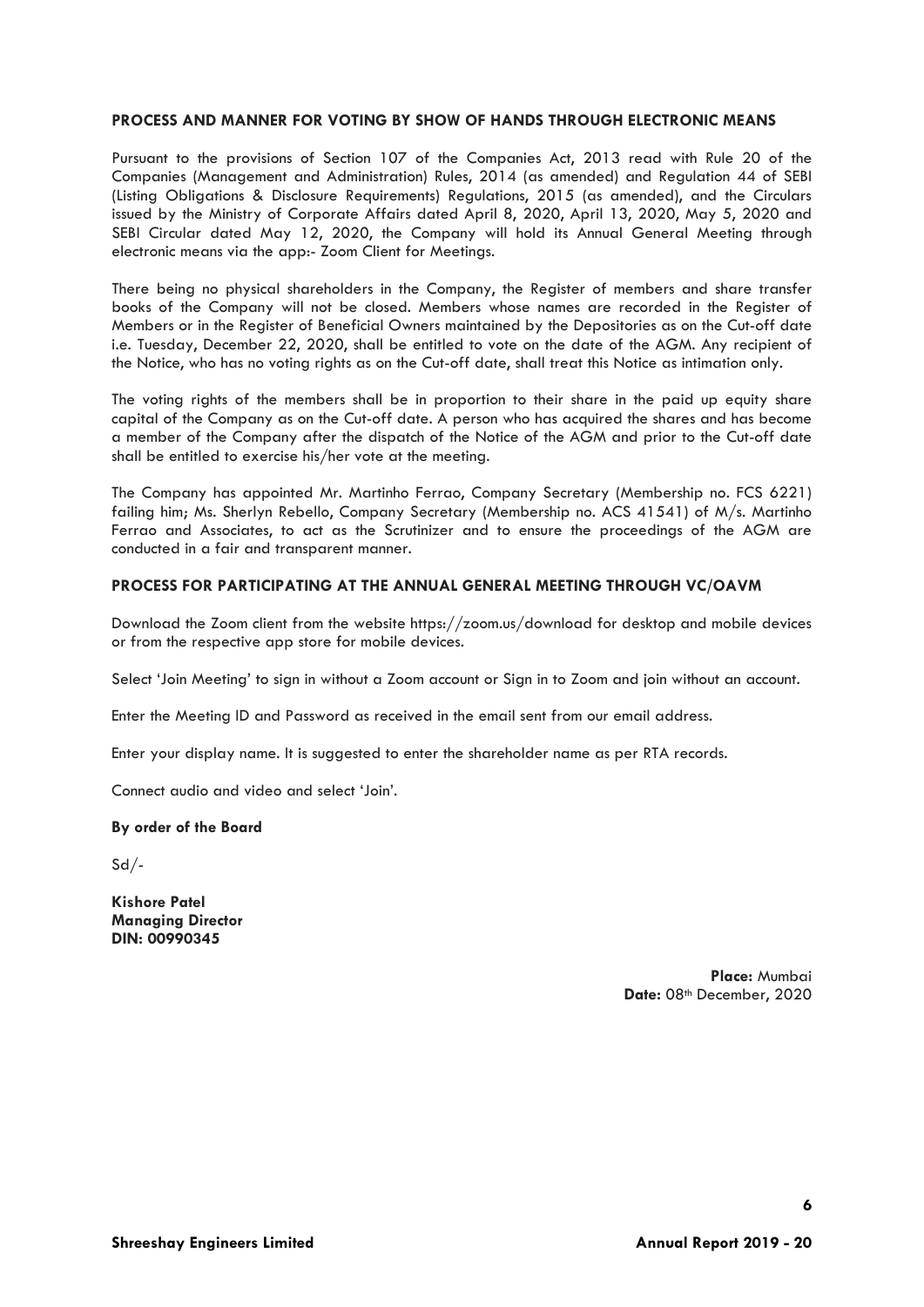**PROCESS AND MANNER FOR VOTING BY SHOW OF HANDS THROUGH ELECTRONIC MEANS**

Pursuant to the provisions of Section 107 of the Companies Act, 2013 read with Rule 20 of the Companies (Management and Administration) Rules, 2014 (as amended) and Regulation 44 of SEBI (Listing Obligations & Disclosure Requirements) Regulations, 2015 (as amended), and the Circulars issued by the Ministry of Corporate Affairs dated April 8, 2020, April 13, 2020, May 5, 2020 and SEBI Circular dated May 12, 2020, the Company will hold its Annual General Meeting through electronic means via the app:- Zoom Client for Meetings.

There being no physical shareholders in the Company, the Register of members and share transfer books of the Company will not be closed. Members whose names are recorded in the Register of Members or in the Register of Beneficial Owners maintained by the Depositories as on the Cut-off date i.e. Tuesday, December 22, 2020, shall be entitled to vote on the date of the AGM. Any recipient of the Notice, who has no voting rights as on the Cut-off date, shall treat this Notice as intimation only.

The voting rights of the members shall be in proportion to their share in the paid up equity share capital of the Company as on the Cut-off date. A person who has acquired the shares and has become a member of the Company after the dispatch of the Notice of the AGM and prior to the Cut-off date shall be entitled to exercise his/her vote at the meeting.

The Company has appointed Mr. Martinho Ferrao, Company Secretary (Membership no. FCS 6221) failing him; Ms. Sherlyn Rebello, Company Secretary (Membership no. ACS 41541) of M/s. Martinho Ferrao and Associates, to act as the Scrutinizer and to ensure the proceedings of the AGM are conducted in a fair and transparent manner.

**PROCESS FOR PARTICIPATING AT THE ANNUAL GENERAL MEETING THROUGH VC/OAVM**

Download the Zoom client from the website https://zoom.us/download for desktop and mobile devices or from the respective app store for mobile devices.

Select 'Join Meeting' to sign in without a Zoom account or Sign in to Zoom and join without an account.

Enter the Meeting ID and Password as received in the email sent from our email address.

Enter your display name. It is suggested to enter the shareholder name as per RTA records.

Connect audio and video and select 'Join'.

**By order of the Board**

Sd/-

**Kishore Patel**
**Managing Director**
**DIN: 00990345**

**Place:** Mumbai
**Date:** 08th December, 2020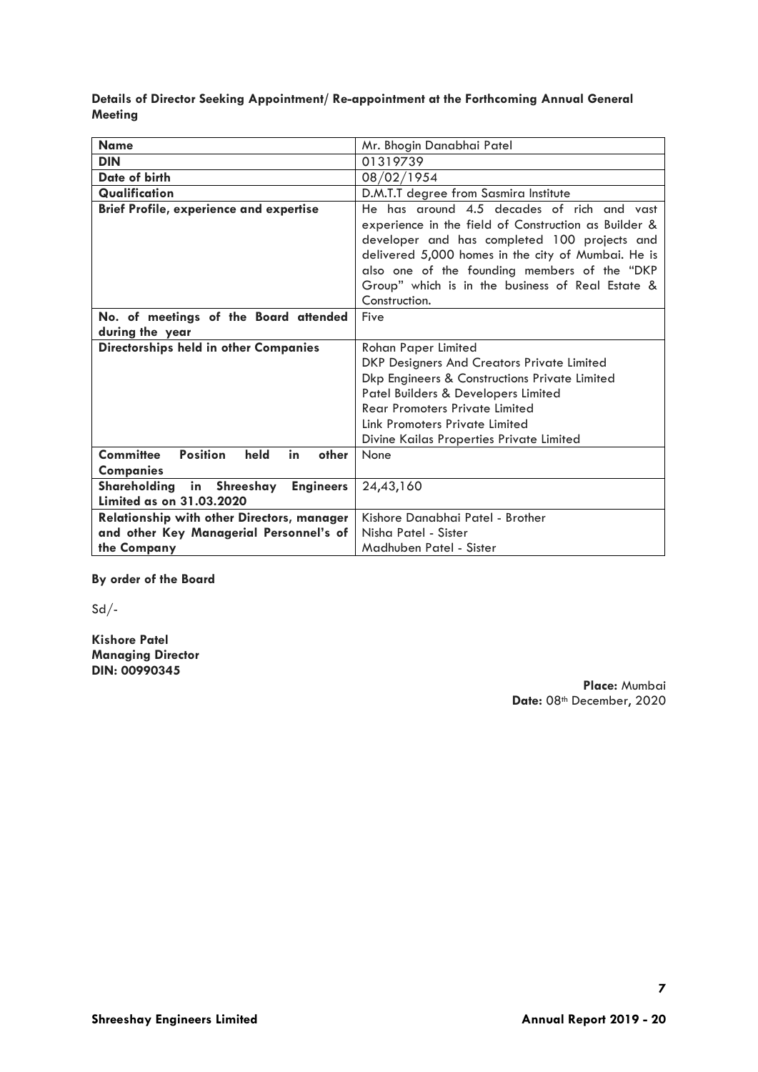**Details of Director Seeking Appointment/ Re-appointment at the Forthcoming Annual General Meeting**

| **Name** | Mr. Bhogin Danabhai Patel |
|---|---|
| **DIN** | 01319739 |
| **Date of birth** | 08/02/1954 |
| **Qualification** | D.M.T.T degree from Sasmira Institute |
| **Brief Profile, experience and expertise** | He has around 4.5 decades of rich and vast experience in the field of Construction as Builder & developer and has completed 100 projects and delivered 5,000 homes in the city of Mumbai. He is also one of the founding members of the "DKP Group" which is in the business of Real Estate & Construction. |
| **No. of meetings of the Board attended during the year** | Five |
| **Directorships held in other Companies** | Rohan Paper Limited<br>DKP Designers And Creators Private Limited<br>Dkp Engineers & Constructions Private Limited<br>Patel Builders & Developers Limited<br>Rear Promoters Private Limited<br>Link Promoters Private Limited<br>Divine Kailas Properties Private Limited |
| **Committee Position held in other Companies** | None |
| **Shareholding in Shreeshay Engineers Limited as on 31.03.2020** | 24,43,160 |
| **Relationship with other Directors, manager and other Key Managerial Personnel's of the Company** | Kishore Danabhai Patel - Brother<br>Nisha Patel - Sister<br>Madhuben Patel - Sister |

**By order of the Board**

Sd/-

**Kishore Patel**
**Managing Director**
**DIN: 00990345**

**Place:** Mumbai
**Date:** 08th December, 2020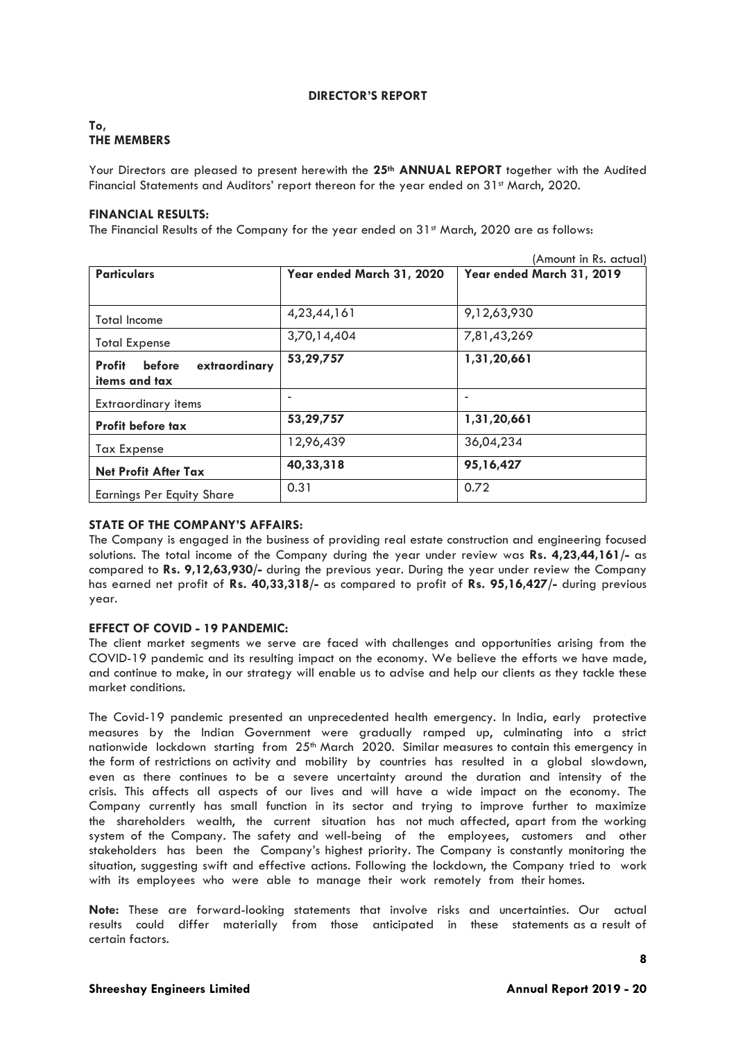# DIRECTOR'S REPORT

**To,**
**THE MEMBERS**

Your Directors are pleased to present herewith the **25th ANNUAL REPORT** together with the Audited Financial Statements and Auditors' report thereon for the year ended on 31st March, 2020.

## FINANCIAL RESULTS:

The Financial Results of the Company for the year ended on 31st March, 2020 are as follows:

(Amount in Rs. actual)

| **Particulars** | **Year ended March 31, 2020** | **Year ended March 31, 2019** |
|---|---|---|
| Total Income | 4,23,44,161 | 9,12,63,930 |
| Total Expense | 3,70,14,404 | 7,81,43,269 |
| **Profit before extraordinary items and tax** | **53,29,757** | **1,31,20,661** |
| Extraordinary items | - | - |
| **Profit before tax** | **53,29,757** | **1,31,20,661** |
| Tax Expense | 12,96,439 | 36,04,234 |
| **Net Profit After Tax** | **40,33,318** | **95,16,427** |
| Earnings Per Equity Share | 0.31 | 0.72 |

## STATE OF THE COMPANY'S AFFAIRS:

The Company is engaged in the business of providing real estate construction and engineering focused solutions. The total income of the Company during the year under review was **Rs. 4,23,44,161/-** as compared to **Rs. 9,12,63,930/-** during the previous year. During the year under review the Company has earned net profit of **Rs. 40,33,318/-** as compared to profit of **Rs. 95,16,427/-** during previous year.

## EFFECT OF COVID - 19 PANDEMIC:

The client market segments we serve are faced with challenges and opportunities arising from the COVID-19 pandemic and its resulting impact on the economy. We believe the efforts we have made, and continue to make, in our strategy will enable us to advise and help our clients as they tackle these market conditions.

The Covid-19 pandemic presented an unprecedented health emergency. In India, early protective measures by the Indian Government were gradually ramped up, culminating into a strict nationwide lockdown starting from 25th March 2020. Similar measures to contain this emergency in the form of restrictions on activity and mobility by countries has resulted in a global slowdown, even as there continues to be a severe uncertainty around the duration and intensity of the crisis. This affects all aspects of our lives and will have a wide impact on the economy. The Company currently has small function in its sector and trying to improve further to maximize the shareholders wealth, the current situation has not much affected, apart from the working system of the Company. The safety and well-being of the employees, customers and other stakeholders has been the Company's highest priority. The Company is constantly monitoring the situation, suggesting swift and effective actions. Following the lockdown, the Company tried to work with its employees who were able to manage their work remotely from their homes.

**Note:** These are forward-looking statements that involve risks and uncertainties. Our actual results could differ materially from those anticipated in these statements as a result of certain factors.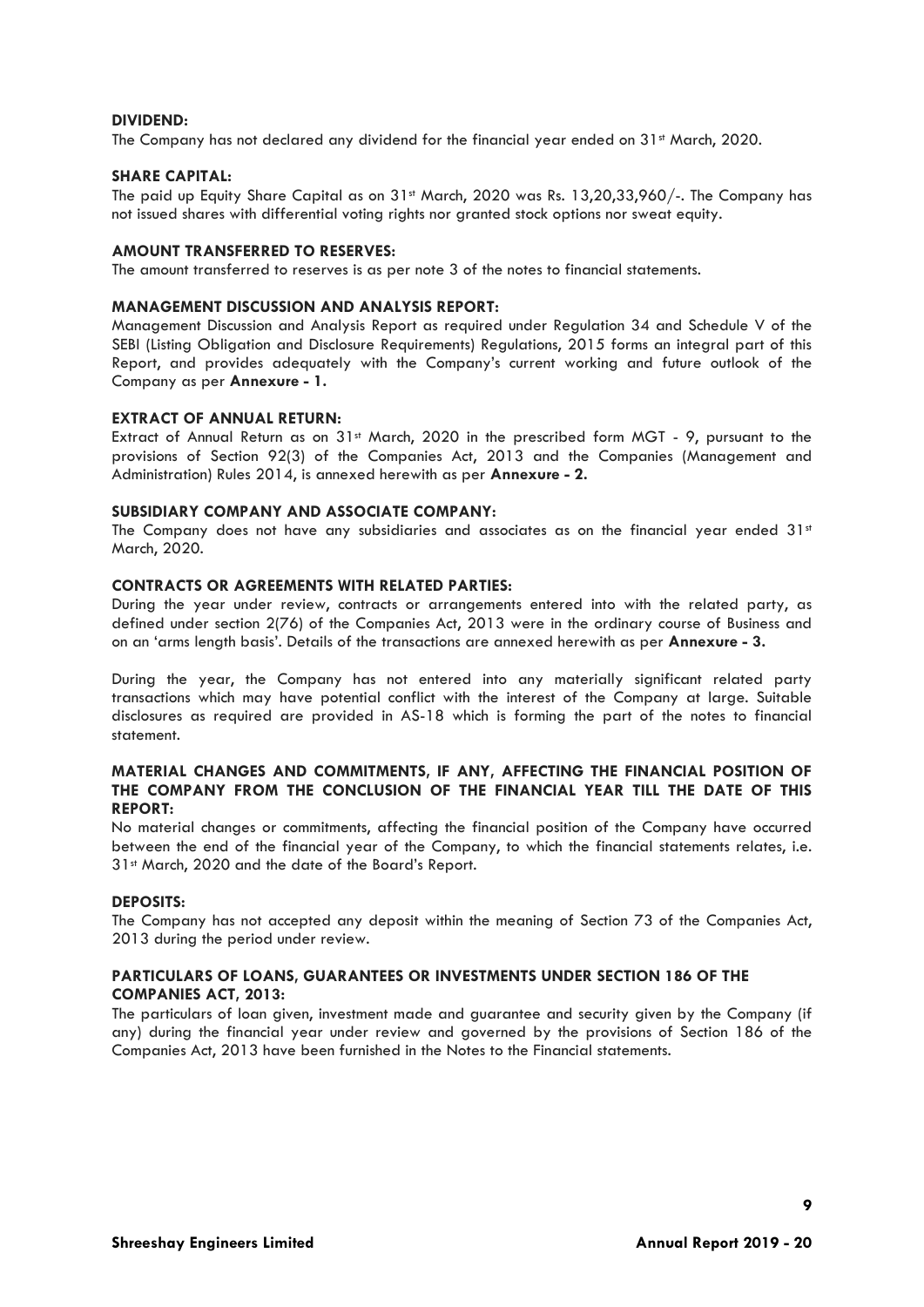**DIVIDEND:**

The Company has not declared any dividend for the financial year ended on 31st March, 2020.

**SHARE CAPITAL:**

The paid up Equity Share Capital as on 31st March, 2020 was Rs. 13,20,33,960/-. The Company has not issued shares with differential voting rights nor granted stock options nor sweat equity.

**AMOUNT TRANSFERRED TO RESERVES:**

The amount transferred to reserves is as per note 3 of the notes to financial statements.

**MANAGEMENT DISCUSSION AND ANALYSIS REPORT:**

Management Discussion and Analysis Report as required under Regulation 34 and Schedule V of the SEBI (Listing Obligation and Disclosure Requirements) Regulations, 2015 forms an integral part of this Report, and provides adequately with the Company's current working and future outlook of the Company as per **Annexure - 1.**

**EXTRACT OF ANNUAL RETURN:**

Extract of Annual Return as on 31st March, 2020 in the prescribed form MGT - 9, pursuant to the provisions of Section 92(3) of the Companies Act, 2013 and the Companies (Management and Administration) Rules 2014, is annexed herewith as per **Annexure - 2.**

**SUBSIDIARY COMPANY AND ASSOCIATE COMPANY:**

The Company does not have any subsidiaries and associates as on the financial year ended 31st March, 2020.

**CONTRACTS OR AGREEMENTS WITH RELATED PARTIES:**

During the year under review, contracts or arrangements entered into with the related party, as defined under section 2(76) of the Companies Act, 2013 were in the ordinary course of Business and on an 'arms length basis'. Details of the transactions are annexed herewith as per **Annexure - 3.**

During the year, the Company has not entered into any materially significant related party transactions which may have potential conflict with the interest of the Company at large. Suitable disclosures as required are provided in AS-18 which is forming the part of the notes to financial statement.

**MATERIAL CHANGES AND COMMITMENTS, IF ANY, AFFECTING THE FINANCIAL POSITION OF THE COMPANY FROM THE CONCLUSION OF THE FINANCIAL YEAR TILL THE DATE OF THIS REPORT:**

No material changes or commitments, affecting the financial position of the Company have occurred between the end of the financial year of the Company, to which the financial statements relates, i.e. 31st March, 2020 and the date of the Board's Report.

**DEPOSITS:**

The Company has not accepted any deposit within the meaning of Section 73 of the Companies Act, 2013 during the period under review.

**PARTICULARS OF LOANS, GUARANTEES OR INVESTMENTS UNDER SECTION 186 OF THE COMPANIES ACT, 2013:**

The particulars of loan given, investment made and guarantee and security given by the Company (if any) during the financial year under review and governed by the provisions of Section 186 of the Companies Act, 2013 have been furnished in the Notes to the Financial statements.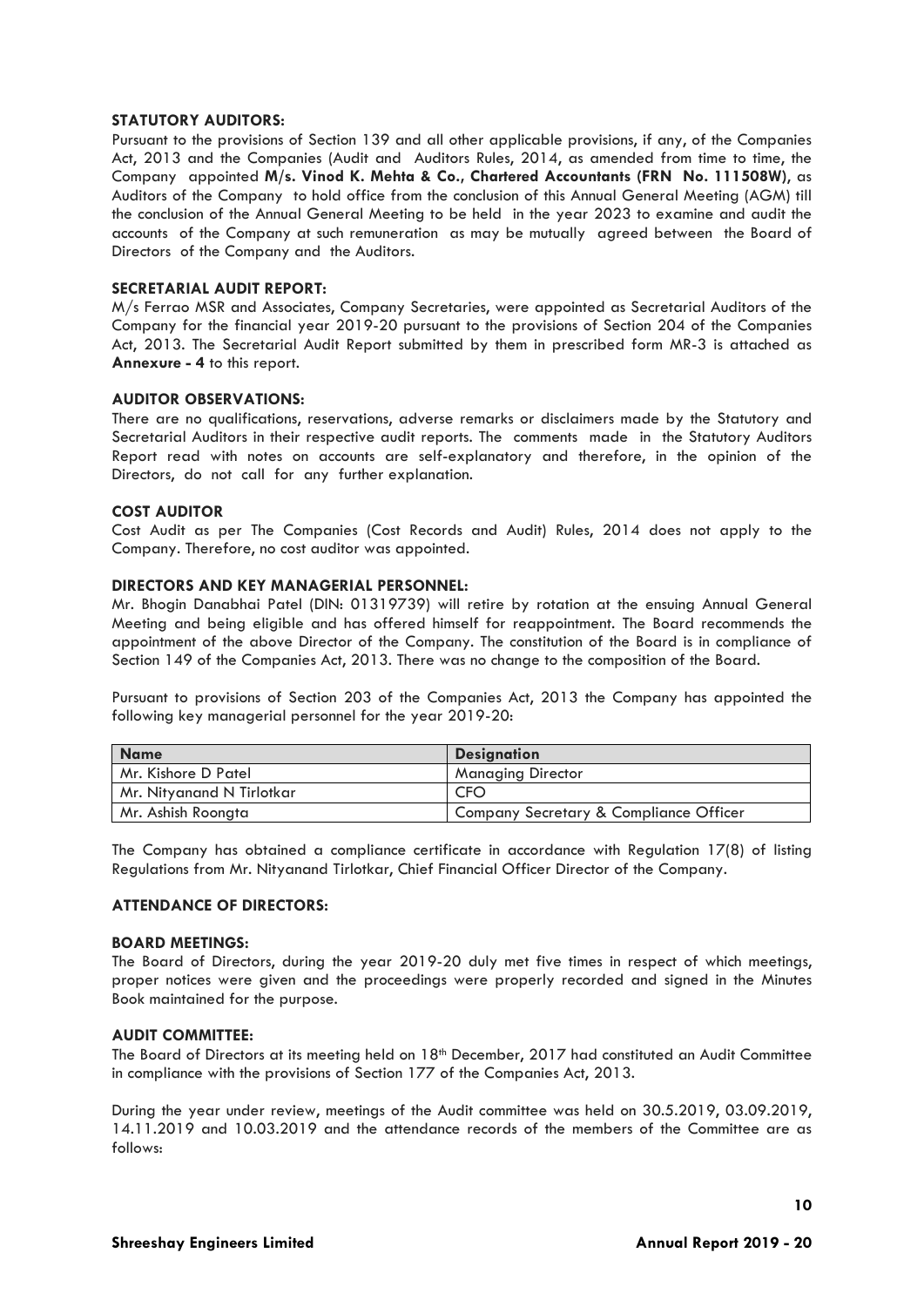### STATUTORY AUDITORS:

Pursuant to the provisions of Section 139 and all other applicable provisions, if any, of the Companies Act, 2013 and the Companies (Audit and Auditors Rules, 2014, as amended from time to time, the Company appointed **M/s. Vinod K. Mehta & Co., Chartered Accountants (FRN No. 111508W)**, as Auditors of the Company to hold office from the conclusion of this Annual General Meeting (AGM) till the conclusion of the Annual General Meeting to be held in the year 2023 to examine and audit the accounts of the Company at such remuneration as may be mutually agreed between the Board of Directors of the Company and the Auditors.

### SECRETARIAL AUDIT REPORT:

M/s Ferrao MSR and Associates, Company Secretaries, were appointed as Secretarial Auditors of the Company for the financial year 2019-20 pursuant to the provisions of Section 204 of the Companies Act, 2013. The Secretarial Audit Report submitted by them in prescribed form MR-3 is attached as **Annexure - 4** to this report.

### AUDITOR OBSERVATIONS:

There are no qualifications, reservations, adverse remarks or disclaimers made by the Statutory and Secretarial Auditors in their respective audit reports. The comments made in the Statutory Auditors Report read with notes on accounts are self-explanatory and therefore, in the opinion of the Directors, do not call for any further explanation.

### COST AUDITOR

Cost Audit as per The Companies (Cost Records and Audit) Rules, 2014 does not apply to the Company. Therefore, no cost auditor was appointed.

### DIRECTORS AND KEY MANAGERIAL PERSONNEL:

Mr. Bhogin Danabhai Patel (DIN: 01319739) will retire by rotation at the ensuing Annual General Meeting and being eligible and has offered himself for reappointment. The Board recommends the appointment of the above Director of the Company. The constitution of the Board is in compliance of Section 149 of the Companies Act, 2013. There was no change to the composition of the Board.

Pursuant to provisions of Section 203 of the Companies Act, 2013 the Company has appointed the following key managerial personnel for the year 2019-20:

| Name | Designation |
|---|---|
| Mr. Kishore D Patel | Managing Director |
| Mr. Nityanand N Tirlotkar | CFO |
| Mr. Ashish Roongta | Company Secretary & Compliance Officer |

The Company has obtained a compliance certificate in accordance with Regulation 17(8) of listing Regulations from Mr. Nityanand Tirlotkar, Chief Financial Officer Director of the Company.

### ATTENDANCE OF DIRECTORS:

### BOARD MEETINGS:

The Board of Directors, during the year 2019-20 duly met five times in respect of which meetings, proper notices were given and the proceedings were properly recorded and signed in the Minutes Book maintained for the purpose.

### AUDIT COMMITTEE:

The Board of Directors at its meeting held on 18th December, 2017 had constituted an Audit Committee in compliance with the provisions of Section 177 of the Companies Act, 2013.

During the year under review, meetings of the Audit committee was held on 30.5.2019, 03.09.2019, 14.11.2019 and 10.03.2019 and the attendance records of the members of the Committee are as follows: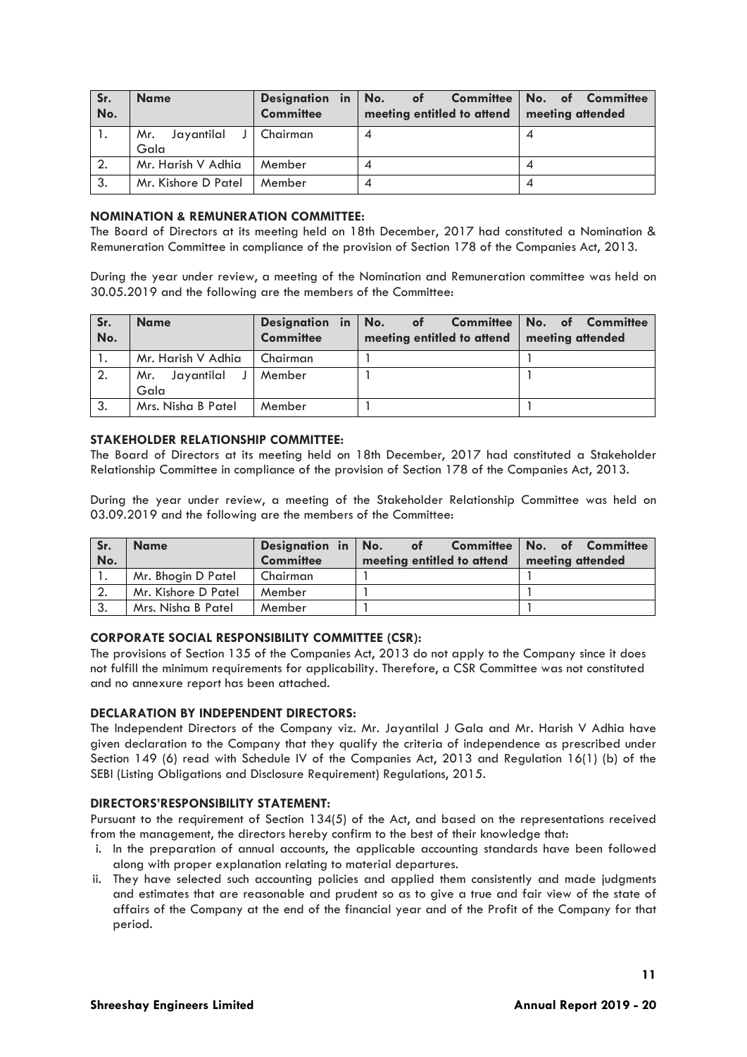| Sr. No. | Name | Designation in Committee | No. of Committee meeting entitled to attend | No. of Committee meeting attended |
|---|---|---|---|---|
| 1. | Mr. Jayantilal J Gala | Chairman | 4 | 4 |
| 2. | Mr. Harish V Adhia | Member | 4 | 4 |
| 3. | Mr. Kishore D Patel | Member | 4 | 4 |

**NOMINATION & REMUNERATION COMMITTEE:**

The Board of Directors at its meeting held on 18th December, 2017 had constituted a Nomination & Remuneration Committee in compliance of the provision of Section 178 of the Companies Act, 2013.

During the year under review, a meeting of the Nomination and Remuneration committee was held on 30.05.2019 and the following are the members of the Committee:

| Sr. No. | Name | Designation in Committee | No. of Committee meeting entitled to attend | No. of Committee meeting attended |
|---|---|---|---|---|
| 1. | Mr. Harish V Adhia | Chairman | 1 | 1 |
| 2. | Mr. Jayantilal J Gala | Member | 1 | 1 |
| 3. | Mrs. Nisha B Patel | Member | 1 | 1 |

**STAKEHOLDER RELATIONSHIP COMMITTEE:**

The Board of Directors at its meeting held on 18th December, 2017 had constituted a Stakeholder Relationship Committee in compliance of the provision of Section 178 of the Companies Act, 2013.

During the year under review, a meeting of the Stakeholder Relationship Committee was held on 03.09.2019 and the following are the members of the Committee:

| Sr. No. | Name | Designation in Committee | No. of Committee meeting entitled to attend | No. of Committee meeting attended |
|---|---|---|---|---|
| 1. | Mr. Bhogin D Patel | Chairman | 1 | 1 |
| 2. | Mr. Kishore D Patel | Member | 1 | 1 |
| 3. | Mrs. Nisha B Patel | Member | 1 | 1 |

**CORPORATE SOCIAL RESPONSIBILITY COMMITTEE (CSR):**

The provisions of Section 135 of the Companies Act, 2013 do not apply to the Company since it does not fulfill the minimum requirements for applicability. Therefore, a CSR Committee was not constituted and no annexure report has been attached.

**DECLARATION BY INDEPENDENT DIRECTORS:**

The Independent Directors of the Company viz. Mr. Jayantilal J Gala and Mr. Harish V Adhia have given declaration to the Company that they qualify the criteria of independence as prescribed under Section 149 (6) read with Schedule IV of the Companies Act, 2013 and Regulation 16(1) (b) of the SEBI (Listing Obligations and Disclosure Requirement) Regulations, 2015.

**DIRECTORS'RESPONSIBILITY STATEMENT:**

Pursuant to the requirement of Section 134(5) of the Act, and based on the representations received from the management, the directors hereby confirm to the best of their knowledge that:

i. In the preparation of annual accounts, the applicable accounting standards have been followed along with proper explanation relating to material departures.
ii. They have selected such accounting policies and applied them consistently and made judgments and estimates that are reasonable and prudent so as to give a true and fair view of the state of affairs of the Company at the end of the financial year and of the Profit of the Company for that period.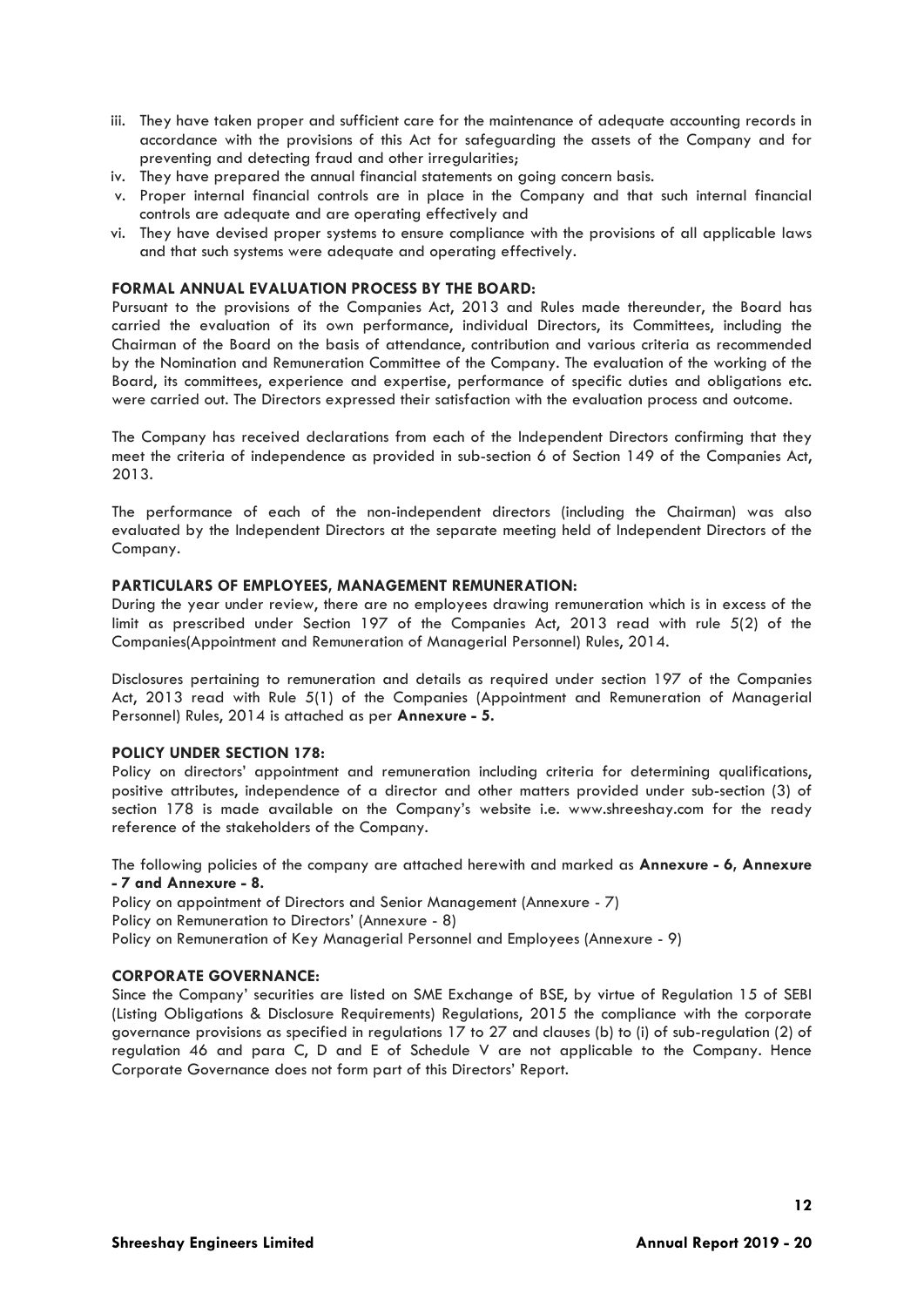iii. They have taken proper and sufficient care for the maintenance of adequate accounting records in accordance with the provisions of this Act for safeguarding the assets of the Company and for preventing and detecting fraud and other irregularities;
iv. They have prepared the annual financial statements on going concern basis.
v. Proper internal financial controls are in place in the Company and that such internal financial controls are adequate and are operating effectively and
vi. They have devised proper systems to ensure compliance with the provisions of all applicable laws and that such systems were adequate and operating effectively.

**FORMAL ANNUAL EVALUATION PROCESS BY THE BOARD:**

Pursuant to the provisions of the Companies Act, 2013 and Rules made thereunder, the Board has carried the evaluation of its own performance, individual Directors, its Committees, including the Chairman of the Board on the basis of attendance, contribution and various criteria as recommended by the Nomination and Remuneration Committee of the Company. The evaluation of the working of the Board, its committees, experience and expertise, performance of specific duties and obligations etc. were carried out. The Directors expressed their satisfaction with the evaluation process and outcome.

The Company has received declarations from each of the Independent Directors confirming that they meet the criteria of independence as provided in sub-section 6 of Section 149 of the Companies Act, 2013.

The performance of each of the non-independent directors (including the Chairman) was also evaluated by the Independent Directors at the separate meeting held of Independent Directors of the Company.

**PARTICULARS OF EMPLOYEES, MANAGEMENT REMUNERATION:**

During the year under review, there are no employees drawing remuneration which is in excess of the limit as prescribed under Section 197 of the Companies Act, 2013 read with rule 5(2) of the Companies(Appointment and Remuneration of Managerial Personnel) Rules, 2014.

Disclosures pertaining to remuneration and details as required under section 197 of the Companies Act, 2013 read with Rule 5(1) of the Companies (Appointment and Remuneration of Managerial Personnel) Rules, 2014 is attached as per **Annexure - 5.**

**POLICY UNDER SECTION 178:**

Policy on directors' appointment and remuneration including criteria for determining qualifications, positive attributes, independence of a director and other matters provided under sub-section (3) of section 178 is made available on the Company's website i.e. www.shreeshay.com for the ready reference of the stakeholders of the Company.

The following policies of the company are attached herewith and marked as **Annexure - 6, Annexure - 7 and Annexure - 8.**

Policy on appointment of Directors and Senior Management (Annexure - 7)
Policy on Remuneration to Directors' (Annexure - 8)
Policy on Remuneration of Key Managerial Personnel and Employees (Annexure - 9)

**CORPORATE GOVERNANCE:**

Since the Company' securities are listed on SME Exchange of BSE, by virtue of Regulation 15 of SEBI (Listing Obligations & Disclosure Requirements) Regulations, 2015 the compliance with the corporate governance provisions as specified in regulations 17 to 27 and clauses (b) to (i) of sub-regulation (2) of regulation 46 and para C, D and E of Schedule V are not applicable to the Company. Hence Corporate Governance does not form part of this Directors' Report.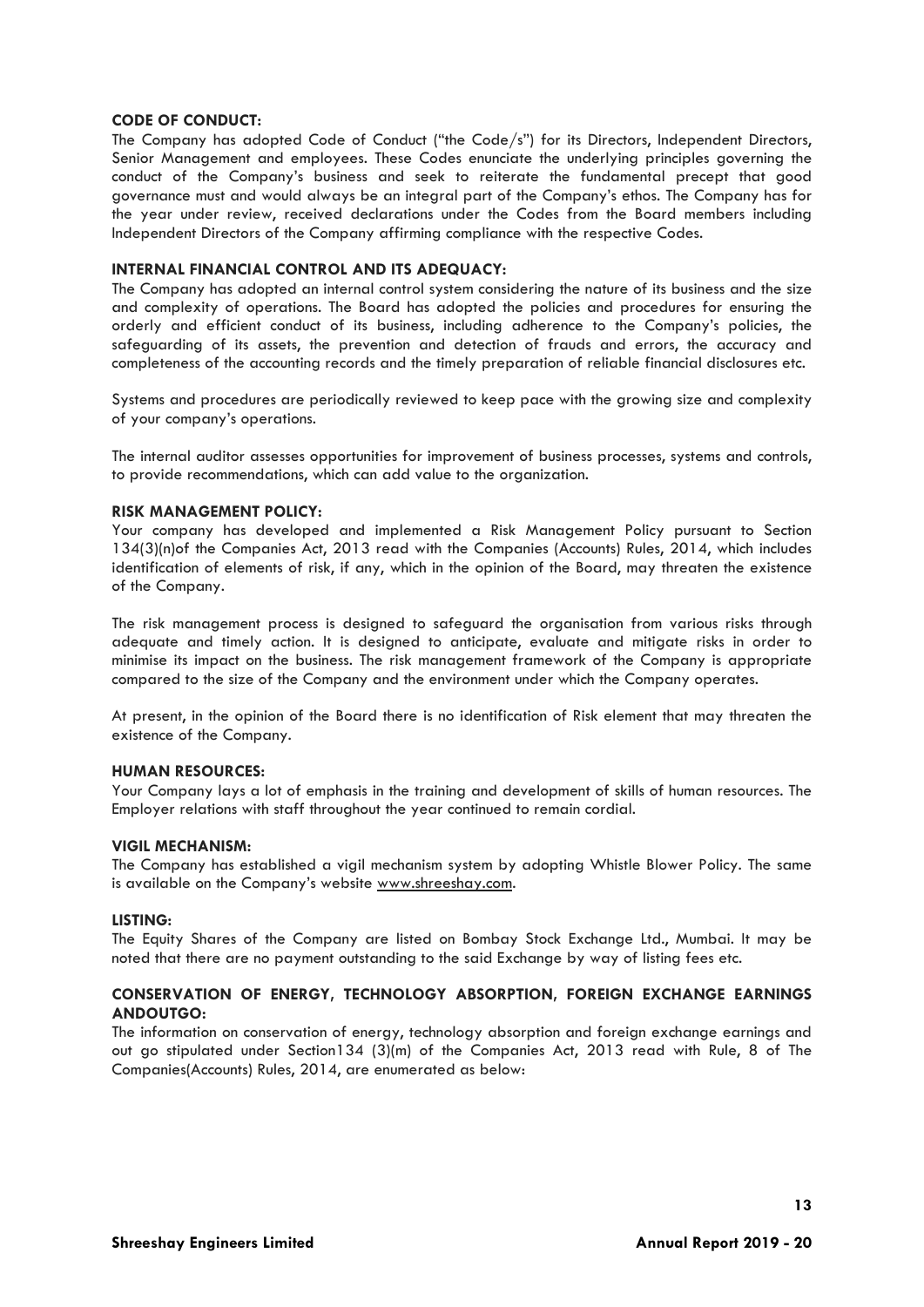**CODE OF CONDUCT:**

The Company has adopted Code of Conduct ("the Code/s") for its Directors, Independent Directors, Senior Management and employees. These Codes enunciate the underlying principles governing the conduct of the Company's business and seek to reiterate the fundamental precept that good governance must and would always be an integral part of the Company's ethos. The Company has for the year under review, received declarations under the Codes from the Board members including Independent Directors of the Company affirming compliance with the respective Codes.

**INTERNAL FINANCIAL CONTROL AND ITS ADEQUACY:**

The Company has adopted an internal control system considering the nature of its business and the size and complexity of operations. The Board has adopted the policies and procedures for ensuring the orderly and efficient conduct of its business, including adherence to the Company's policies, the safeguarding of its assets, the prevention and detection of frauds and errors, the accuracy and completeness of the accounting records and the timely preparation of reliable financial disclosures etc.

Systems and procedures are periodically reviewed to keep pace with the growing size and complexity of your company's operations.

The internal auditor assesses opportunities for improvement of business processes, systems and controls, to provide recommendations, which can add value to the organization.

**RISK MANAGEMENT POLICY:**

Your company has developed and implemented a Risk Management Policy pursuant to Section 134(3)(n)of the Companies Act, 2013 read with the Companies (Accounts) Rules, 2014, which includes identification of elements of risk, if any, which in the opinion of the Board, may threaten the existence of the Company.

The risk management process is designed to safeguard the organisation from various risks through adequate and timely action. It is designed to anticipate, evaluate and mitigate risks in order to minimise its impact on the business. The risk management framework of the Company is appropriate compared to the size of the Company and the environment under which the Company operates.

At present, in the opinion of the Board there is no identification of Risk element that may threaten the existence of the Company.

**HUMAN RESOURCES:**

Your Company lays a lot of emphasis in the training and development of skills of human resources. The Employer relations with staff throughout the year continued to remain cordial.

**VIGIL MECHANISM:**

The Company has established a vigil mechanism system by adopting Whistle Blower Policy. The same is available on the Company's website www.shreeshay.com.

**LISTING:**

The Equity Shares of the Company are listed on Bombay Stock Exchange Ltd., Mumbai. It may be noted that there are no payment outstanding to the said Exchange by way of listing fees etc.

**CONSERVATION OF ENERGY, TECHNOLOGY ABSORPTION, FOREIGN EXCHANGE EARNINGS ANDOUTGO:**

The information on conservation of energy, technology absorption and foreign exchange earnings and out go stipulated under Section134 (3)(m) of the Companies Act, 2013 read with Rule, 8 of The Companies(Accounts) Rules, 2014, are enumerated as below: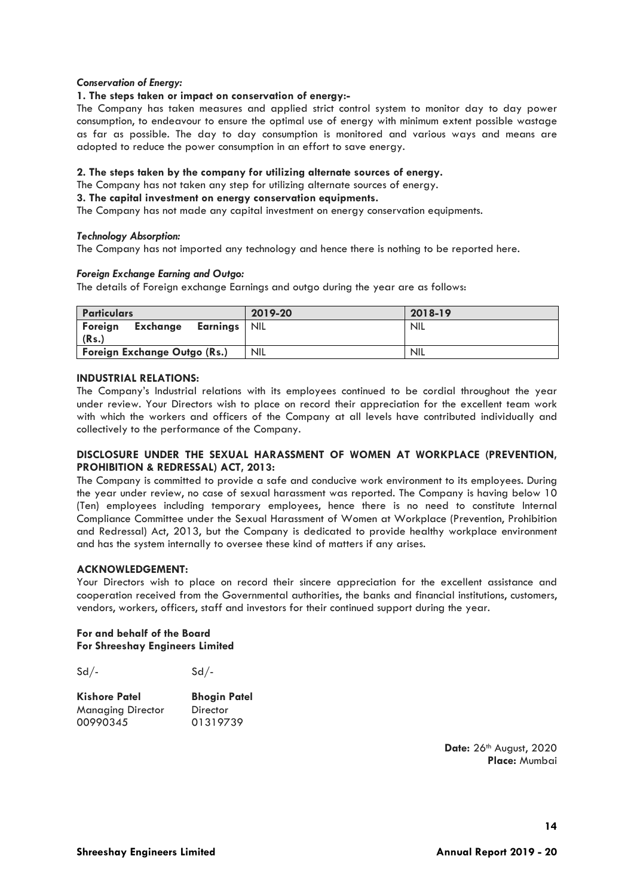***Conservation of Energy:***

**1. The steps taken or impact on conservation of energy:-**

The Company has taken measures and applied strict control system to monitor day to day power consumption, to endeavour to ensure the optimal use of energy with minimum extent possible wastage as far as possible. The day to day consumption is monitored and various ways and means are adopted to reduce the power consumption in an effort to save energy.

**2. The steps taken by the company for utilizing alternate sources of energy.**

The Company has not taken any step for utilizing alternate sources of energy.

**3. The capital investment on energy conservation equipments.**

The Company has not made any capital investment on energy conservation equipments.

***Technology Absorption:***

The Company has not imported any technology and hence there is nothing to be reported here.

***Foreign Exchange Earning and Outgo:***

The details of Foreign exchange Earnings and outgo during the year are as follows:

| Particulars | 2019-20 | 2018-19 |
|---|---|---|
| Foreign Exchange Earnings (Rs.) | NIL | NIL |
| Foreign Exchange Outgo (Rs.) | NIL | NIL |

**INDUSTRIAL RELATIONS:**

The Company's Industrial relations with its employees continued to be cordial throughout the year under review. Your Directors wish to place on record their appreciation for the excellent team work with which the workers and officers of the Company at all levels have contributed individually and collectively to the performance of the Company.

**DISCLOSURE UNDER THE SEXUAL HARASSMENT OF WOMEN AT WORKPLACE (PREVENTION, PROHIBITION & REDRESSAL) ACT, 2013:**

The Company is committed to provide a safe and conducive work environment to its employees. During the year under review, no case of sexual harassment was reported. The Company is having below 10 (Ten) employees including temporary employees, hence there is no need to constitute Internal Compliance Committee under the Sexual Harassment of Women at Workplace (Prevention, Prohibition and Redressal) Act, 2013, but the Company is dedicated to provide healthy workplace environment and has the system internally to oversee these kind of matters if any arises.

**ACKNOWLEDGEMENT:**

Your Directors wish to place on record their sincere appreciation for the excellent assistance and cooperation received from the Governmental authorities, the banks and financial institutions, customers, vendors, workers, officers, staff and investors for their continued support during the year.

**For and behalf of the Board**
**For Shreeshay Engineers Limited**

Sd/- Sd/-

**Kishore Patel** — Managing Director — 00990345

**Bhogin Patel** — Director — 01319739

**Date:** 26th August, 2020
**Place:** Mumbai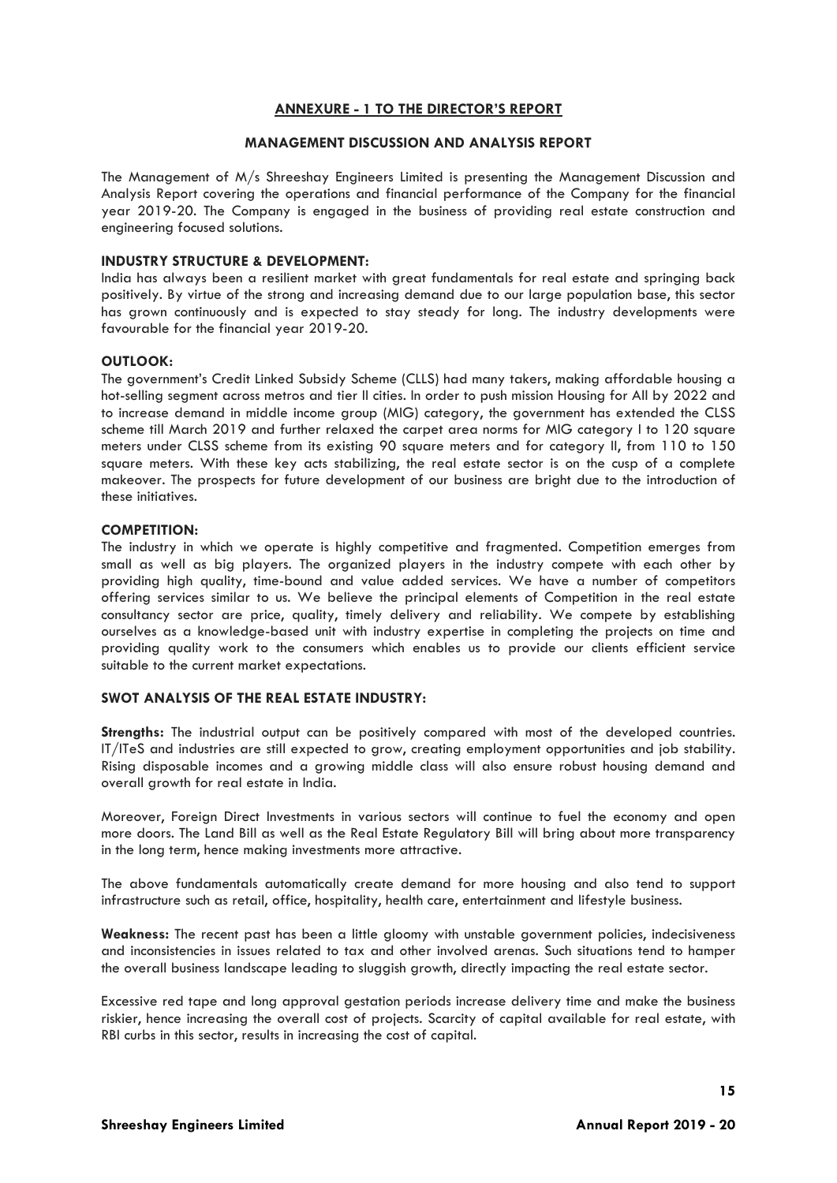## ANNEXURE - 1 TO THE DIRECTOR'S REPORT

### MANAGEMENT DISCUSSION AND ANALYSIS REPORT

The Management of M/s Shreeshay Engineers Limited is presenting the Management Discussion and Analysis Report covering the operations and financial performance of the Company for the financial year 2019-20. The Company is engaged in the business of providing real estate construction and engineering focused solutions.

**INDUSTRY STRUCTURE & DEVELOPMENT:**

India has always been a resilient market with great fundamentals for real estate and springing back positively. By virtue of the strong and increasing demand due to our large population base, this sector has grown continuously and is expected to stay steady for long. The industry developments were favourable for the financial year 2019-20.

**OUTLOOK:**

The government's Credit Linked Subsidy Scheme (CLLS) had many takers, making affordable housing a hot-selling segment across metros and tier II cities. In order to push mission Housing for All by 2022 and to increase demand in middle income group (MIG) category, the government has extended the CLSS scheme till March 2019 and further relaxed the carpet area norms for MIG category I to 120 square meters under CLSS scheme from its existing 90 square meters and for category II, from 110 to 150 square meters. With these key acts stabilizing, the real estate sector is on the cusp of a complete makeover. The prospects for future development of our business are bright due to the introduction of these initiatives.

**COMPETITION:**

The industry in which we operate is highly competitive and fragmented. Competition emerges from small as well as big players. The organized players in the industry compete with each other by providing high quality, time-bound and value added services. We have a number of competitors offering services similar to us. We believe the principal elements of Competition in the real estate consultancy sector are price, quality, timely delivery and reliability. We compete by establishing ourselves as a knowledge-based unit with industry expertise in completing the projects on time and providing quality work to the consumers which enables us to provide our clients efficient service suitable to the current market expectations.

**SWOT ANALYSIS OF THE REAL ESTATE INDUSTRY:**

**Strengths:** The industrial output can be positively compared with most of the developed countries. IT/ITeS and industries are still expected to grow, creating employment opportunities and job stability. Rising disposable incomes and a growing middle class will also ensure robust housing demand and overall growth for real estate in India.

Moreover, Foreign Direct Investments in various sectors will continue to fuel the economy and open more doors. The Land Bill as well as the Real Estate Regulatory Bill will bring about more transparency in the long term, hence making investments more attractive.

The above fundamentals automatically create demand for more housing and also tend to support infrastructure such as retail, office, hospitality, health care, entertainment and lifestyle business.

**Weakness:** The recent past has been a little gloomy with unstable government policies, indecisiveness and inconsistencies in issues related to tax and other involved arenas. Such situations tend to hamper the overall business landscape leading to sluggish growth, directly impacting the real estate sector.

Excessive red tape and long approval gestation periods increase delivery time and make the business riskier, hence increasing the overall cost of projects. Scarcity of capital available for real estate, with RBI curbs in this sector, results in increasing the cost of capital.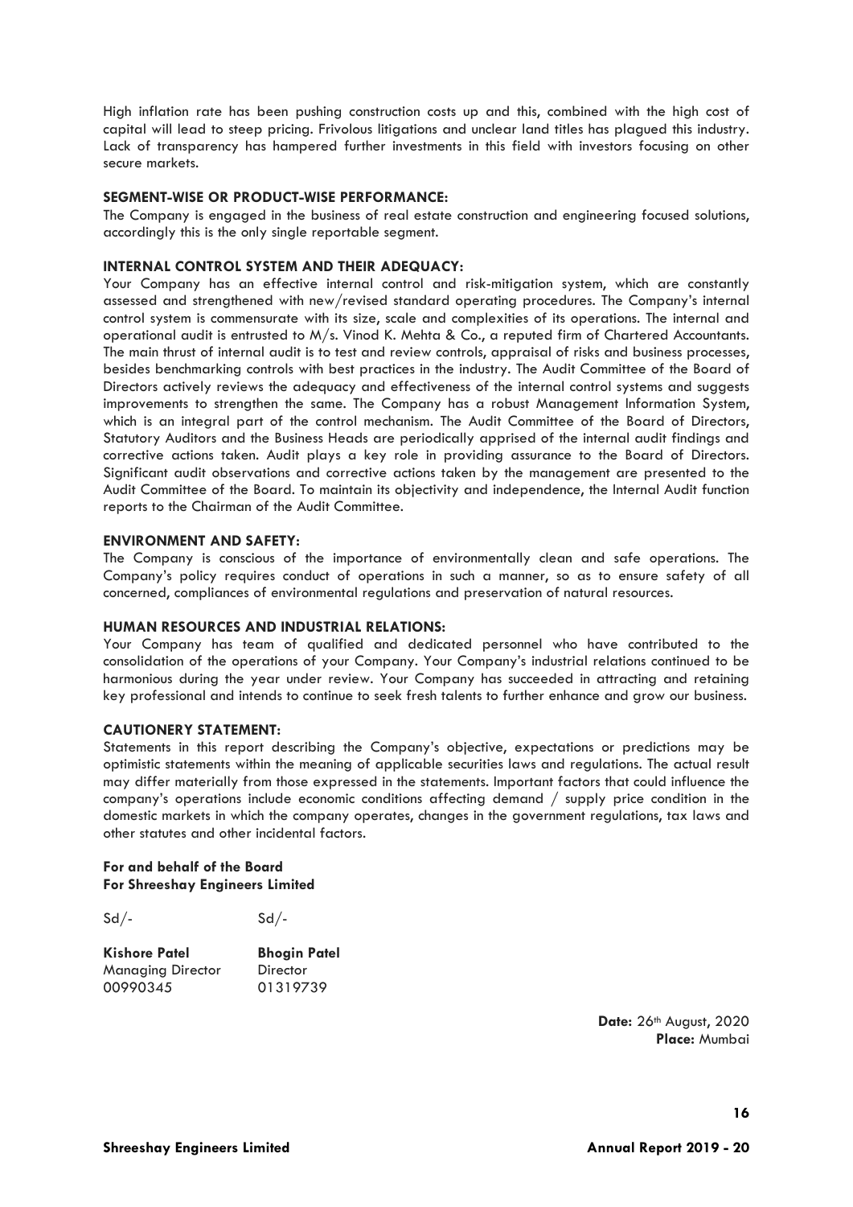High inflation rate has been pushing construction costs up and this, combined with the high cost of capital will lead to steep pricing. Frivolous litigations and unclear land titles has plagued this industry. Lack of transparency has hampered further investments in this field with investors focusing on other secure markets.

**SEGMENT-WISE OR PRODUCT-WISE PERFORMANCE:**

The Company is engaged in the business of real estate construction and engineering focused solutions, accordingly this is the only single reportable segment.

**INTERNAL CONTROL SYSTEM AND THEIR ADEQUACY:**

Your Company has an effective internal control and risk-mitigation system, which are constantly assessed and strengthened with new/revised standard operating procedures. The Company's internal control system is commensurate with its size, scale and complexities of its operations. The internal and operational audit is entrusted to M/s. Vinod K. Mehta & Co., a reputed firm of Chartered Accountants. The main thrust of internal audit is to test and review controls, appraisal of risks and business processes, besides benchmarking controls with best practices in the industry. The Audit Committee of the Board of Directors actively reviews the adequacy and effectiveness of the internal control systems and suggests improvements to strengthen the same. The Company has a robust Management Information System, which is an integral part of the control mechanism. The Audit Committee of the Board of Directors, Statutory Auditors and the Business Heads are periodically apprised of the internal audit findings and corrective actions taken. Audit plays a key role in providing assurance to the Board of Directors. Significant audit observations and corrective actions taken by the management are presented to the Audit Committee of the Board. To maintain its objectivity and independence, the Internal Audit function reports to the Chairman of the Audit Committee.

**ENVIRONMENT AND SAFETY:**

The Company is conscious of the importance of environmentally clean and safe operations. The Company's policy requires conduct of operations in such a manner, so as to ensure safety of all concerned, compliances of environmental regulations and preservation of natural resources.

**HUMAN RESOURCES AND INDUSTRIAL RELATIONS:**

Your Company has team of qualified and dedicated personnel who have contributed to the consolidation of the operations of your Company. Your Company's industrial relations continued to be harmonious during the year under review. Your Company has succeeded in attracting and retaining key professional and intends to continue to seek fresh talents to further enhance and grow our business.

**CAUTIONERY STATEMENT:**

Statements in this report describing the Company's objective, expectations or predictions may be optimistic statements within the meaning of applicable securities laws and regulations. The actual result may differ materially from those expressed in the statements. Important factors that could influence the company's operations include economic conditions affecting demand / supply price condition in the domestic markets in which the company operates, changes in the government regulations, tax laws and other statutes and other incidental factors.

**For and behalf of the Board**
**For Shreeshay Engineers Limited**

| Sd/- | Sd/- |
|---|---|
| **Kishore Patel** | **Bhogin Patel** |
| Managing Director | Director |
| 00990345 | 01319739 |

**Date:** 26th August, 2020
**Place:** Mumbai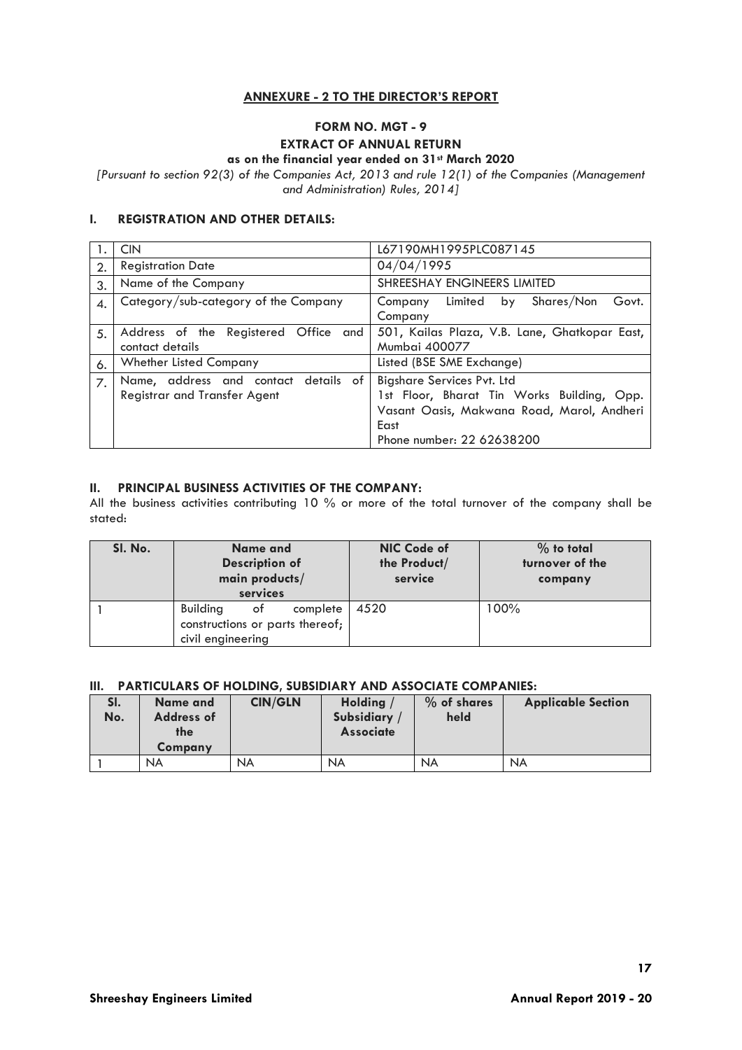## ANNEXURE - 2 TO THE DIRECTOR'S REPORT

### FORM NO. MGT - 9

### EXTRACT OF ANNUAL RETURN

**as on the financial year ended on 31st March 2020**

*[Pursuant to section 92(3) of the Companies Act, 2013 and rule 12(1) of the Companies (Management and Administration) Rules, 2014]*

### I. REGISTRATION AND OTHER DETAILS:

| | | |
|---|---|---|
| 1. | CIN | L67190MH1995PLC087145 |
| 2. | Registration Date | 04/04/1995 |
| 3. | Name of the Company | SHREESHAY ENGINEERS LIMITED |
| 4. | Category/sub-category of the Company | Company Limited by Shares/Non Govt. Company |
| 5. | Address of the Registered Office and contact details | 501, Kailas Plaza, V.B. Lane, Ghatkopar East, Mumbai 400077 |
| 6. | Whether Listed Company | Listed (BSE SME Exchange) |
| 7. | Name, address and contact details of Registrar and Transfer Agent | Bigshare Services Pvt. Ltd<br>1st Floor, Bharat Tin Works Building, Opp. Vasant Oasis, Makwana Road, Marol, Andheri East<br>Phone number: 22 62638200 |

### II. PRINCIPAL BUSINESS ACTIVITIES OF THE COMPANY:

All the business activities contributing 10 % or more of the total turnover of the company shall be stated:

| Sl. No. | Name and Description of main products/ services | NIC Code of the Product/ service | % to total turnover of the company |
|---|---|---|---|
| 1 | Building of complete constructions or parts thereof; civil engineering | 4520 | 100% |

### III. PARTICULARS OF HOLDING, SUBSIDIARY AND ASSOCIATE COMPANIES:

| Sl. No. | Name and Address of the Company | CIN/GLN | Holding / Subsidiary / Associate | % of shares held | Applicable Section |
|---|---|---|---|---|---|
| 1 | NA | NA | NA | NA | NA |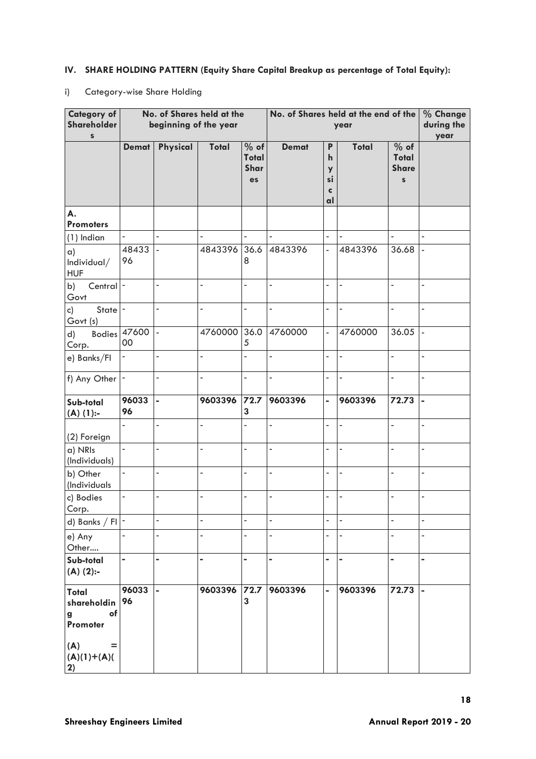## IV. SHARE HOLDING PATTERN (Equity Share Capital Breakup as percentage of Total Equity):

i) Category-wise Share Holding

| Category of Shareholders | No. of Shares held at the beginning of the year | | | | No. of Shares held at the end of the year | | | | % Change during the year |
|---|---|---|---|---|---|---|---|---|---|
| | **Demat** | **Physical** | **Total** | **% of Total Shares** | **Demat** | **Physical** | **Total** | **% of Total Shares** | |
| **A. Promoters** | | | | | | | | | |
| (1) Indian | - | - | - | - | - | - | - | - | - |
| a) Individual/ HUF | 4843396 | - | 4843396 | 36.68 | 4843396 | - | 4843396 | 36.68 | - |
| b) Central Govt | - | - | - | - | - | - | - | - | - |
| c) State Govt (s) | - | - | - | - | - | - | - | - | - |
| d) Bodies Corp. | 4760000 | - | 4760000 | 36.05 | 4760000 | - | 4760000 | 36.05 | - |
| e) Banks/FI | - | - | - | - | - | - | - | - | - |
| f) Any Other | - | - | - | - | - | - | - | - | - |
| **Sub-total (A) (1):-** | **9603396** | **-** | **9603396** | **72.73** | **9603396** | **-** | **9603396** | **72.73** | **-** |
| (2) Foreign | - | - | - | - | - | - | - | - | - |
| a) NRIs (Individuals) | - | - | - | - | - | - | - | - | - |
| b) Other (Individuals | - | - | - | - | - | - | - | - | - |
| c) Bodies Corp. | - | - | - | - | - | - | - | - | - |
| d) Banks / FI | - | - | - | - | - | - | - | - | - |
| e) Any Other.... | - | - | - | - | - | - | - | - | - |
| **Sub-total (A) (2):-** | **-** | **-** | **-** | **-** | **-** | **-** | **-** | **-** | **-** |
| **Total shareholding of Promoter (A) = (A)(1)+(A)(2)** | **9603396** | **-** | **9603396** | **72.73** | **9603396** | **-** | **9603396** | **72.73** | **-** |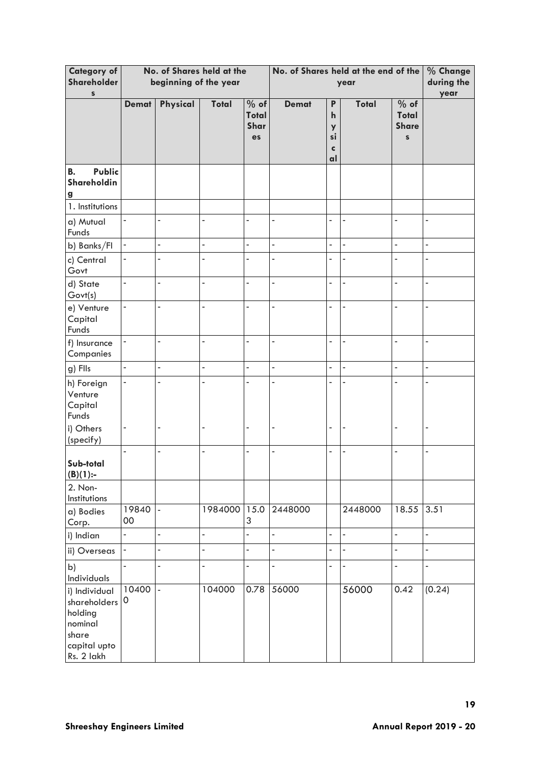| Category of Shareholders | No. of Shares held at the beginning of the year | | | | No. of Shares held at the end of the year | | | | % Change during the year |
|---|---|---|---|---|---|---|---|---|---|
| | Demat | Physical | Total | % of Total Shares | Demat | Physical | Total | % of Total Shares | |
| **B. Public Shareholding** | | | | | | | | | |
| 1. Institutions | | | | | | | | | |
| a) Mutual Funds | - | - | - | - | - | - | - | - | - |
| b) Banks/FI | - | - | - | - | - | - | - | - | - |
| c) Central Govt | - | - | - | - | - | - | - | - | - |
| d) State Govt(s) | - | - | - | - | - | - | - | - | - |
| e) Venture Capital Funds | - | - | - | - | - | - | - | - | - |
| f) Insurance Companies | - | - | - | - | - | - | - | - | - |
| g) FIIs | - | - | - | - | - | - | - | - | - |
| h) Foreign Venture Capital Funds | - | - | - | - | - | - | - | - | - |
| i) Others (specify) | - | - | - | - | - | - | - | - | - |
| **Sub-total (B)(1):-** | - | - | - | - | - | - | - | - | - |
| 2. Non-Institutions | | | | | | | | | |
| a) Bodies Corp. | 1984000 | - | 1984000 | 15.03 | 2448000 | | 2448000 | 18.55 | 3.51 |
| i) Indian | - | - | - | - | - | - | - | - | - |
| ii) Overseas | - | - | - | - | - | - | - | - | - |
| b) Individuals | - | - | - | - | - | - | - | - | - |
| i) Individual shareholders holding nominal share capital upto Rs. 2 lakh | 104000 | - | 104000 | 0.78 | 56000 | | 56000 | 0.42 | (0.24) |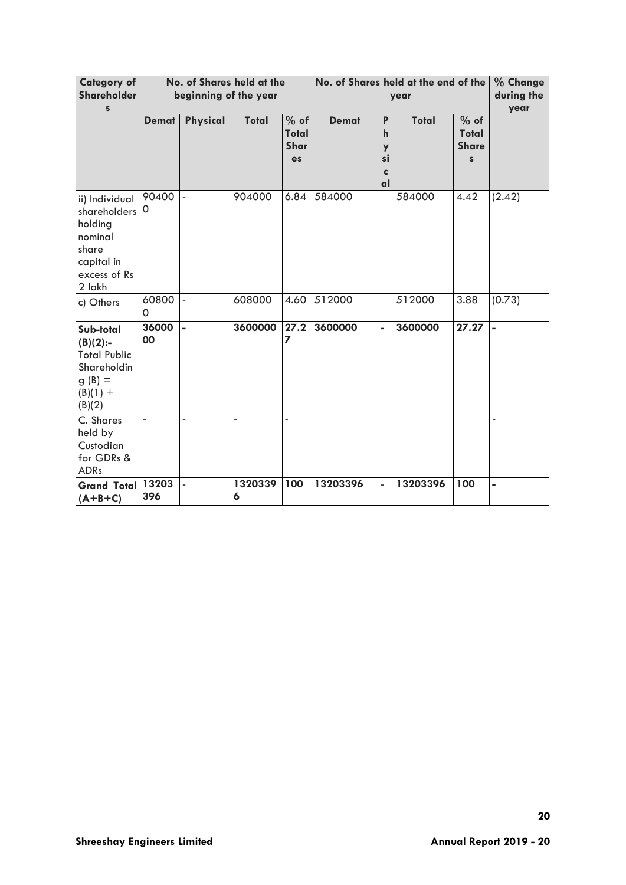| Category of Shareholders | No. of Shares held at the beginning of the year | | | | No. of Shares held at the end of the year | | | | % Change during the year |
|---|---|---|---|---|---|---|---|---|---|
| | Demat | Physical | Total | % of Total Shares | Demat | Physical | Total | % of Total Shares | |
| ii) Individual shareholders holding nominal share capital in excess of Rs 2 lakh | 904000 | - | 904000 | 6.84 | 584000 | | 584000 | 4.42 | (2.42) |
| c) Others | 608000 | - | 608000 | 4.60 | 512000 | | 512000 | 3.88 | (0.73) |
| **Sub-total (B)(2):- Total Public Shareholding (B) = (B)(1) + (B)(2)** | **3600000** | **-** | **3600000** | **27.27** | **3600000** | **-** | **3600000** | **27.27** | **-** |
| C. Shares held by Custodian for GDRs & ADRs | - | - | - | - | | | | | - |
| **Grand Total (A+B+C)** | **13203396** | - | **13203396** | **100** | **13203396** | - | **13203396** | **100** | **-** |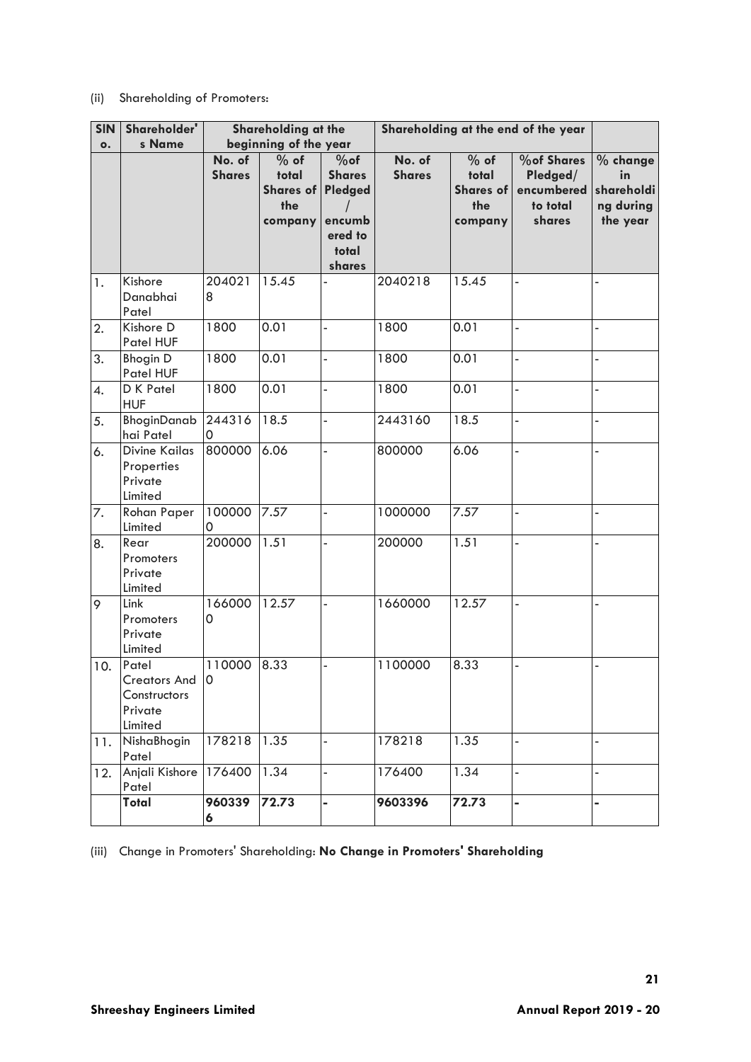(ii) Shareholding of Promoters:

| SlNo. | Shareholder's Name | Shareholding at the beginning of the year | | | Shareholding at the end of the year | | | |
|---|---|---|---|---|---|---|---|---|
| | | No. of Shares | % of total Shares of the company | %of Shares Pledged / encumbered to total shares | No. of Shares | % of total Shares of the company | %of Shares Pledged/ encumbered to total shares | % change in shareholding during the year |
| 1. | Kishore Danabhai Patel | 2040218 | 15.45 | - | 2040218 | 15.45 | - | - |
| 2. | Kishore D Patel HUF | 1800 | 0.01 | - | 1800 | 0.01 | - | - |
| 3. | Bhogin D Patel HUF | 1800 | 0.01 | - | 1800 | 0.01 | - | - |
| 4. | D K Patel HUF | 1800 | 0.01 | - | 1800 | 0.01 | - | - |
| 5. | BhoginDanabhai Patel | 2443160 | 18.5 | - | 2443160 | 18.5 | - | - |
| 6. | Divine Kailas Properties Private Limited | 800000 | 6.06 | - | 800000 | 6.06 | - | - |
| 7. | Rohan Paper Limited | 1000000 | 7.57 | - | 1000000 | 7.57 | - | - |
| 8. | Rear Promoters Private Limited | 200000 | 1.51 | - | 200000 | 1.51 | - | - |
| 9 | Link Promoters Private Limited | 1660000 | 12.57 | - | 1660000 | 12.57 | - | - |
| 10. | Patel Creators And Constructors Private Limited | 1100000 | 8.33 | - | 1100000 | 8.33 | - | - |
| 11. | NishaBhogin Patel | 178218 | 1.35 | - | 178218 | 1.35 | - | - |
| 12. | Anjali Kishore Patel | 176400 | 1.34 | - | 176400 | 1.34 | - | - |
| | **Total** | **9603396** | **72.73** | **-** | **9603396** | **72.73** | **-** | **-** |

(iii) Change in Promoters' Shareholding: **No Change in Promoters' Shareholding**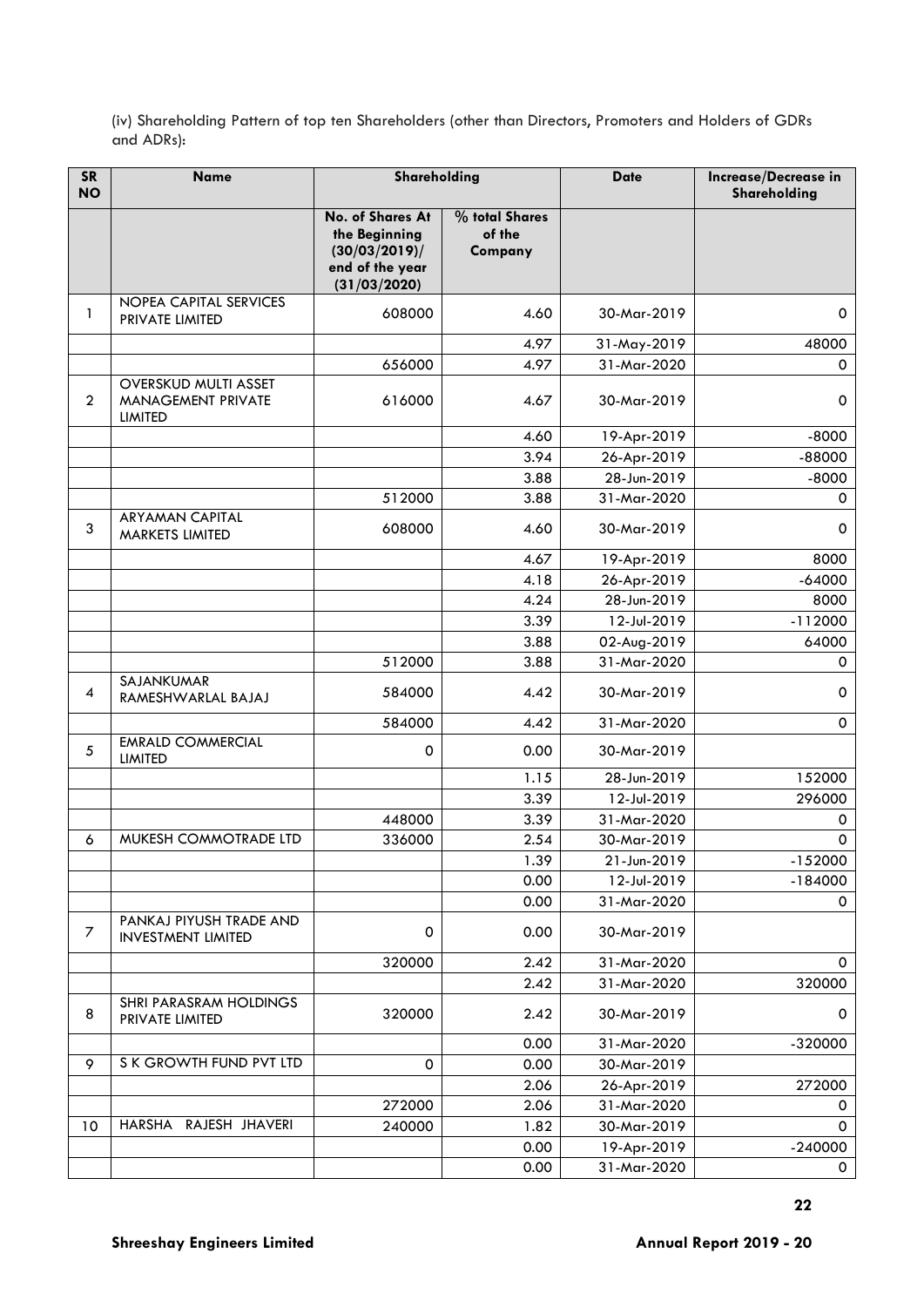(iv) Shareholding Pattern of top ten Shareholders (other than Directors, Promoters and Holders of GDRs and ADRs):

| SR NO | Name | Shareholding | | Date | Increase/Decrease in Shareholding |
|---|---|---|---|---|---|
| | | No. of Shares At the Beginning (30/03/2019)/ end of the year (31/03/2020) | % total Shares of the Company | | |
| 1 | NOPEA CAPITAL SERVICES PRIVATE LIMITED | 608000 | 4.60 | 30-Mar-2019 | 0 |
| | | | 4.97 | 31-May-2019 | 48000 |
| | | 656000 | 4.97 | 31-Mar-2020 | 0 |
| 2 | OVERSKUD MULTI ASSET MANAGEMENT PRIVATE LIMITED | 616000 | 4.67 | 30-Mar-2019 | 0 |
| | | | 4.60 | 19-Apr-2019 | -8000 |
| | | | 3.94 | 26-Apr-2019 | -88000 |
| | | | 3.88 | 28-Jun-2019 | -8000 |
| | | 512000 | 3.88 | 31-Mar-2020 | 0 |
| 3 | ARYAMAN CAPITAL MARKETS LIMITED | 608000 | 4.60 | 30-Mar-2019 | 0 |
| | | | 4.67 | 19-Apr-2019 | 8000 |
| | | | 4.18 | 26-Apr-2019 | -64000 |
| | | | 4.24 | 28-Jun-2019 | 8000 |
| | | | 3.39 | 12-Jul-2019 | -112000 |
| | | | 3.88 | 02-Aug-2019 | 64000 |
| | | 512000 | 3.88 | 31-Mar-2020 | 0 |
| 4 | SAJANKUMAR RAMESHWARLAL BAJAJ | 584000 | 4.42 | 30-Mar-2019 | 0 |
| | | 584000 | 4.42 | 31-Mar-2020 | 0 |
| 5 | EMRALD COMMERCIAL LIMITED | 0 | 0.00 | 30-Mar-2019 | |
| | | | 1.15 | 28-Jun-2019 | 152000 |
| | | | 3.39 | 12-Jul-2019 | 296000 |
| | | 448000 | 3.39 | 31-Mar-2020 | 0 |
| 6 | MUKESH COMMOTRADE LTD | 336000 | 2.54 | 30-Mar-2019 | 0 |
| | | | 1.39 | 21-Jun-2019 | -152000 |
| | | | 0.00 | 12-Jul-2019 | -184000 |
| | | | 0.00 | 31-Mar-2020 | 0 |
| 7 | PANKAJ PIYUSH TRADE AND INVESTMENT LIMITED | 0 | 0.00 | 30-Mar-2019 | |
| | | 320000 | 2.42 | 31-Mar-2020 | 0 |
| | | | 2.42 | 31-Mar-2020 | 320000 |
| 8 | SHRI PARASRAM HOLDINGS PRIVATE LIMITED | 320000 | 2.42 | 30-Mar-2019 | 0 |
| | | | 0.00 | 31-Mar-2020 | -320000 |
| 9 | S K GROWTH FUND PVT LTD | 0 | 0.00 | 30-Mar-2019 | |
| | | | 2.06 | 26-Apr-2019 | 272000 |
| | | 272000 | 2.06 | 31-Mar-2020 | 0 |
| 10 | HARSHA RAJESH JHAVERI | 240000 | 1.82 | 30-Mar-2019 | 0 |
| | | | 0.00 | 19-Apr-2019 | -240000 |
| | | | 0.00 | 31-Mar-2020 | 0 |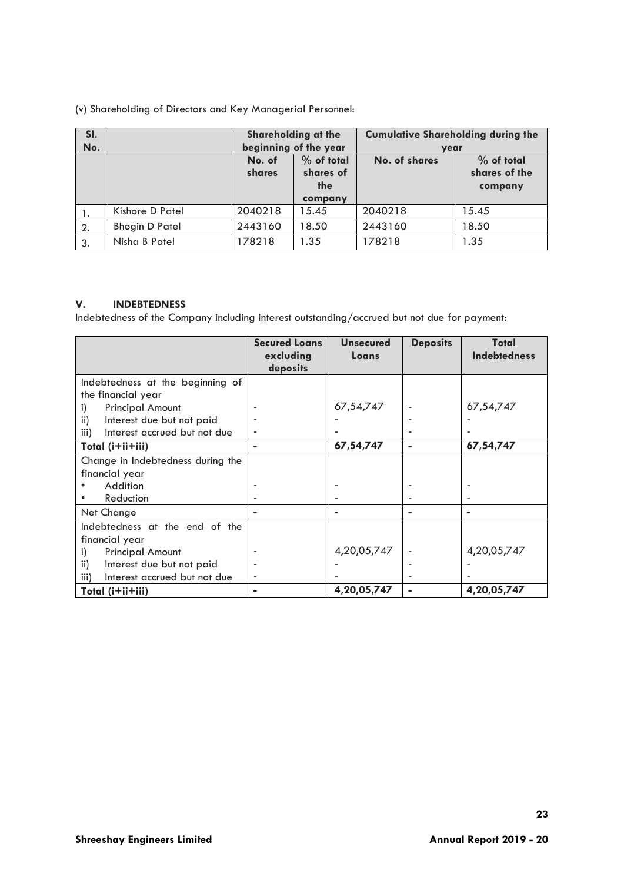(v) Shareholding of Directors and Key Managerial Personnel:

| Sl. No. | | Shareholding at the beginning of the year | | Cumulative Shareholding during the year | |
|---|---|---|---|---|---|
| | | No. of shares | % of total shares of the company | No. of shares | % of total shares of the company |
| 1. | Kishore D Patel | 2040218 | 15.45 | 2040218 | 15.45 |
| 2. | Bhogin D Patel | 2443160 | 18.50 | 2443160 | 18.50 |
| 3. | Nisha B Patel | 178218 | 1.35 | 178218 | 1.35 |

## V. INDEBTEDNESS

Indebtedness of the Company including interest outstanding/accrued but not due for payment:

| | Secured Loans excluding deposits | Unsecured Loans | Deposits | Total Indebtedness |
|---|---|---|---|---|
| Indebtedness at the beginning of the financial year | | | | |
| i) Principal Amount | - | 67,54,747 | - | 67,54,747 |
| ii) Interest due but not paid | - | - | - | - |
| iii) Interest accrued but not due | - | - | - | - |
| **Total (i+ii+iii)** | **-** | **67,54,747** | **-** | **67,54,747** |
| Change in Indebtedness during the financial year | | | | |
| • Addition | - | - | - | - |
| • Reduction | - | - | - | - |
| Net Change | **-** | **-** | **-** | **-** |
| Indebtedness at the end of the financial year | | | | |
| i) Principal Amount | - | 4,20,05,747 | - | 4,20,05,747 |
| ii) Interest due but not paid | - | - | - | - |
| iii) Interest accrued but not due | - | - | - | - |
| **Total (i+ii+iii)** | **-** | **4,20,05,747** | **-** | **4,20,05,747** |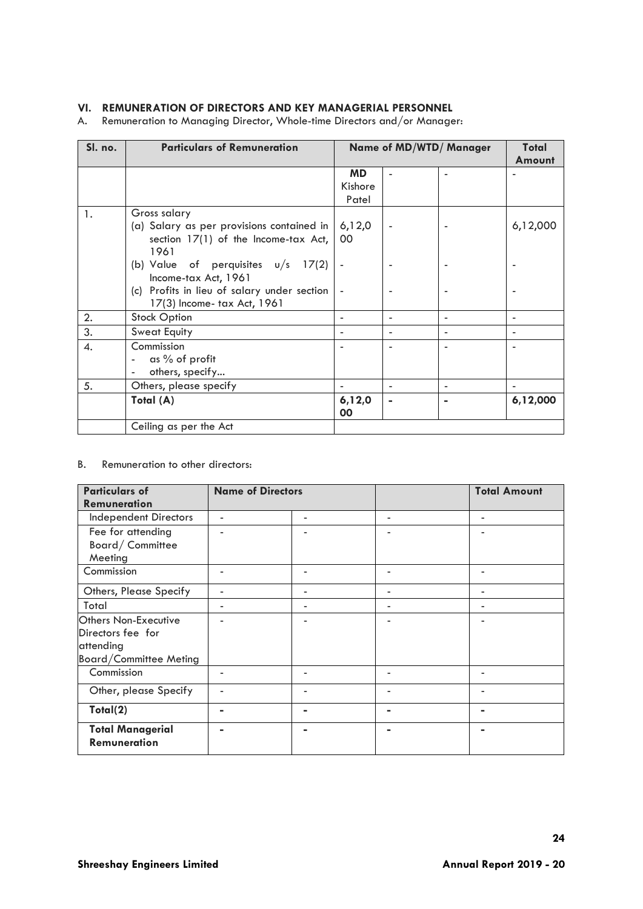### VI. REMUNERATION OF DIRECTORS AND KEY MANAGERIAL PERSONNEL

A. Remuneration to Managing Director, Whole-time Directors and/or Manager:

| Sl. no. | Particulars of Remuneration | Name of MD/WTD/ Manager | | | Total Amount |
|---|---|---|---|---|---|
| | | **MD** Kishore Patel | - | - | - |
| 1. | Gross salary<br>(a) Salary as per provisions contained in section 17(1) of the Income-tax Act, 1961<br>(b) Value of perquisites u/s 17(2) Income-tax Act, 1961<br>(c) Profits in lieu of salary under section 17(3) Income- tax Act, 1961 | 6,12,000<br>-<br>- | -<br>-<br>- | -<br>-<br>- | 6,12,000<br>-<br>- |
| 2. | Stock Option | - | - | - | - |
| 3. | Sweat Equity | - | - | - | - |
| 4. | Commission<br>- as % of profit<br>- others, specify... | - | - | - | - |
| 5. | Others, please specify | - | - | - | - |
| | **Total (A)** | **6,12,000** | **-** | **-** | **6,12,000** |
| | Ceiling as per the Act | | | | |

B. Remuneration to other directors:

| Particulars of Remuneration | Name of Directors | | | Total Amount |
|---|---|---|---|---|
| Independent Directors | - | - | - | - |
| Fee for attending Board/ Committee Meeting | - | - | - | - |
| Commission | - | - | - | - |
| Others, Please Specify | - | - | - | - |
| Total | - | - | - | - |
| Others Non-Executive Directors fee for attending Board/Committee Meting | - | - | - | - |
| Commission | - | - | - | - |
| Other, please Specify | - | - | - | - |
| **Total(2)** | **-** | **-** | **-** | **-** |
| **Total Managerial Remuneration** | **-** | **-** | **-** | **-** |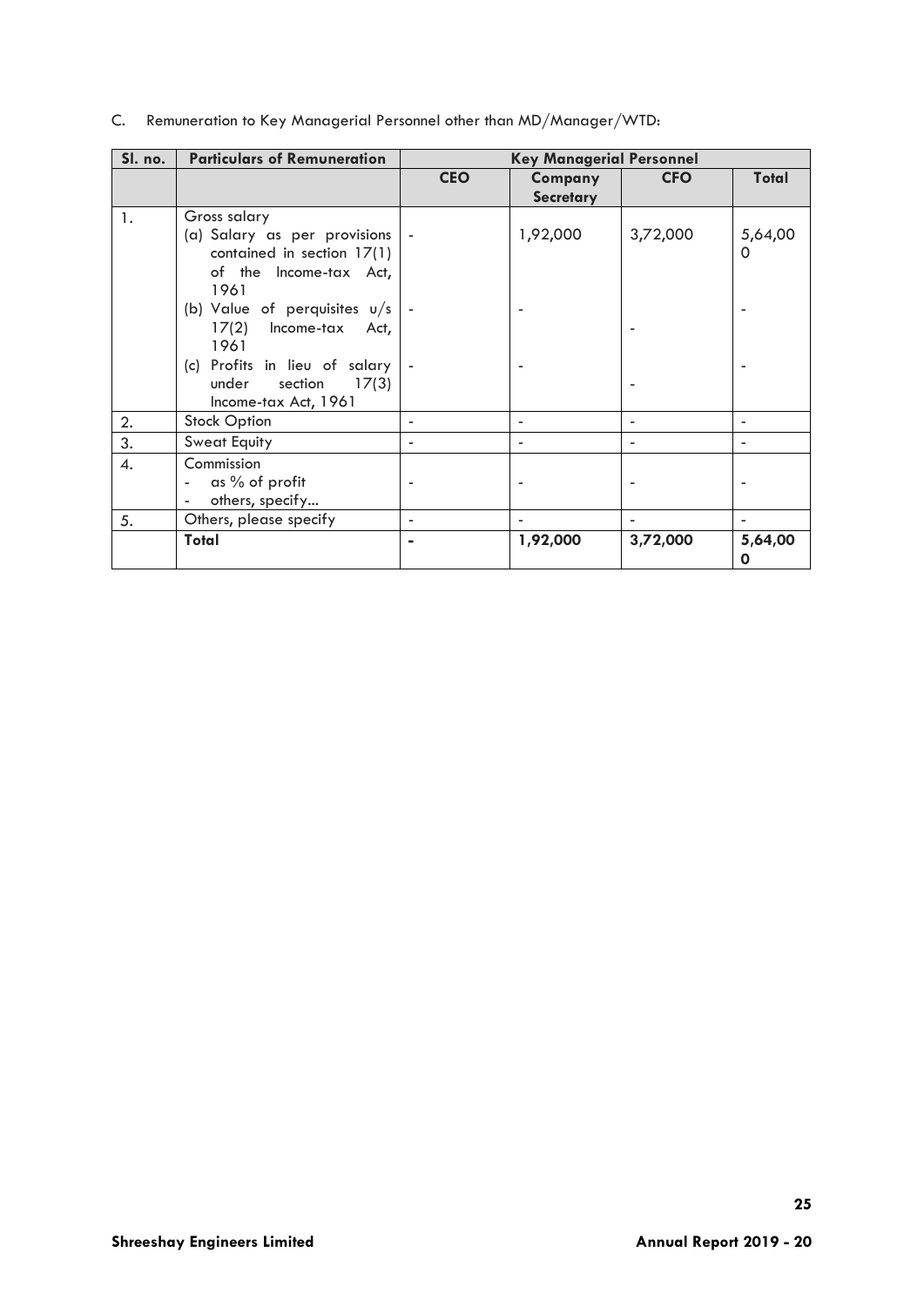C. Remuneration to Key Managerial Personnel other than MD/Manager/WTD:

| Sl. no. | Particulars of Remuneration | Key Managerial Personnel | | | |
|---|---|---|---|---|---|
| | | **CEO** | **Company Secretary** | **CFO** | **Total** |
| 1. | Gross salary<br>(a) Salary as per provisions contained in section 17(1) of the Income-tax Act, 1961<br>(b) Value of perquisites u/s 17(2) Income-tax Act, 1961<br>(c) Profits in lieu of salary under section 17(3) Income-tax Act, 1961 | -<br>-<br>- | 1,92,000<br>-<br>- | 3,72,000<br>-<br>- | 5,64,000<br>-<br>- |
| 2. | Stock Option | - | - | - | - |
| 3. | Sweat Equity | - | - | - | - |
| 4. | Commission<br>- as % of profit<br>- others, specify... | - | - | - | - |
| 5. | Others, please specify | - | - | - | - |
| | **Total** | - | **1,92,000** | **3,72,000** | **5,64,000** |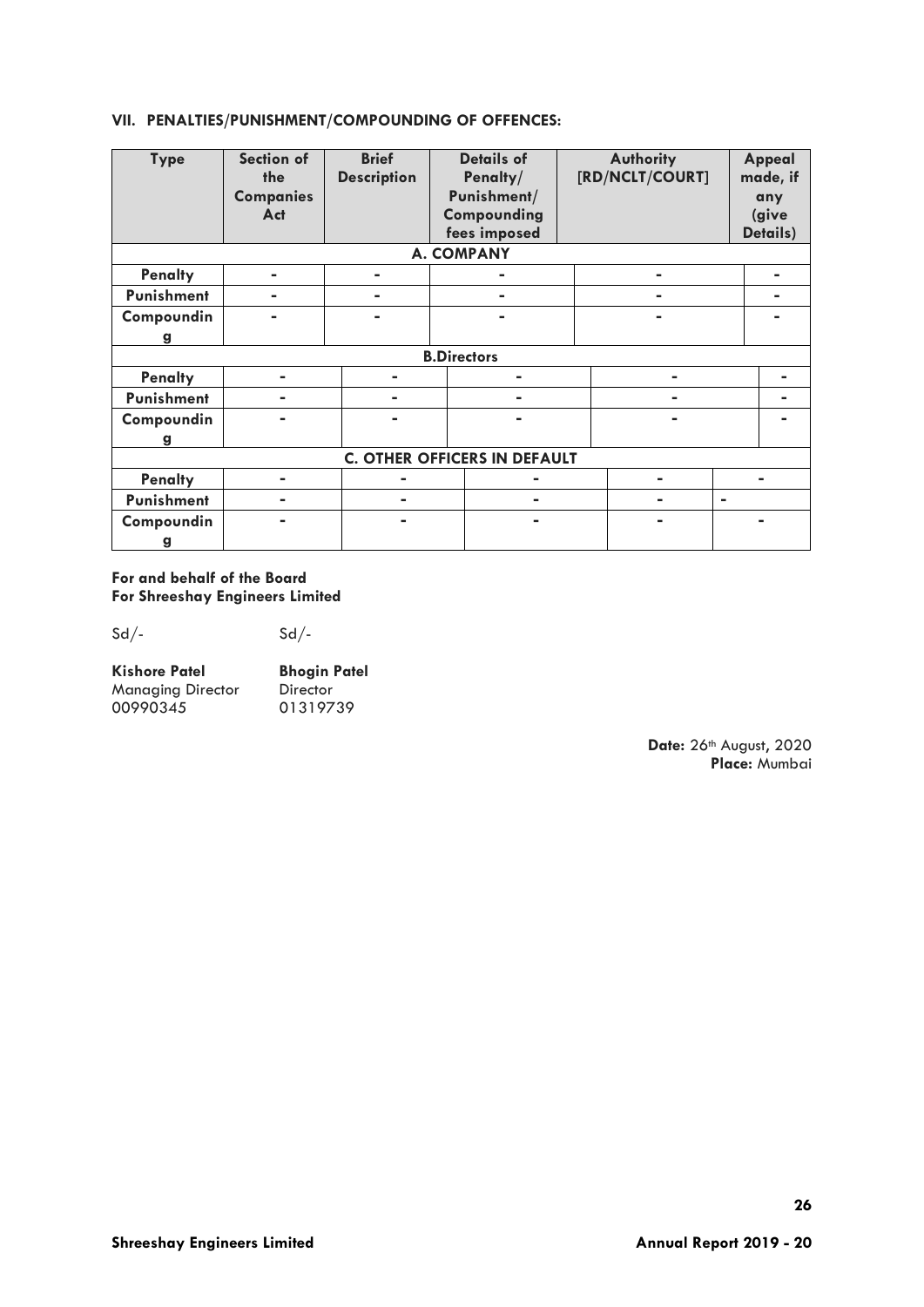### VII. PENALTIES/PUNISHMENT/COMPOUNDING OF OFFENCES:

| Type | Section of the Companies Act | Brief Description | Details of Penalty/ Punishment/ Compounding fees imposed | Authority [RD/NCLT/COURT] | Appeal made, if any (give Details) |
|---|---|---|---|---|---|
| **A. COMPANY** | | | | | |
| Penalty | - | - | - | - | - |
| Punishment | - | - | - | - | - |
| Compounding | - | - | - | - | - |
| **B.Directors** | | | | | |
| Penalty | - | - | - | - | - |
| Punishment | - | - | - | - | - |
| Compounding | - | - | - | - | - |
| **C. OTHER OFFICERS IN DEFAULT** | | | | | |
| Penalty | - | - | - | - | - |
| Punishment | - | - | - | - | - |
| Compounding | - | - | - | - | - |

**For and behalf of the Board**
**For Shreeshay Engineers Limited**

Sd/- Sd/-

**Kishore Patel** — Managing Director — 00990345

**Bhogin Patel** — Director — 01319739

**Date:** 26th August, 2020
**Place:** Mumbai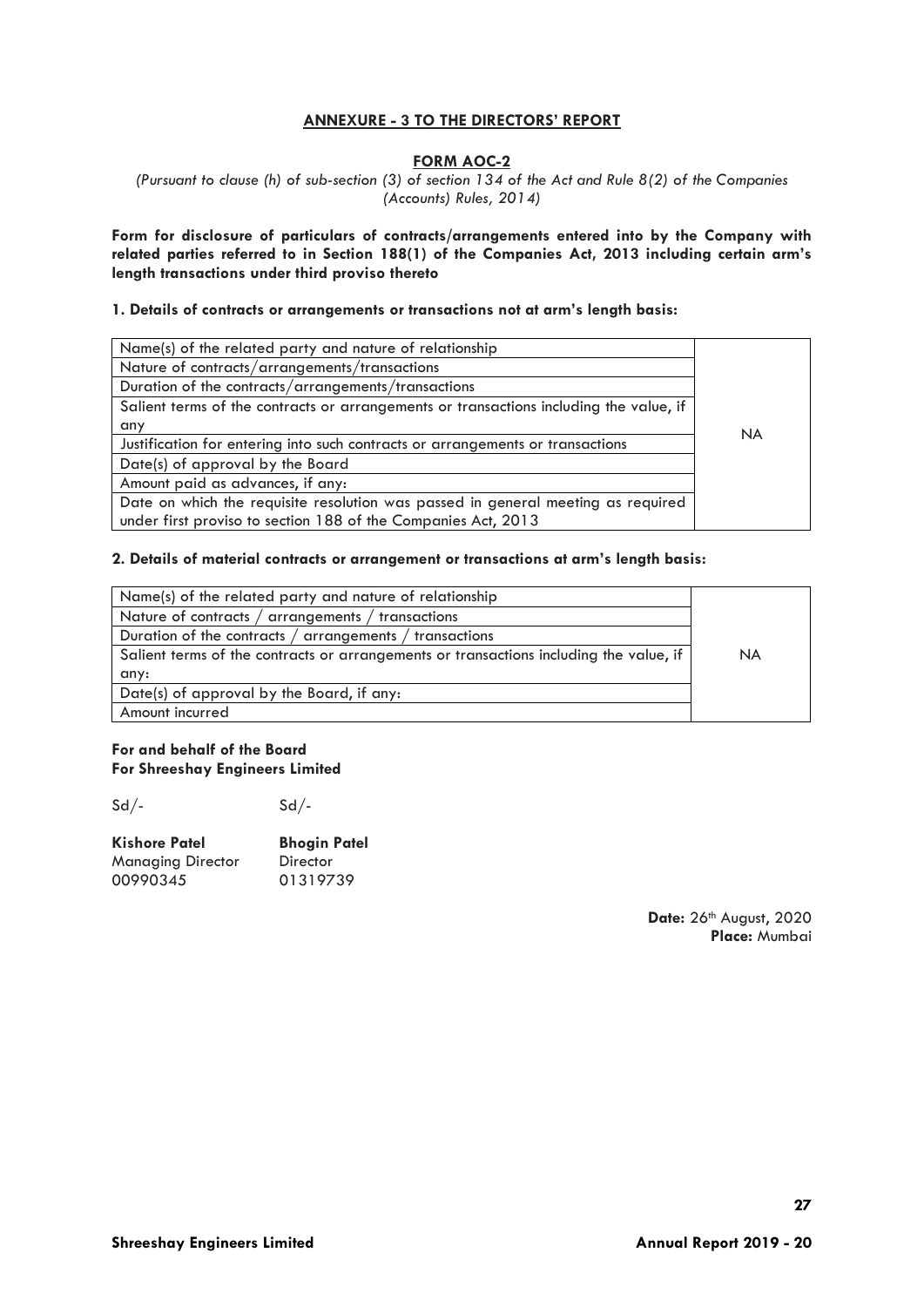## ANNEXURE - 3 TO THE DIRECTORS' REPORT

### FORM AOC-2

*(Pursuant to clause (h) of sub-section (3) of section 134 of the Act and Rule 8(2) of the Companies (Accounts) Rules, 2014)*

**Form for disclosure of particulars of contracts/arrangements entered into by the Company with related parties referred to in Section 188(1) of the Companies Act, 2013 including certain arm's length transactions under third proviso thereto**

**1. Details of contracts or arrangements or transactions not at arm's length basis:**

| Particulars | |
|---|---|
| Name(s) of the related party and nature of relationship | NA |
| Nature of contracts/arrangements/transactions | |
| Duration of the contracts/arrangements/transactions | |
| Salient terms of the contracts or arrangements or transactions including the value, if any | |
| Justification for entering into such contracts or arrangements or transactions | |
| Date(s) of approval by the Board | |
| Amount paid as advances, if any: | |
| Date on which the requisite resolution was passed in general meeting as required under first proviso to section 188 of the Companies Act, 2013 | |

**2. Details of material contracts or arrangement or transactions at arm's length basis:**

| Particulars | |
|---|---|
| Name(s) of the related party and nature of relationship | NA |
| Nature of contracts / arrangements / transactions | |
| Duration of the contracts / arrangements / transactions | |
| Salient terms of the contracts or arrangements or transactions including the value, if any: | |
| Date(s) of approval by the Board, if any: | |
| Amount incurred | |

**For and behalf of the Board**
**For Shreeshay Engineers Limited**

Sd/-　　　　Sd/-

**Kishore Patel**　　**Bhogin Patel**
Managing Director　　Director
00990345　　01319739

**Date:** 26th August, 2020
**Place:** Mumbai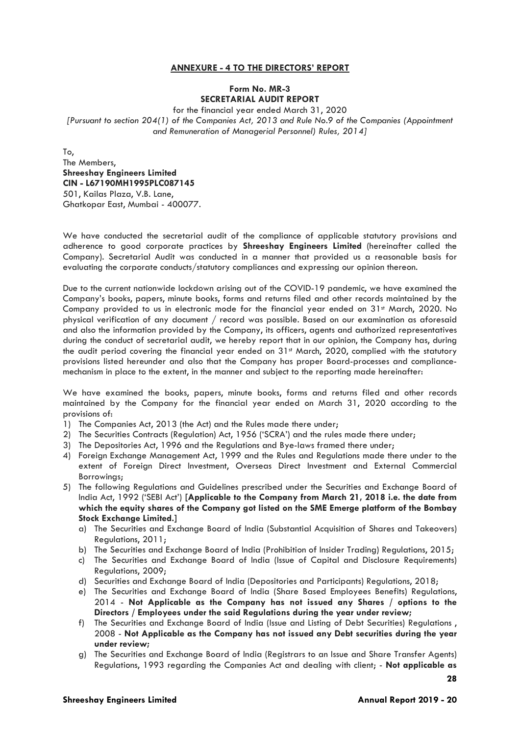**ANNEXURE - 4 TO THE DIRECTORS' REPORT**

**Form No. MR-3**
**SECRETARIAL AUDIT REPORT**

for the financial year ended March 31, 2020

*[Pursuant to section 204(1) of the Companies Act, 2013 and Rule No.9 of the Companies (Appointment and Remuneration of Managerial Personnel) Rules, 2014]*

To,
The Members,
**Shreeshay Engineers Limited**
**CIN - L67190MH1995PLC087145**
501, Kailas Plaza, V.B. Lane,
Ghatkopar East, Mumbai - 400077.

We have conducted the secretarial audit of the compliance of applicable statutory provisions and adherence to good corporate practices by **Shreeshay Engineers Limited** (hereinafter called the Company). Secretarial Audit was conducted in a manner that provided us a reasonable basis for evaluating the corporate conducts/statutory compliances and expressing our opinion thereon.

Due to the current nationwide lockdown arising out of the COVID-19 pandemic, we have examined the Company's books, papers, minute books, forms and returns filed and other records maintained by the Company provided to us in electronic mode for the financial year ended on 31st March, 2020. No physical verification of any document / record was possible. Based on our examination as aforesaid and also the information provided by the Company, its officers, agents and authorized representatives during the conduct of secretarial audit, we hereby report that in our opinion, the Company has, during the audit period covering the financial year ended on 31st March, 2020, complied with the statutory provisions listed hereunder and also that the Company has proper Board-processes and compliance-mechanism in place to the extent, in the manner and subject to the reporting made hereinafter:

We have examined the books, papers, minute books, forms and returns filed and other records maintained by the Company for the financial year ended on March 31, 2020 according to the provisions of:

1) The Companies Act, 2013 (the Act) and the Rules made there under;
2) The Securities Contracts (Regulation) Act, 1956 ('SCRA') and the rules made there under;
3) The Depositories Act, 1996 and the Regulations and Bye-laws framed there under;
4) Foreign Exchange Management Act, 1999 and the Rules and Regulations made there under to the extent of Foreign Direct Investment, Overseas Direct Investment and External Commercial Borrowings;
5) The following Regulations and Guidelines prescribed under the Securities and Exchange Board of India Act, 1992 ('SEBI Act') [**Applicable to the Company from March 21, 2018 i.e. the date from which the equity shares of the Company got listed on the SME Emerge platform of the Bombay Stock Exchange Limited.**]
   a) The Securities and Exchange Board of India (Substantial Acquisition of Shares and Takeovers) Regulations, 2011;
   b) The Securities and Exchange Board of India (Prohibition of Insider Trading) Regulations, 2015;
   c) The Securities and Exchange Board of India (Issue of Capital and Disclosure Requirements) Regulations, 2009;
   d) Securities and Exchange Board of India (Depositories and Participants) Regulations, 2018;
   e) The Securities and Exchange Board of India (Share Based Employees Benefits) Regulations, 2014 - **Not Applicable as the Company has not issued any Shares / options to the Directors / Employees under the said Regulations during the year under review;**
   f) The Securities and Exchange Board of India (Issue and Listing of Debt Securities) Regulations , 2008 - **Not Applicable as the Company has not issued any Debt securities during the year under review;**
   g) The Securities and Exchange Board of India (Registrars to an Issue and Share Transfer Agents) Regulations, 1993 regarding the Companies Act and dealing with client; - **Not applicable as**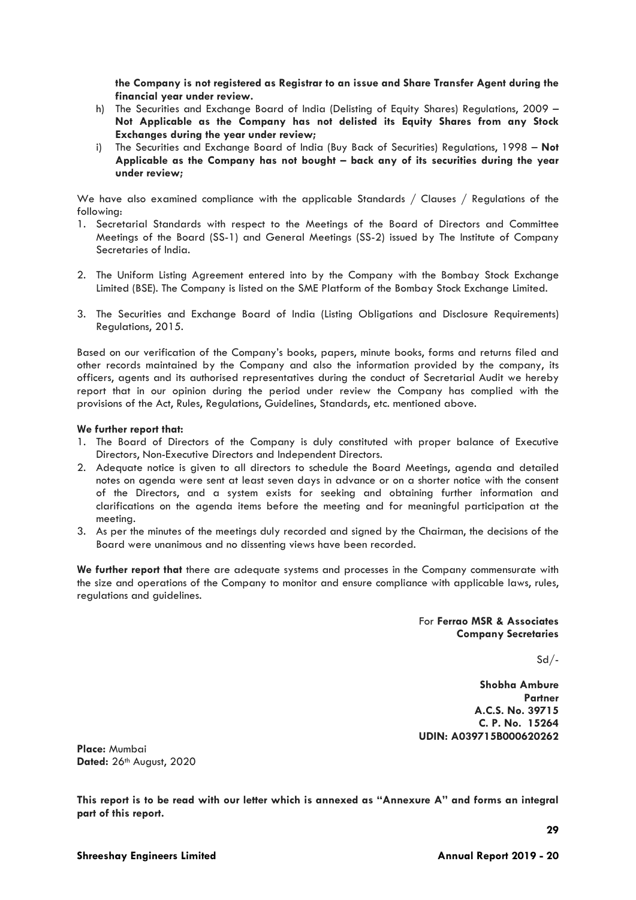**the Company is not registered as Registrar to an issue and Share Transfer Agent during the financial year under review.**

h) The Securities and Exchange Board of India (Delisting of Equity Shares) Regulations, 2009 – **Not Applicable as the Company has not delisted its Equity Shares from any Stock Exchanges during the year under review;**

i) The Securities and Exchange Board of India (Buy Back of Securities) Regulations, 1998 – **Not Applicable as the Company has not bought – back any of its securities during the year under review;**

We have also examined compliance with the applicable Standards / Clauses / Regulations of the following:

1. Secretarial Standards with respect to the Meetings of the Board of Directors and Committee Meetings of the Board (SS-1) and General Meetings (SS-2) issued by The Institute of Company Secretaries of India.

2. The Uniform Listing Agreement entered into by the Company with the Bombay Stock Exchange Limited (BSE). The Company is listed on the SME Platform of the Bombay Stock Exchange Limited.

3. The Securities and Exchange Board of India (Listing Obligations and Disclosure Requirements) Regulations, 2015.

Based on our verification of the Company's books, papers, minute books, forms and returns filed and other records maintained by the Company and also the information provided by the company, its officers, agents and its authorised representatives during the conduct of Secretarial Audit we hereby report that in our opinion during the period under review the Company has complied with the provisions of the Act, Rules, Regulations, Guidelines, Standards, etc. mentioned above.

**We further report that:**

1. The Board of Directors of the Company is duly constituted with proper balance of Executive Directors, Non-Executive Directors and Independent Directors.
2. Adequate notice is given to all directors to schedule the Board Meetings, agenda and detailed notes on agenda were sent at least seven days in advance or on a shorter notice with the consent of the Directors, and a system exists for seeking and obtaining further information and clarifications on the agenda items before the meeting and for meaningful participation at the meeting.
3. As per the minutes of the meetings duly recorded and signed by the Chairman, the decisions of the Board were unanimous and no dissenting views have been recorded.

**We further report that** there are adequate systems and processes in the Company commensurate with the size and operations of the Company to monitor and ensure compliance with applicable laws, rules, regulations and guidelines.

For **Ferrao MSR & Associates**
**Company Secretaries**

Sd/-

**Shobha Ambure**
**Partner**
**A.C.S. No. 39715**
**C. P. No. 15264**
**UDIN: A039715B000620262**

**Place:** Mumbai
**Dated:** 26th August, 2020

**This report is to be read with our letter which is annexed as "Annexure A" and forms an integral part of this report.**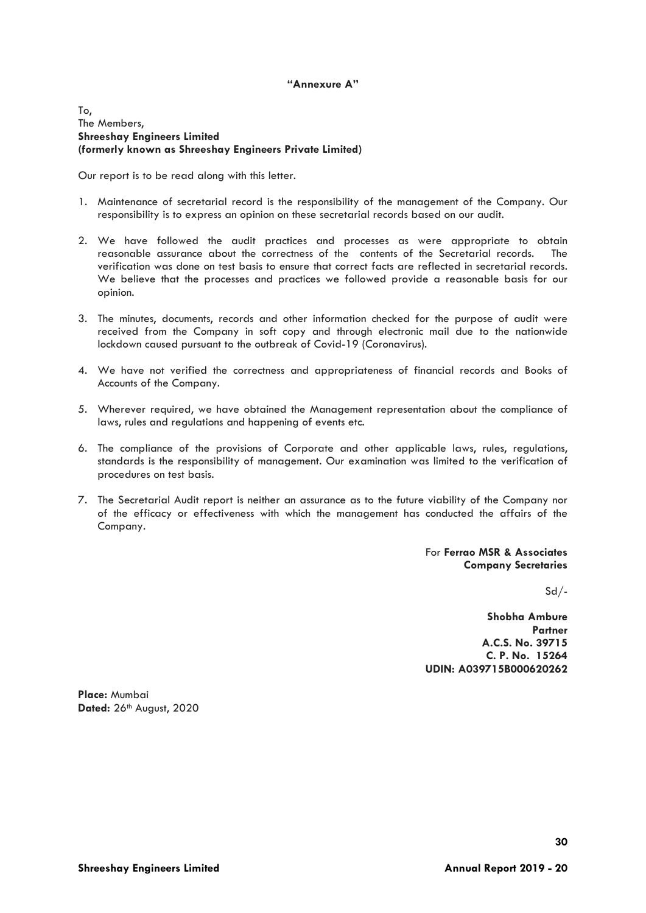**"Annexure A"**

To,
The Members,
**Shreeshay Engineers Limited**
**(formerly known as Shreeshay Engineers Private Limited)**

Our report is to be read along with this letter.

1. Maintenance of secretarial record is the responsibility of the management of the Company. Our responsibility is to express an opinion on these secretarial records based on our audit.

2. We have followed the audit practices and processes as were appropriate to obtain reasonable assurance about the correctness of the contents of the Secretarial records. The verification was done on test basis to ensure that correct facts are reflected in secretarial records. We believe that the processes and practices we followed provide a reasonable basis for our opinion.

3. The minutes, documents, records and other information checked for the purpose of audit were received from the Company in soft copy and through electronic mail due to the nationwide lockdown caused pursuant to the outbreak of Covid-19 (Coronavirus).

4. We have not verified the correctness and appropriateness of financial records and Books of Accounts of the Company.

5. Wherever required, we have obtained the Management representation about the compliance of laws, rules and regulations and happening of events etc.

6. The compliance of the provisions of Corporate and other applicable laws, rules, regulations, standards is the responsibility of management. Our examination was limited to the verification of procedures on test basis.

7. The Secretarial Audit report is neither an assurance as to the future viability of the Company nor of the efficacy or effectiveness with which the management has conducted the affairs of the Company.

For **Ferrao MSR & Associates**
**Company Secretaries**

Sd/-

**Shobha Ambure**
**Partner**
**A.C.S. No. 39715**
**C. P. No. 15264**
**UDIN: A039715B000620262**

**Place:** Mumbai
**Dated:** 26th August, 2020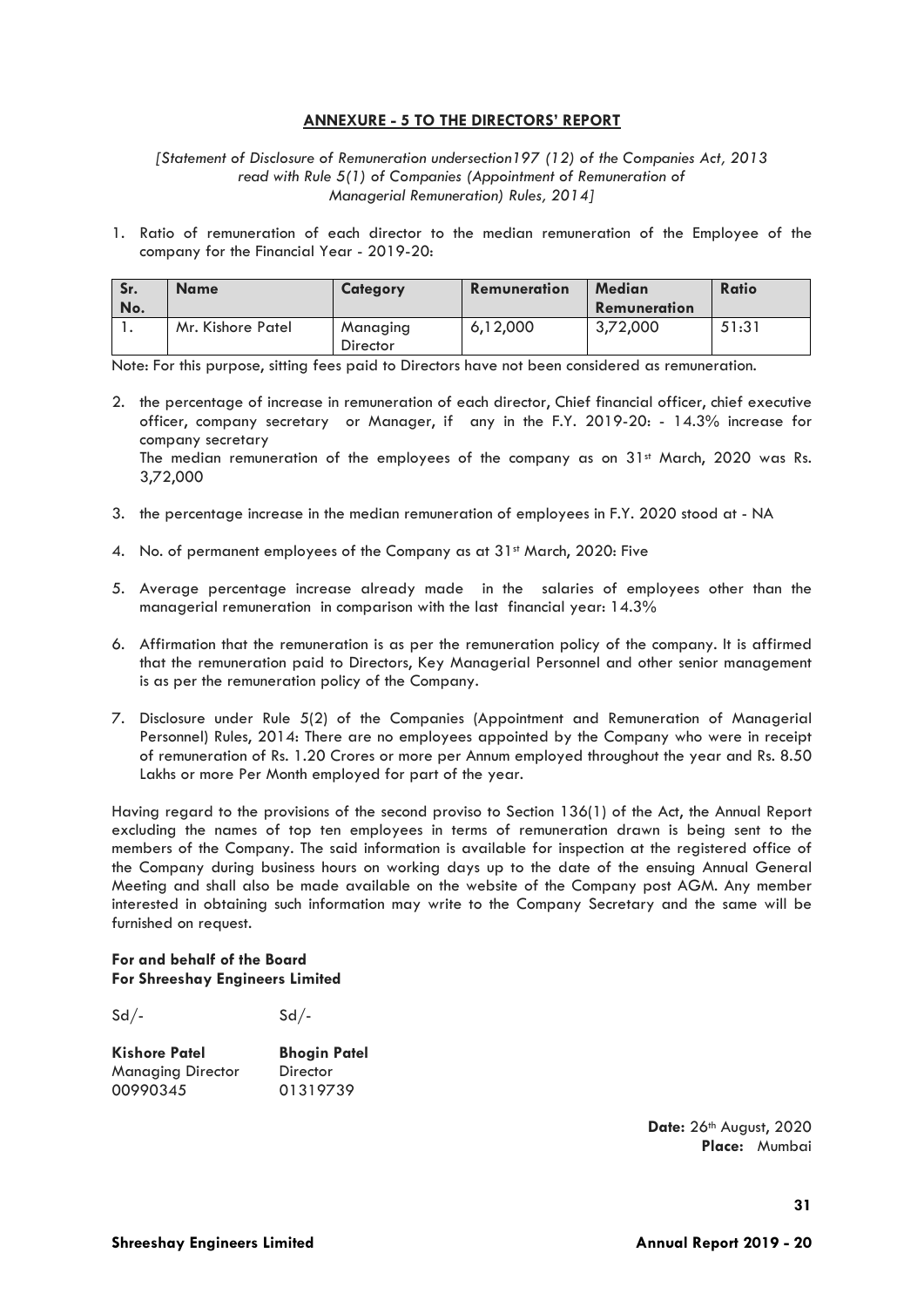## ANNEXURE - 5 TO THE DIRECTORS' REPORT

*[Statement of Disclosure of Remuneration undersection197 (12) of the Companies Act, 2013 read with Rule 5(1) of Companies (Appointment of Remuneration of Managerial Remuneration) Rules, 2014]*

1. Ratio of remuneration of each director to the median remuneration of the Employee of the company for the Financial Year - 2019-20:

| Sr. No. | Name | Category | Remuneration | Median Remuneration | Ratio |
|---|---|---|---|---|---|
| 1. | Mr. Kishore Patel | Managing Director | 6,12,000 | 3,72,000 | 51:31 |

Note: For this purpose, sitting fees paid to Directors have not been considered as remuneration.

2. the percentage of increase in remuneration of each director, Chief financial officer, chief executive officer, company secretary or Manager, if any in the F.Y. 2019-20: - 14.3% increase for company secretary
   The median remuneration of the employees of the company as on 31st March, 2020 was Rs. 3,72,000

3. the percentage increase in the median remuneration of employees in F.Y. 2020 stood at - NA

4. No. of permanent employees of the Company as at 31st March, 2020: Five

5. Average percentage increase already made in the salaries of employees other than the managerial remuneration in comparison with the last financial year: 14.3%

6. Affirmation that the remuneration is as per the remuneration policy of the company. It is affirmed that the remuneration paid to Directors, Key Managerial Personnel and other senior management is as per the remuneration policy of the Company.

7. Disclosure under Rule 5(2) of the Companies (Appointment and Remuneration of Managerial Personnel) Rules, 2014: There are no employees appointed by the Company who were in receipt of remuneration of Rs. 1.20 Crores or more per Annum employed throughout the year and Rs. 8.50 Lakhs or more Per Month employed for part of the year.

Having regard to the provisions of the second proviso to Section 136(1) of the Act, the Annual Report excluding the names of top ten employees in terms of remuneration drawn is being sent to the members of the Company. The said information is available for inspection at the registered office of the Company during business hours on working days up to the date of the ensuing Annual General Meeting and shall also be made available on the website of the Company post AGM. Any member interested in obtaining such information may write to the Company Secretary and the same will be furnished on request.

**For and behalf of the Board**
**For Shreeshay Engineers Limited**

Sd/- Sd/-

**Kishore Patel** — Managing Director — 00990345

**Bhogin Patel** — Director — 01319739

**Date:** 26th August, 2020
**Place:** Mumbai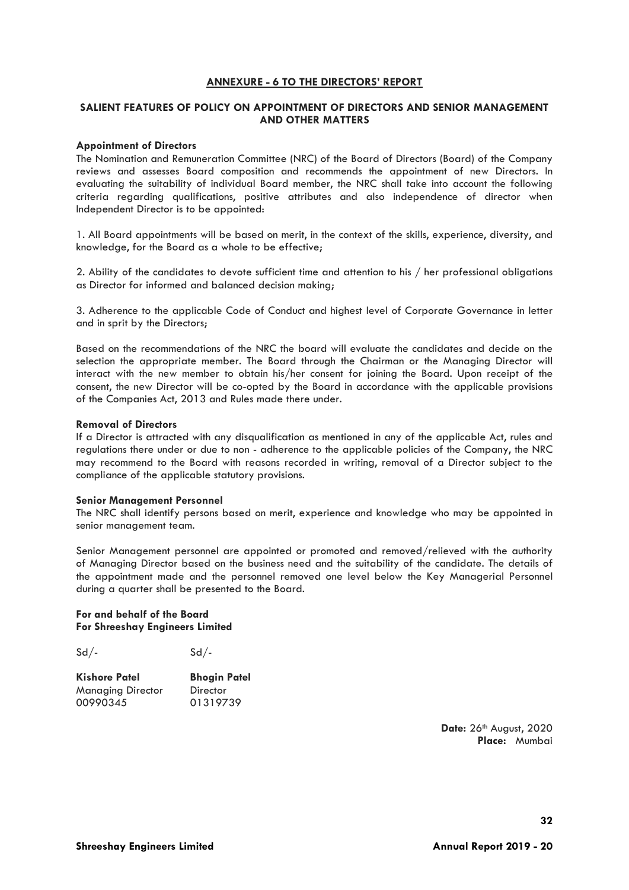## ANNEXURE - 6 TO THE DIRECTORS' REPORT

### SALIENT FEATURES OF POLICY ON APPOINTMENT OF DIRECTORS AND SENIOR MANAGEMENT AND OTHER MATTERS

**Appointment of Directors**

The Nomination and Remuneration Committee (NRC) of the Board of Directors (Board) of the Company reviews and assesses Board composition and recommends the appointment of new Directors. In evaluating the suitability of individual Board member, the NRC shall take into account the following criteria regarding qualifications, positive attributes and also independence of director when Independent Director is to be appointed:

1. All Board appointments will be based on merit, in the context of the skills, experience, diversity, and knowledge, for the Board as a whole to be effective;

2. Ability of the candidates to devote sufficient time and attention to his / her professional obligations as Director for informed and balanced decision making;

3. Adherence to the applicable Code of Conduct and highest level of Corporate Governance in letter and in sprit by the Directors;

Based on the recommendations of the NRC the board will evaluate the candidates and decide on the selection the appropriate member. The Board through the Chairman or the Managing Director will interact with the new member to obtain his/her consent for joining the Board. Upon receipt of the consent, the new Director will be co-opted by the Board in accordance with the applicable provisions of the Companies Act, 2013 and Rules made there under.

**Removal of Directors**

If a Director is attracted with any disqualification as mentioned in any of the applicable Act, rules and regulations there under or due to non - adherence to the applicable policies of the Company, the NRC may recommend to the Board with reasons recorded in writing, removal of a Director subject to the compliance of the applicable statutory provisions.

**Senior Management Personnel**

The NRC shall identify persons based on merit, experience and knowledge who may be appointed in senior management team.

Senior Management personnel are appointed or promoted and removed/relieved with the authority of Managing Director based on the business need and the suitability of the candidate. The details of the appointment made and the personnel removed one level below the Key Managerial Personnel during a quarter shall be presented to the Board.

**For and behalf of the Board**
**For Shreeshay Engineers Limited**

| Sd/- | Sd/- |
|---|---|
| **Kishore Patel** | **Bhogin Patel** |
| Managing Director | Director |
| 00990345 | 01319739 |

**Date:** 26th August, 2020
**Place:** Mumbai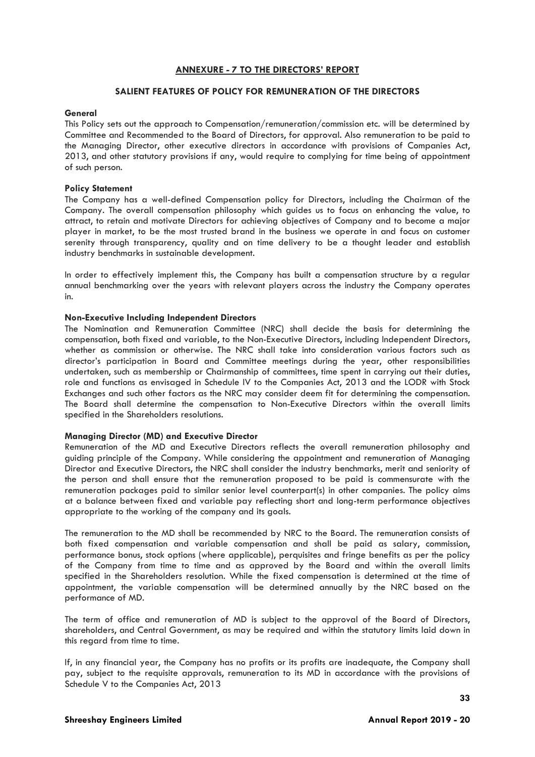## ANNEXURE - 7 TO THE DIRECTORS' REPORT

### SALIENT FEATURES OF POLICY FOR REMUNERATION OF THE DIRECTORS

**General**

This Policy sets out the approach to Compensation/remuneration/commission etc. will be determined by Committee and Recommended to the Board of Directors, for approval. Also remuneration to be paid to the Managing Director, other executive directors in accordance with provisions of Companies Act, 2013, and other statutory provisions if any, would require to complying for time being of appointment of such person.

**Policy Statement**

The Company has a well-defined Compensation policy for Directors, including the Chairman of the Company. The overall compensation philosophy which guides us to focus on enhancing the value, to attract, to retain and motivate Directors for achieving objectives of Company and to become a major player in market, to be the most trusted brand in the business we operate in and focus on customer serenity through transparency, quality and on time delivery to be a thought leader and establish industry benchmarks in sustainable development.

In order to effectively implement this, the Company has built a compensation structure by a regular annual benchmarking over the years with relevant players across the industry the Company operates in.

**Non-Executive Including Independent Directors**

The Nomination and Remuneration Committee (NRC) shall decide the basis for determining the compensation, both fixed and variable, to the Non-Executive Directors, including Independent Directors, whether as commission or otherwise. The NRC shall take into consideration various factors such as director's participation in Board and Committee meetings during the year, other responsibilities undertaken, such as membership or Chairmanship of committees, time spent in carrying out their duties, role and functions as envisaged in Schedule IV to the Companies Act, 2013 and the LODR with Stock Exchanges and such other factors as the NRC may consider deem fit for determining the compensation. The Board shall determine the compensation to Non-Executive Directors within the overall limits specified in the Shareholders resolutions.

**Managing Director (MD) and Executive Director**

Remuneration of the MD and Executive Directors reflects the overall remuneration philosophy and guiding principle of the Company. While considering the appointment and remuneration of Managing Director and Executive Directors, the NRC shall consider the industry benchmarks, merit and seniority of the person and shall ensure that the remuneration proposed to be paid is commensurate with the remuneration packages paid to similar senior level counterpart(s) in other companies. The policy aims at a balance between fixed and variable pay reflecting short and long-term performance objectives appropriate to the working of the company and its goals.

The remuneration to the MD shall be recommended by NRC to the Board. The remuneration consists of both fixed compensation and variable compensation and shall be paid as salary, commission, performance bonus, stock options (where applicable), perquisites and fringe benefits as per the policy of the Company from time to time and as approved by the Board and within the overall limits specified in the Shareholders resolution. While the fixed compensation is determined at the time of appointment, the variable compensation will be determined annually by the NRC based on the performance of MD.

The term of office and remuneration of MD is subject to the approval of the Board of Directors, shareholders, and Central Government, as may be required and within the statutory limits laid down in this regard from time to time.

If, in any financial year, the Company has no profits or its profits are inadequate, the Company shall pay, subject to the requisite approvals, remuneration to its MD in accordance with the provisions of Schedule V to the Companies Act, 2013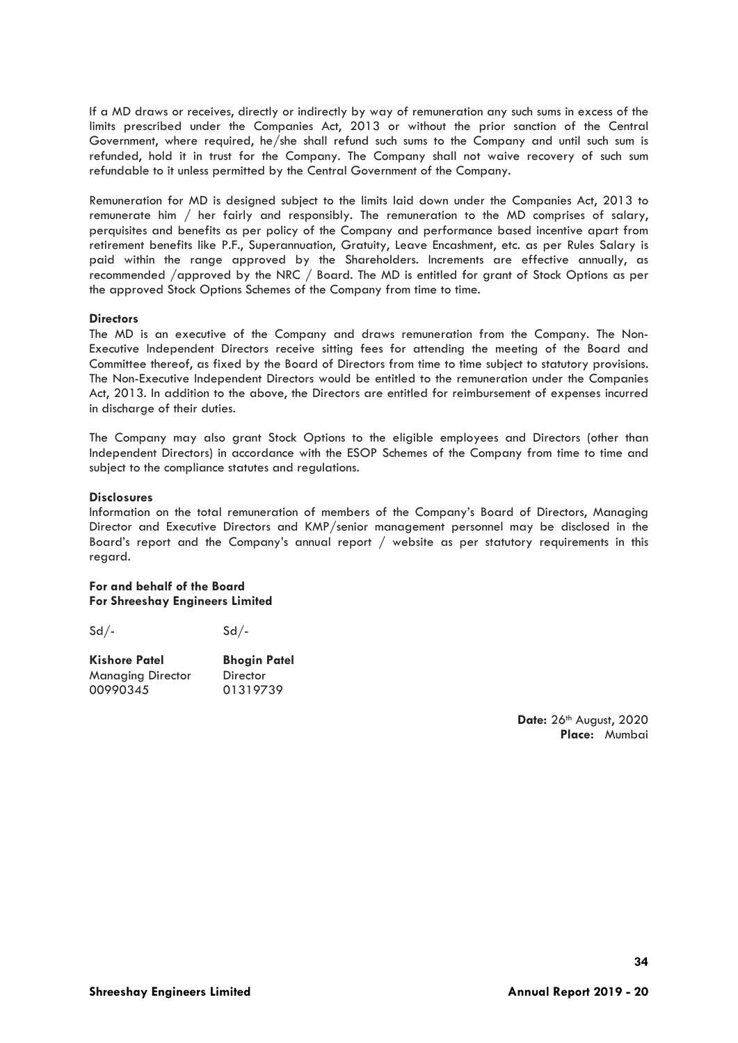If a MD draws or receives, directly or indirectly by way of remuneration any such sums in excess of the limits prescribed under the Companies Act, 2013 or without the prior sanction of the Central Government, where required, he/she shall refund such sums to the Company and until such sum is refunded, hold it in trust for the Company. The Company shall not waive recovery of such sum refundable to it unless permitted by the Central Government of the Company.

Remuneration for MD is designed subject to the limits laid down under the Companies Act, 2013 to remunerate him / her fairly and responsibly. The remuneration to the MD comprises of salary, perquisites and benefits as per policy of the Company and performance based incentive apart from retirement benefits like P.F., Superannuation, Gratuity, Leave Encashment, etc. as per Rules Salary is paid within the range approved by the Shareholders. Increments are effective annually, as recommended /approved by the NRC / Board. The MD is entitled for grant of Stock Options as per the approved Stock Options Schemes of the Company from time to time.

**Directors**

The MD is an executive of the Company and draws remuneration from the Company. The Non-Executive Independent Directors receive sitting fees for attending the meeting of the Board and Committee thereof, as fixed by the Board of Directors from time to time subject to statutory provisions. The Non-Executive Independent Directors would be entitled to the remuneration under the Companies Act, 2013. In addition to the above, the Directors are entitled for reimbursement of expenses incurred in discharge of their duties.

The Company may also grant Stock Options to the eligible employees and Directors (other than Independent Directors) in accordance with the ESOP Schemes of the Company from time to time and subject to the compliance statutes and regulations.

**Disclosures**

Information on the total remuneration of members of the Company's Board of Directors, Managing Director and Executive Directors and KMP/senior management personnel may be disclosed in the Board's report and the Company's annual report / website as per statutory requirements in this regard.

**For and behalf of the Board**
**For Shreeshay Engineers Limited**

| Sd/- | Sd/- |
|---|---|
| **Kishore Patel** | **Bhogin Patel** |
| Managing Director | Director |
| 00990345 | 01319739 |

**Date:** 26th August, 2020
**Place:** Mumbai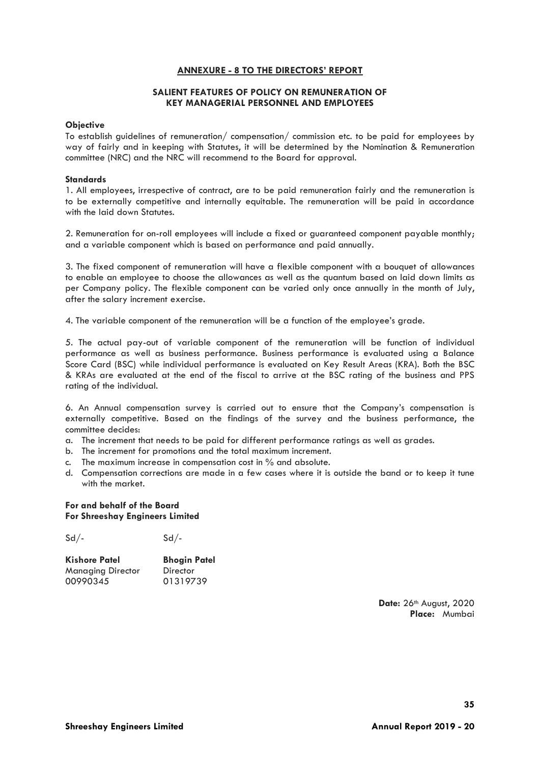## ANNEXURE - 8 TO THE DIRECTORS' REPORT

### SALIENT FEATURES OF POLICY ON REMUNERATION OF KEY MANAGERIAL PERSONNEL AND EMPLOYEES

**Objective**

To establish guidelines of remuneration/ compensation/ commission etc. to be paid for employees by way of fairly and in keeping with Statutes, it will be determined by the Nomination & Remuneration committee (NRC) and the NRC will recommend to the Board for approval.

**Standards**

1. All employees, irrespective of contract, are to be paid remuneration fairly and the remuneration is to be externally competitive and internally equitable. The remuneration will be paid in accordance with the laid down Statutes.

2. Remuneration for on-roll employees will include a fixed or guaranteed component payable monthly; and a variable component which is based on performance and paid annually.

3. The fixed component of remuneration will have a flexible component with a bouquet of allowances to enable an employee to choose the allowances as well as the quantum based on laid down limits as per Company policy. The flexible component can be varied only once annually in the month of July, after the salary increment exercise.

4. The variable component of the remuneration will be a function of the employee's grade.

5. The actual pay-out of variable component of the remuneration will be function of individual performance as well as business performance. Business performance is evaluated using a Balance Score Card (BSC) while individual performance is evaluated on Key Result Areas (KRA). Both the BSC & KRAs are evaluated at the end of the fiscal to arrive at the BSC rating of the business and PPS rating of the individual.

6. An Annual compensation survey is carried out to ensure that the Company's compensation is externally competitive. Based on the findings of the survey and the business performance, the committee decides:

a. The increment that needs to be paid for different performance ratings as well as grades.
b. The increment for promotions and the total maximum increment.
c. The maximum increase in compensation cost in % and absolute.
d. Compensation corrections are made in a few cases where it is outside the band or to keep it tune with the market.

**For and behalf of the Board**
**For Shreeshay Engineers Limited**

| Sd/- | Sd/- |
|---|---|
| **Kishore Patel** | **Bhogin Patel** |
| Managing Director | Director |
| 00990345 | 01319739 |

**Date:** 26th August, 2020
**Place:** Mumbai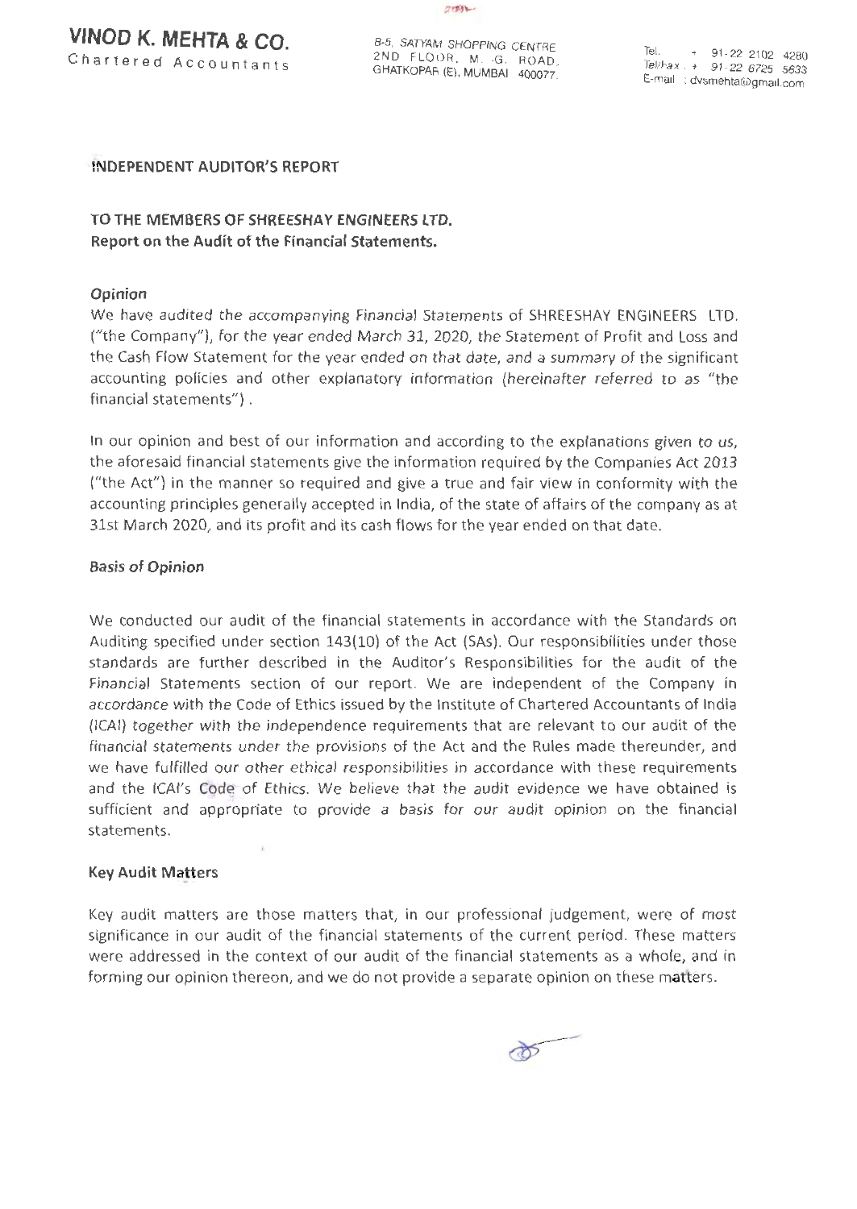**VINOD K. MEHTA & CO.**
Chartered Accountants

B-5, SATYAM SHOPPING CENTRE
2ND FLOOR, M. G. ROAD,
GHATKOPAR (E), MUMBAI 400077.

Tel. : + 91-22 2102 4280
Tel/Fax : + 91-22 6725 5633
E-mail : dvsmehta@gmail.com

## INDEPENDENT AUDITOR'S REPORT

**TO THE MEMBERS OF SHREESHAY ENGINEERS LTD.**
**Report on the Audit of the Financial Statements.**

### Opinion

We have audited the accompanying Financial Statements of SHREESHAY ENGINEERS LTD. ("the Company"), for the year ended March 31, 2020, the Statement of Profit and Loss and the Cash Flow Statement for the year ended on that date, and a summary of the significant accounting policies and other explanatory information (hereinafter referred to as "the financial statements") .

In our opinion and best of our information and according to the explanations given to us, the aforesaid financial statements give the information required by the Companies Act 2013 ("the Act") in the manner so required and give a true and fair view in conformity with the accounting principles generally accepted in India, of the state of affairs of the company as at 31st March 2020, and its profit and its cash flows for the year ended on that date.

### Basis of Opinion

We conducted our audit of the financial statements in accordance with the Standards on Auditing specified under section 143(10) of the Act (SAs). Our responsibilities under those standards are further described in the Auditor's Responsibilities for the audit of the Financial Statements section of our report. We are independent of the Company in accordance with the Code of Ethics issued by the Institute of Chartered Accountants of India (ICAI) together with the independence requirements that are relevant to our audit of the financial statements under the provisions of the Act and the Rules made thereunder, and we have fulfilled our other ethical responsibilities in accordance with these requirements and the ICAI's Code of Ethics. We believe that the audit evidence we have obtained is sufficient and appropriate to provide a basis for our audit opinion on the financial statements.

### Key Audit Matters

Key audit matters are those matters that, in our professional judgement, were of most significance in our audit of the financial statements of the current period. These matters were addressed in the context of our audit of the financial statements as a whole, and in forming our opinion thereon, and we do not provide a separate opinion on these matters.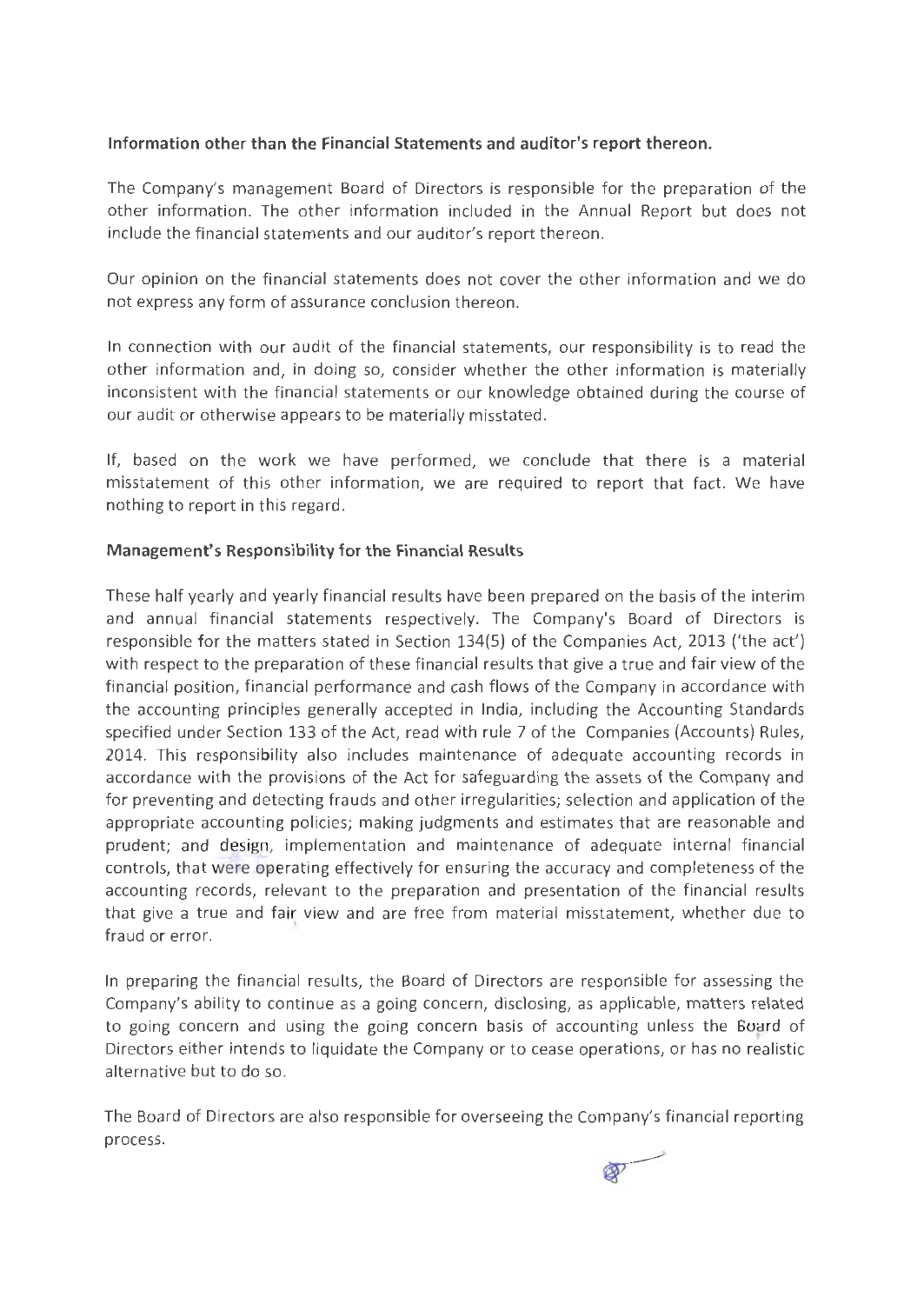**Information other than the Financial Statements and auditor's report thereon.**

The Company's management Board of Directors is responsible for the preparation of the other information. The other information included in the Annual Report but does not include the financial statements and our auditor's report thereon.

Our opinion on the financial statements does not cover the other information and we do not express any form of assurance conclusion thereon.

In connection with our audit of the financial statements, our responsibility is to read the other information and, in doing so, consider whether the other information is materially inconsistent with the financial statements or our knowledge obtained during the course of our audit or otherwise appears to be materially misstated.

If, based on the work we have performed, we conclude that there is a material misstatement of this other information, we are required to report that fact. We have nothing to report in this regard.

**Management's Responsibility for the Financial Results**

These half yearly and yearly financial results have been prepared on the basis of the interim and annual financial statements respectively. The Company's Board of Directors is responsible for the matters stated in Section 134(5) of the Companies Act, 2013 ('the act') with respect to the preparation of these financial results that give a true and fair view of the financial position, financial performance and cash flows of the Company in accordance with the accounting principles generally accepted in India, including the Accounting Standards specified under Section 133 of the Act, read with rule 7 of the Companies (Accounts) Rules, 2014. This responsibility also includes maintenance of adequate accounting records in accordance with the provisions of the Act for safeguarding the assets of the Company and for preventing and detecting frauds and other irregularities; selection and application of the appropriate accounting policies; making judgments and estimates that are reasonable and prudent; and design, implementation and maintenance of adequate internal financial controls, that were operating effectively for ensuring the accuracy and completeness of the accounting records, relevant to the preparation and presentation of the financial results that give a true and fair view and are free from material misstatement, whether due to fraud or error.

In preparing the financial results, the Board of Directors are responsible for assessing the Company's ability to continue as a going concern, disclosing, as applicable, matters related to going concern and using the going concern basis of accounting unless the Board of Directors either intends to liquidate the Company or to cease operations, or has no realistic alternative but to do so.

The Board of Directors are also responsible for overseeing the Company's financial reporting process.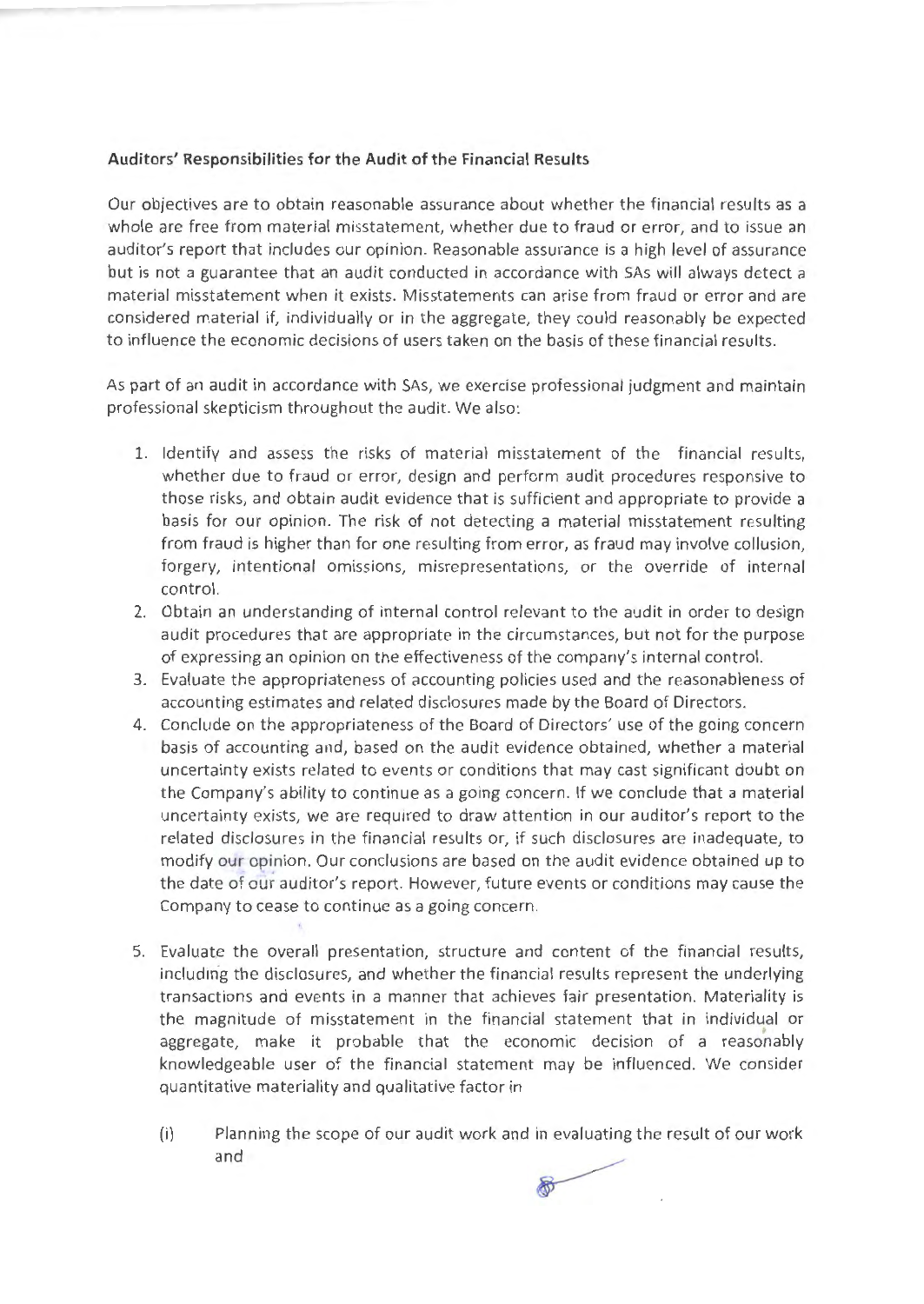**Auditors' Responsibilities for the Audit of the Financial Results**

Our objectives are to obtain reasonable assurance about whether the financial results as a whole are free from material misstatement, whether due to fraud or error, and to issue an auditor's report that includes our opinion. Reasonable assurance is a high level of assurance but is not a guarantee that an audit conducted in accordance with SAs will always detect a material misstatement when it exists. Misstatements can arise from fraud or error and are considered material if, individually or in the aggregate, they could reasonably be expected to influence the economic decisions of users taken on the basis of these financial results.

As part of an audit in accordance with SAs, we exercise professional judgment and maintain professional skepticism throughout the audit. We also:

1. Identify and assess the risks of material misstatement of the financial results, whether due to fraud or error, design and perform audit procedures responsive to those risks, and obtain audit evidence that is sufficient and appropriate to provide a basis for our opinion. The risk of not detecting a material misstatement resulting from fraud is higher than for one resulting from error, as fraud may involve collusion, forgery, intentional omissions, misrepresentations, or the override of internal control.
2. Obtain an understanding of internal control relevant to the audit in order to design audit procedures that are appropriate in the circumstances, but not for the purpose of expressing an opinion on the effectiveness of the company's internal control.
3. Evaluate the appropriateness of accounting policies used and the reasonableness of accounting estimates and related disclosures made by the Board of Directors.
4. Conclude on the appropriateness of the Board of Directors' use of the going concern basis of accounting and, based on the audit evidence obtained, whether a material uncertainty exists related to events or conditions that may cast significant doubt on the Company's ability to continue as a going concern. If we conclude that a material uncertainty exists, we are required to draw attention in our auditor's report to the related disclosures in the financial results or, if such disclosures are inadequate, to modify our opinion. Our conclusions are based on the audit evidence obtained up to the date of our auditor's report. However, future events or conditions may cause the Company to cease to continue as a going concern.
5. Evaluate the overall presentation, structure and content of the financial results, including the disclosures, and whether the financial results represent the underlying transactions and events in a manner that achieves fair presentation. Materiality is the magnitude of misstatement in the financial statement that in individual or aggregate, make it probable that the economic decision of a reasonably knowledgeable user of the financial statement may be influenced. We consider quantitative materiality and qualitative factor in

    (i) Planning the scope of our audit work and in evaluating the result of our work and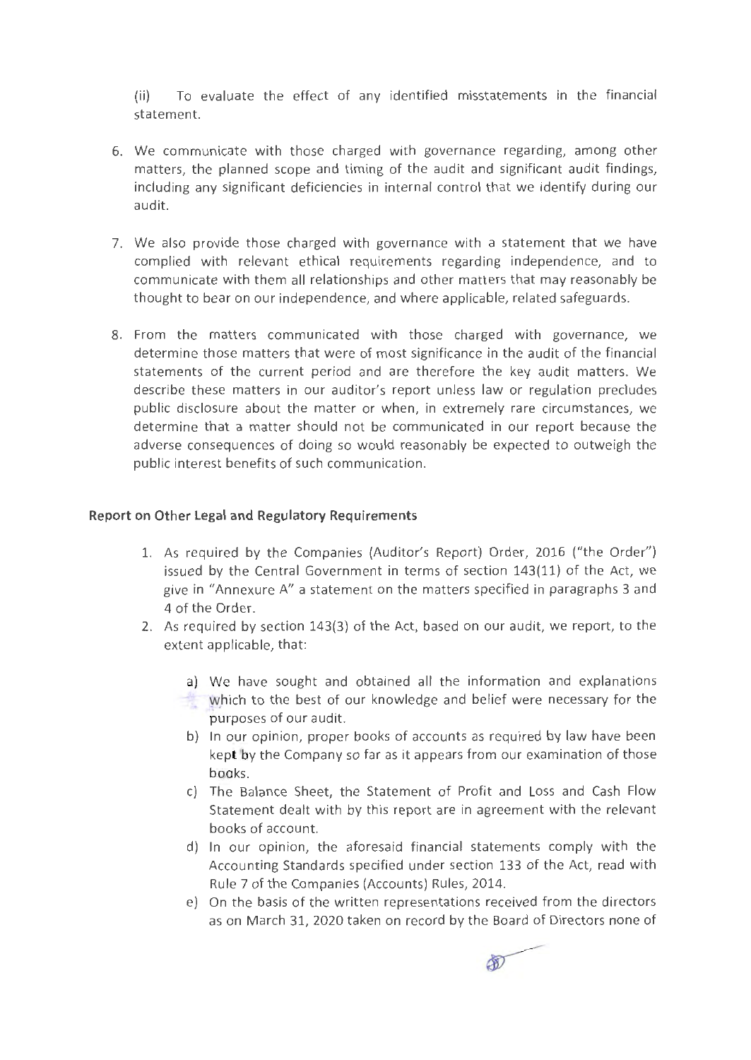(ii) To evaluate the effect of any identified misstatements in the financial statement.

6. We communicate with those charged with governance regarding, among other matters, the planned scope and timing of the audit and significant audit findings, including any significant deficiencies in internal control that we identify during our audit.

7. We also provide those charged with governance with a statement that we have complied with relevant ethical requirements regarding independence, and to communicate with them all relationships and other matters that may reasonably be thought to bear on our independence, and where applicable, related safeguards.

8. From the matters communicated with those charged with governance, we determine those matters that were of most significance in the audit of the financial statements of the current period and are therefore the key audit matters. We describe these matters in our auditor's report unless law or regulation precludes public disclosure about the matter or when, in extremely rare circumstances, we determine that a matter should not be communicated in our report because the adverse consequences of doing so would reasonably be expected to outweigh the public interest benefits of such communication.

**Report on Other Legal and Regulatory Requirements**

1. As required by the Companies (Auditor's Report) Order, 2016 ("the Order") issued by the Central Government in terms of section 143(11) of the Act, we give in "Annexure A" a statement on the matters specified in paragraphs 3 and 4 of the Order.
2. As required by section 143(3) of the Act, based on our audit, we report, to the extent applicable, that:

   a) We have sought and obtained all the information and explanations which to the best of our knowledge and belief were necessary for the purposes of our audit.
   b) In our opinion, proper books of accounts as required by law have been kept by the Company so far as it appears from our examination of those books.
   c) The Balance Sheet, the Statement of Profit and Loss and Cash Flow Statement dealt with by this report are in agreement with the relevant books of account.
   d) In our opinion, the aforesaid financial statements comply with the Accounting Standards specified under section 133 of the Act, read with Rule 7 of the Companies (Accounts) Rules, 2014.
   e) On the basis of the written representations received from the directors as on March 31, 2020 taken on record by the Board of Directors none of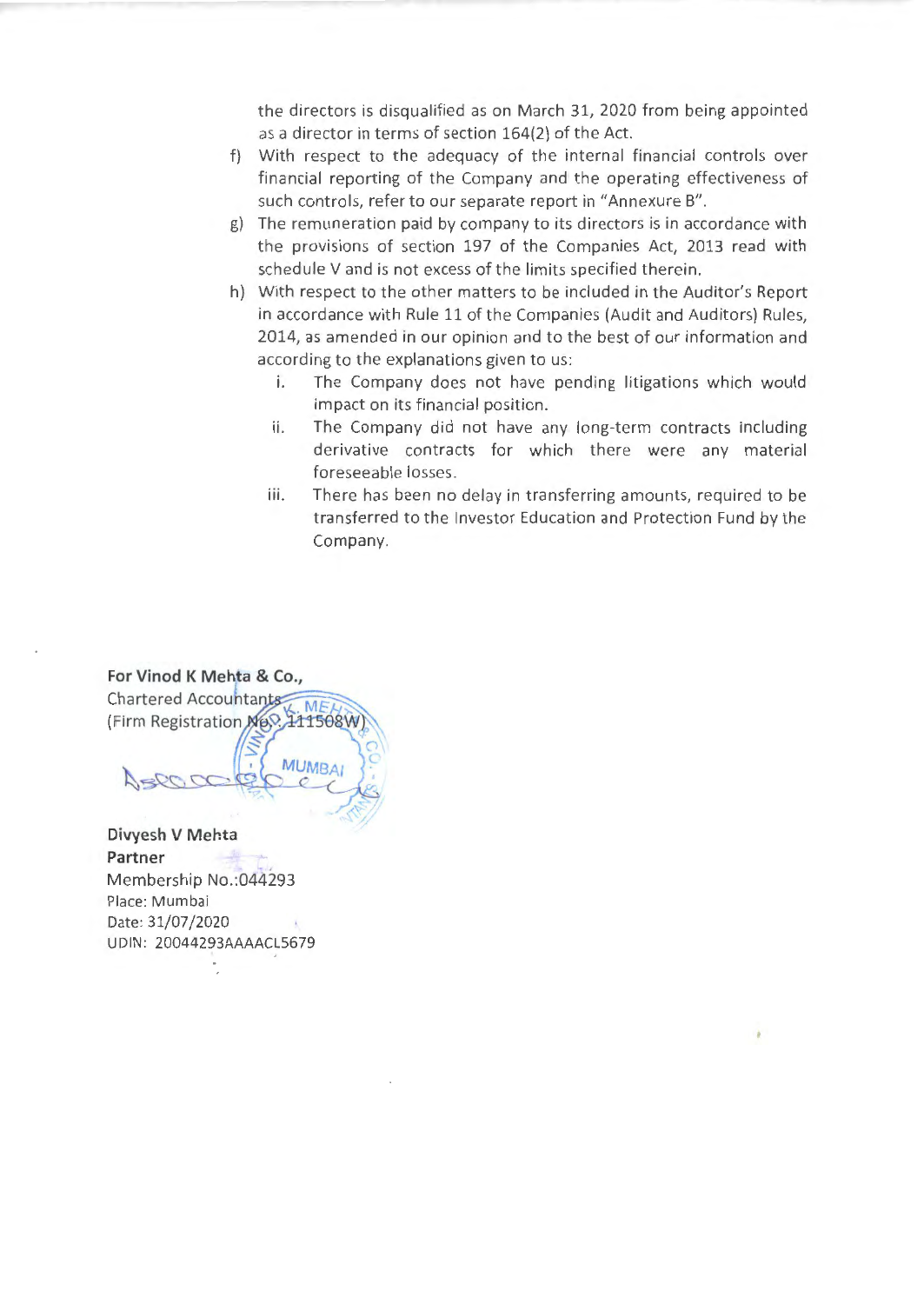the directors is disqualified as on March 31, 2020 from being appointed as a director in terms of section 164(2) of the Act.

f) With respect to the adequacy of the internal financial controls over financial reporting of the Company and the operating effectiveness of such controls, refer to our separate report in "Annexure B".

g) The remuneration paid by company to its directors is in accordance with the provisions of section 197 of the Companies Act, 2013 read with schedule V and is not excess of the limits specified therein.

h) With respect to the other matters to be included in the Auditor's Report in accordance with Rule 11 of the Companies (Audit and Auditors) Rules, 2014, as amended in our opinion and to the best of our information and according to the explanations given to us:

   i. The Company does not have pending litigations which would impact on its financial position.

   ii. The Company did not have any long-term contracts including derivative contracts for which there were any material foreseeable losses.

   iii. There has been no delay in transferring amounts, required to be transferred to the Investor Education and Protection Fund by the Company.

**For Vinod K Mehta & Co.,**
Chartered Accountants
(Firm Registration No. 111508W)

**Divyesh V Mehta**
**Partner**
Membership No.:044293
Place: Mumbai
Date: 31/07/2020
UDIN: 20044293AAAACL5679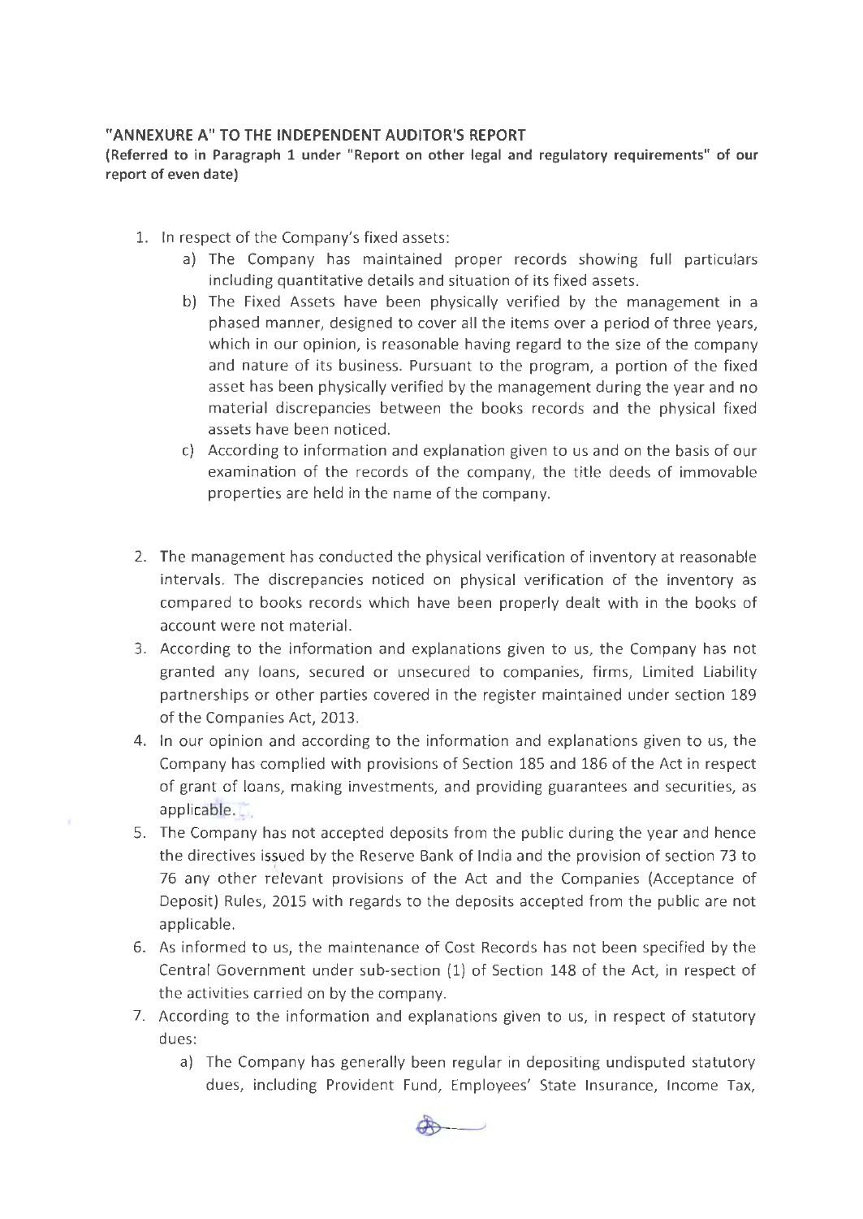**"ANNEXURE A" TO THE INDEPENDENT AUDITOR'S REPORT**

**(Referred to in Paragraph 1 under "Report on other legal and regulatory requirements" of our report of even date)**

1. In respect of the Company's fixed assets:
   a) The Company has maintained proper records showing full particulars including quantitative details and situation of its fixed assets.
   b) The Fixed Assets have been physically verified by the management in a phased manner, designed to cover all the items over a period of three years, which in our opinion, is reasonable having regard to the size of the company and nature of its business. Pursuant to the program, a portion of the fixed asset has been physically verified by the management during the year and no material discrepancies between the books records and the physical fixed assets have been noticed.
   c) According to information and explanation given to us and on the basis of our examination of the records of the company, the title deeds of immovable properties are held in the name of the company.

2. The management has conducted the physical verification of inventory at reasonable intervals. The discrepancies noticed on physical verification of the inventory as compared to books records which have been properly dealt with in the books of account were not material.
3. According to the information and explanations given to us, the Company has not granted any loans, secured or unsecured to companies, firms, Limited Liability partnerships or other parties covered in the register maintained under section 189 of the Companies Act, 2013.
4. In our opinion and according to the information and explanations given to us, the Company has complied with provisions of Section 185 and 186 of the Act in respect of grant of loans, making investments, and providing guarantees and securities, as applicable.
5. The Company has not accepted deposits from the public during the year and hence the directives issued by the Reserve Bank of India and the provision of section 73 to 76 any other relevant provisions of the Act and the Companies (Acceptance of Deposit) Rules, 2015 with regards to the deposits accepted from the public are not applicable.
6. As informed to us, the maintenance of Cost Records has not been specified by the Central Government under sub-section (1) of Section 148 of the Act, in respect of the activities carried on by the company.
7. According to the information and explanations given to us, in respect of statutory dues:
   a) The Company has generally been regular in depositing undisputed statutory dues, including Provident Fund, Employees' State Insurance, Income Tax,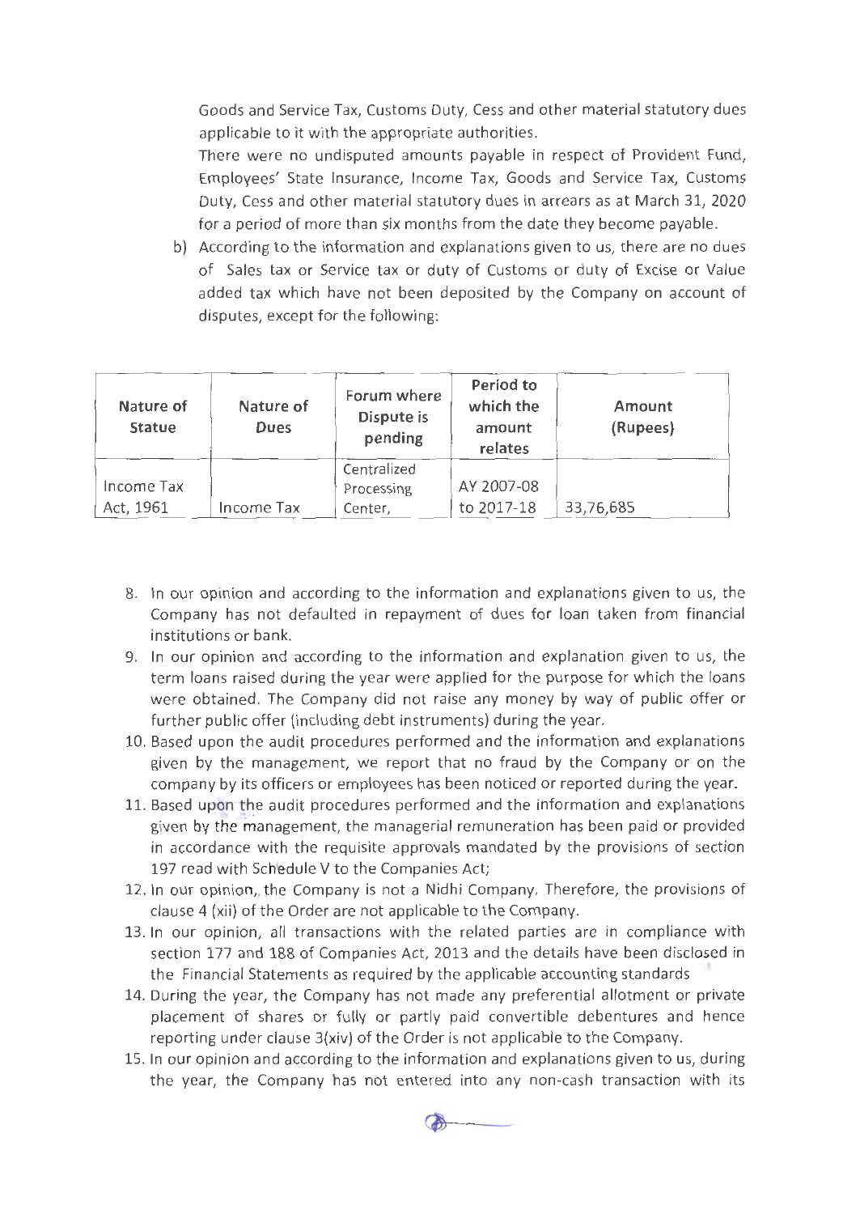Goods and Service Tax, Customs Duty, Cess and other material statutory dues applicable to it with the appropriate authorities.

There were no undisputed amounts payable in respect of Provident Fund, Employees' State Insurance, Income Tax, Goods and Service Tax, Customs Duty, Cess and other material statutory dues in arrears as at March 31, 2020 for a period of more than six months from the date they become payable.

b) According to the information and explanations given to us, there are no dues of Sales tax or Service tax or duty of Customs or duty of Excise or Value added tax which have not been deposited by the Company on account of disputes, except for the following:

| Nature of Statue | Nature of Dues | Forum where Dispute is pending | Period to which the amount relates | Amount (Rupees) |
|---|---|---|---|---|
| Income Tax Act, 1961 | Income Tax | Centralized Processing Center, | AY 2007-08 to 2017-18 | 33,76,685 |

8. In our opinion and according to the information and explanations given to us, the Company has not defaulted in repayment of dues for loan taken from financial institutions or bank.
9. In our opinion and according to the information and explanation given to us, the term loans raised during the year were applied for the purpose for which the loans were obtained. The Company did not raise any money by way of public offer or further public offer (including debt instruments) during the year.
10. Based upon the audit procedures performed and the information and explanations given by the management, we report that no fraud by the Company or on the company by its officers or employees has been noticed or reported during the year.
11. Based upon the audit procedures performed and the information and explanations given by the management, the managerial remuneration has been paid or provided in accordance with the requisite approvals mandated by the provisions of section 197 read with Schedule V to the Companies Act;
12. In our opinion, the Company is not a Nidhi Company. Therefore, the provisions of clause 4 (xii) of the Order are not applicable to the Company.
13. In our opinion, all transactions with the related parties are in compliance with section 177 and 188 of Companies Act, 2013 and the details have been disclosed in the Financial Statements as required by the applicable accounting standards
14. During the year, the Company has not made any preferential allotment or private placement of shares or fully or partly paid convertible debentures and hence reporting under clause 3(xiv) of the Order is not applicable to the Company.
15. In our opinion and according to the information and explanations given to us, during the year, the Company has not entered into any non-cash transaction with its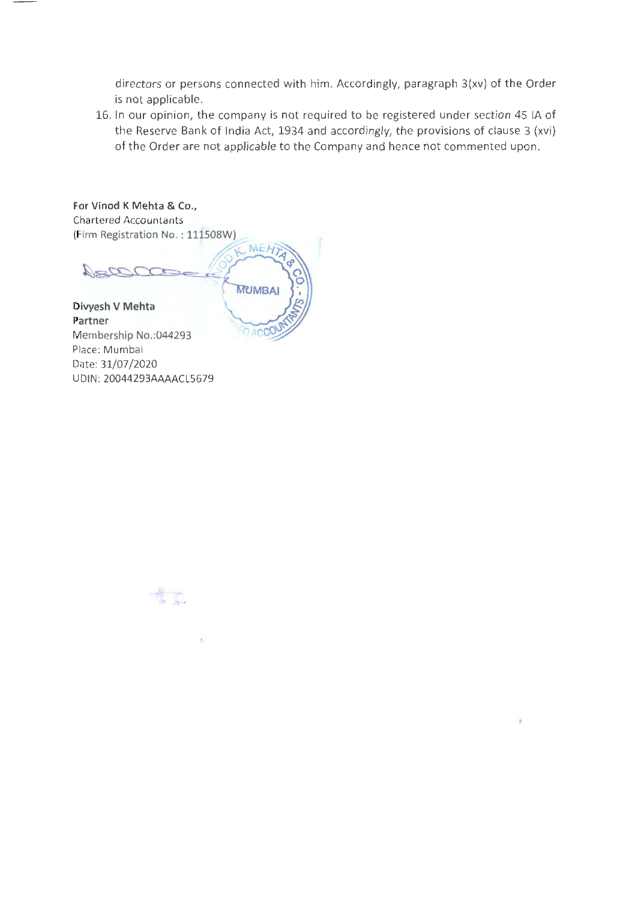directors or persons connected with him. Accordingly, paragraph 3(xv) of the Order is not applicable.

16. In our opinion, the company is not required to be registered under section 45 IA of the Reserve Bank of India Act, 1934 and accordingly, the provisions of clause 3 (xvi) of the Order are not applicable to the Company and hence not commented upon.

**For Vinod K Mehta & Co.,**
Chartered Accountants
(Firm Registration No. : 111508W)

**Divyesh V Mehta**
**Partner**
Membership No.:044293
Place: Mumbai
Date: 31/07/2020
UDIN: 20044293AAAACL5679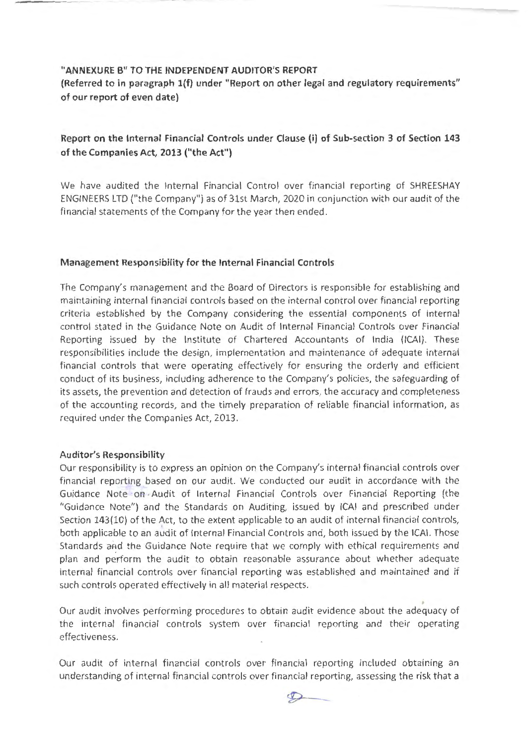**"ANNEXURE B" TO THE INDEPENDENT AUDITOR'S REPORT**

**(Referred to in paragraph 1(f) under "Report on other legal and regulatory requirements" of our report of even date)**

## Report on the Internal Financial Controls under Clause (i) of Sub-section 3 of Section 143 of the Companies Act, 2013 ("the Act")

We have audited the Internal Financial Control over financial reporting of SHREESHAY ENGINEERS LTD ("the Company") as of 31st March, 2020 in conjunction with our audit of the financial statements of the Company for the year then ended.

### Management Responsibility for the Internal Financial Controls

The Company's management and the Board of Directors is responsible for establishing and maintaining internal financial controls based on the internal control over financial reporting criteria established by the Company considering the essential components of internal control stated in the Guidance Note on Audit of Internal Financial Controls over Financial Reporting issued by the Institute of Chartered Accountants of India (ICAI). These responsibilities include the design, implementation and maintenance of adequate internal financial controls that were operating effectively for ensuring the orderly and efficient conduct of its business, including adherence to the Company's policies, the safeguarding of its assets, the prevention and detection of frauds and errors, the accuracy and completeness of the accounting records, and the timely preparation of reliable financial information, as required under the Companies Act, 2013.

### Auditor's Responsibility

Our responsibility is to express an opinion on the Company's internal financial controls over financial reporting based on our audit. We conducted our audit in accordance with the Guidance Note on Audit of Internal Financial Controls over Financial Reporting (the "Guidance Note") and the Standards on Auditing, issued by ICAI and prescribed under Section 143(10) of the Act, to the extent applicable to an audit of internal financial controls, both applicable to an audit of Internal Financial Controls and, both issued by the ICAI. Those Standards and the Guidance Note require that we comply with ethical requirements and plan and perform the audit to obtain reasonable assurance about whether adequate internal financial controls over financial reporting was established and maintained and if such controls operated effectively in all material respects.

Our audit involves performing procedures to obtain audit evidence about the adequacy of the internal financial controls system over financial reporting and their operating effectiveness.

Our audit of internal financial controls over financial reporting included obtaining an understanding of internal financial controls over financial reporting, assessing the risk that a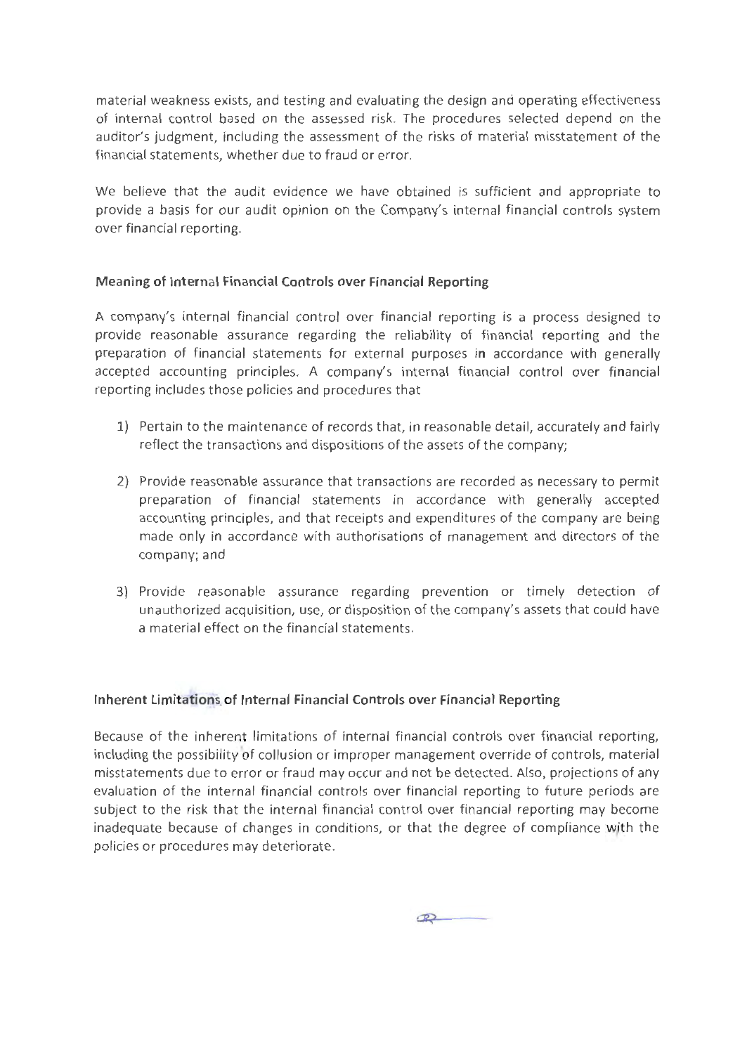material weakness exists, and testing and evaluating the design and operating effectiveness of internal control based on the assessed risk. The procedures selected depend on the auditor's judgment, including the assessment of the risks of material misstatement of the financial statements, whether due to fraud or error.

We believe that the audit evidence we have obtained is sufficient and appropriate to provide a basis for our audit opinion on the Company's internal financial controls system over financial reporting.

### Meaning of Internal Financial Controls over Financial Reporting

A company's internal financial control over financial reporting is a process designed to provide reasonable assurance regarding the reliability of financial reporting and the preparation of financial statements for external purposes in accordance with generally accepted accounting principles. A company's internal financial control over financial reporting includes those policies and procedures that

1) Pertain to the maintenance of records that, in reasonable detail, accurately and fairly reflect the transactions and dispositions of the assets of the company;

2) Provide reasonable assurance that transactions are recorded as necessary to permit preparation of financial statements in accordance with generally accepted accounting principles, and that receipts and expenditures of the company are being made only in accordance with authorisations of management and directors of the company; and

3) Provide reasonable assurance regarding prevention or timely detection of unauthorized acquisition, use, or disposition of the company's assets that could have a material effect on the financial statements.

### Inherent Limitations of Internal Financial Controls over Financial Reporting

Because of the inherent limitations of internal financial controls over financial reporting, including the possibility of collusion or improper management override of controls, material misstatements due to error or fraud may occur and not be detected. Also, projections of any evaluation of the internal financial controls over financial reporting to future periods are subject to the risk that the internal financial control over financial reporting may become inadequate because of changes in conditions, or that the degree of compliance with the policies or procedures may deteriorate.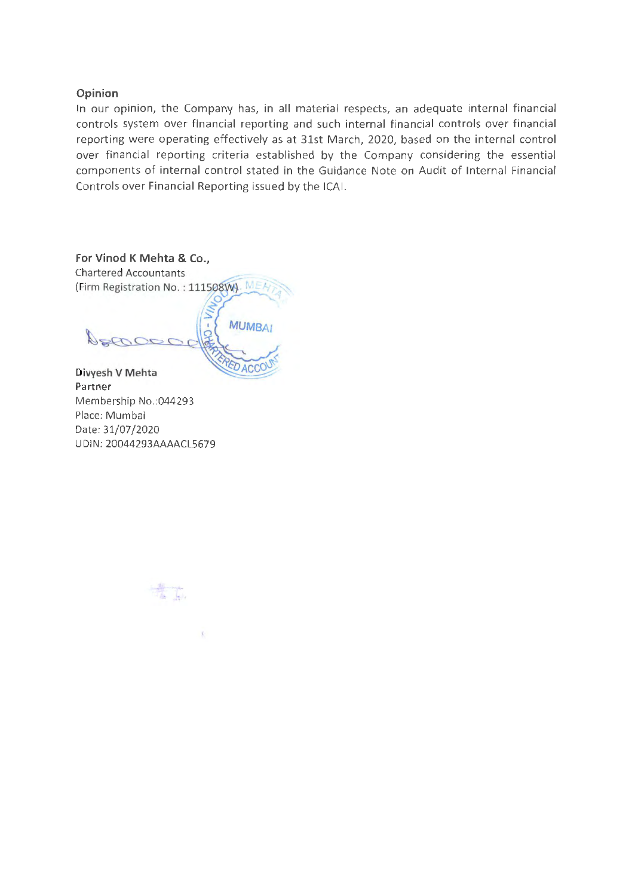**Opinion**

In our opinion, the Company has, in all material respects, an adequate internal financial controls system over financial reporting and such internal financial controls over financial reporting were operating effectively as at 31st March, 2020, based on the internal control over financial reporting criteria established by the Company considering the essential components of internal control stated in the Guidance Note on Audit of Internal Financial Controls over Financial Reporting issued by the ICAI.

**For Vinod K Mehta & Co.,**
Chartered Accountants
(Firm Registration No. : 111508W)

**Divyesh V Mehta**
Partner
Membership No.:044293
Place: Mumbai
Date: 31/07/2020
UDIN: 20044293AAAACL5679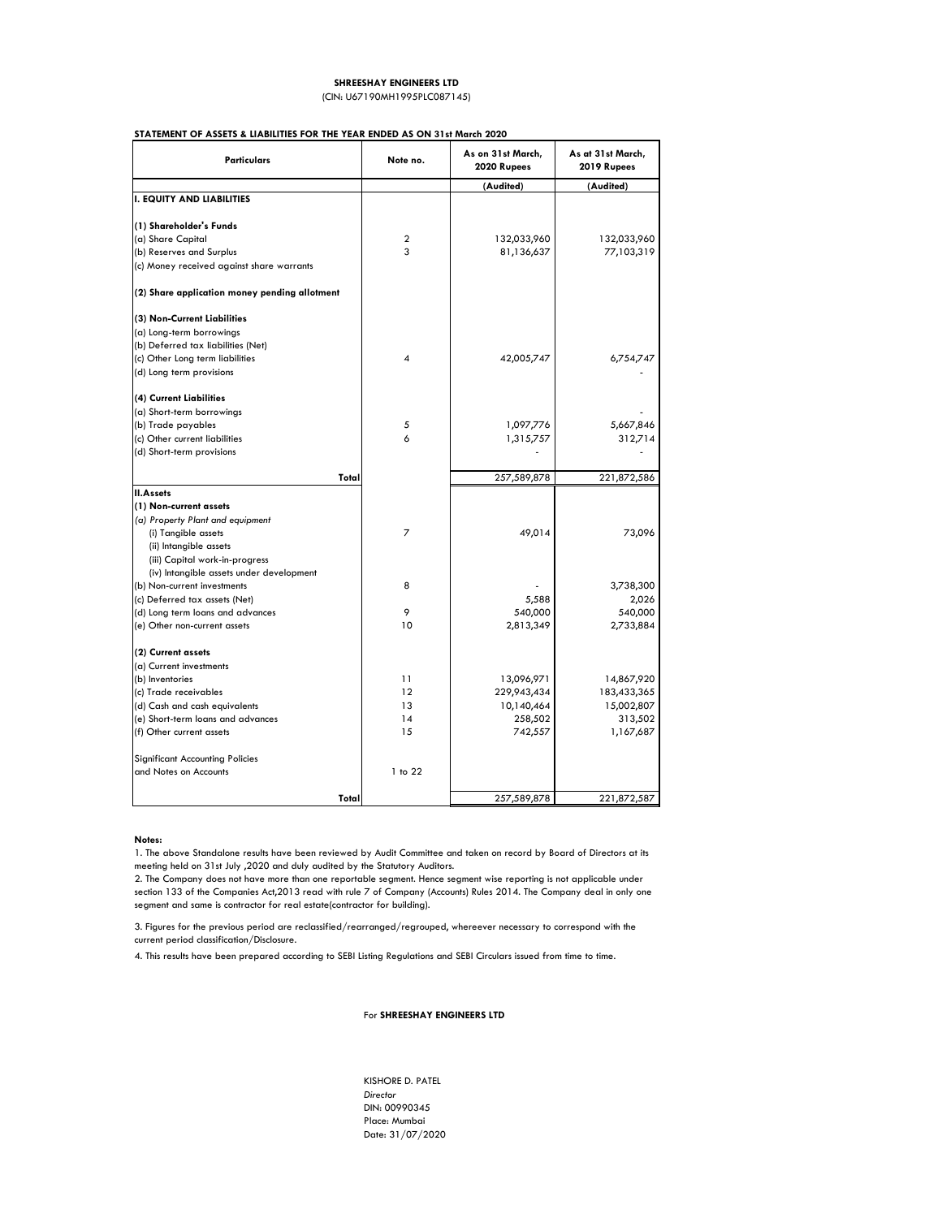**SHREESHAY ENGINEERS LTD**

(CIN: U67190MH1995PLC087145)

**STATEMENT OF ASSETS & LIABILITIES FOR THE YEAR ENDED AS ON 31st March 2020**

| Particulars | Note no. | As on 31st March, 2020 Rupees | As at 31st March, 2019 Rupees |
|---|---|---|---|
| | | (Audited) | (Audited) |
| **I. EQUITY AND LIABILITIES** | | | |
| **(1) Shareholder's Funds** | | | |
| (a) Share Capital | 2 | 132,033,960 | 132,033,960 |
| (b) Reserves and Surplus | 3 | 81,136,637 | 77,103,319 |
| (c) Money received against share warrants | | | |
| **(2) Share application money pending allotment** | | | |
| **(3) Non-Current Liabilities** | | | |
| (a) Long-term borrowings | | | |
| (b) Deferred tax liabilities (Net) | | | |
| (c) Other Long term liabilities | 4 | 42,005,747 | 6,754,747 |
| (d) Long term provisions | | | - |
| **(4) Current Liabilities** | | | |
| (a) Short-term borrowings | | | - |
| (b) Trade payables | 5 | 1,097,776 | 5,667,846 |
| (c) Other current liabilities | 6 | 1,315,757 | 312,714 |
| (d) Short-term provisions | | - | - |
| **Total** | | 257,589,878 | 221,872,586 |
| **II.Assets** | | | |
| **(1) Non-current assets** | | | |
| *(a) Property Plant and equipment* | | | |
| (i) Tangible assets | 7 | 49,014 | 73,096 |
| (ii) Intangible assets | | | |
| (iii) Capital work-in-progress | | | |
| (iv) Intangible assets under development | | | |
| (b) Non-current investments | 8 | - | 3,738,300 |
| (c) Deferred tax assets (Net) | | 5,588 | 2,026 |
| (d) Long term loans and advances | 9 | 540,000 | 540,000 |
| (e) Other non-current assets | 10 | 2,813,349 | 2,733,884 |
| **(2) Current assets** | | | |
| (a) Current investments | | | |
| (b) Inventories | 11 | 13,096,971 | 14,867,920 |
| (c) Trade receivables | 12 | 229,943,434 | 183,433,365 |
| (d) Cash and cash equivalents | 13 | 10,140,464 | 15,002,807 |
| (e) Short-term loans and advances | 14 | 258,502 | 313,502 |
| (f) Other current assets | 15 | 742,557 | 1,167,687 |
| Significant Accounting Policies and Notes on Accounts | 1 to 22 | | |
| **Total** | | 257,589,878 | 221,872,587 |

**Notes:**

1. The above Standalone results have been reviewed by Audit Committee and taken on record by Board of Directors at its meeting held on 31st July ,2020 and duly audited by the Statutory Auditors.
2. The Company does not have more than one reportable segment. Hence segment wise reporting is not applicable under section 133 of the Companies Act,2013 read with rule 7 of Company (Accounts) Rules 2014. The Company deal in only one segment and same is contractor for real estate(contractor for building).
3. Figures for the previous period are reclassified/rearranged/regrouped, whereever necessary to correspond with the current period classification/Disclosure.
4. This results have been prepared according to SEBI Listing Regulations and SEBI Circulars issued from time to time.

For **SHREESHAY ENGINEERS LTD**

KISHORE D. PATEL
*Director*
DIN: 00990345
Place: Mumbai
Date: 31/07/2020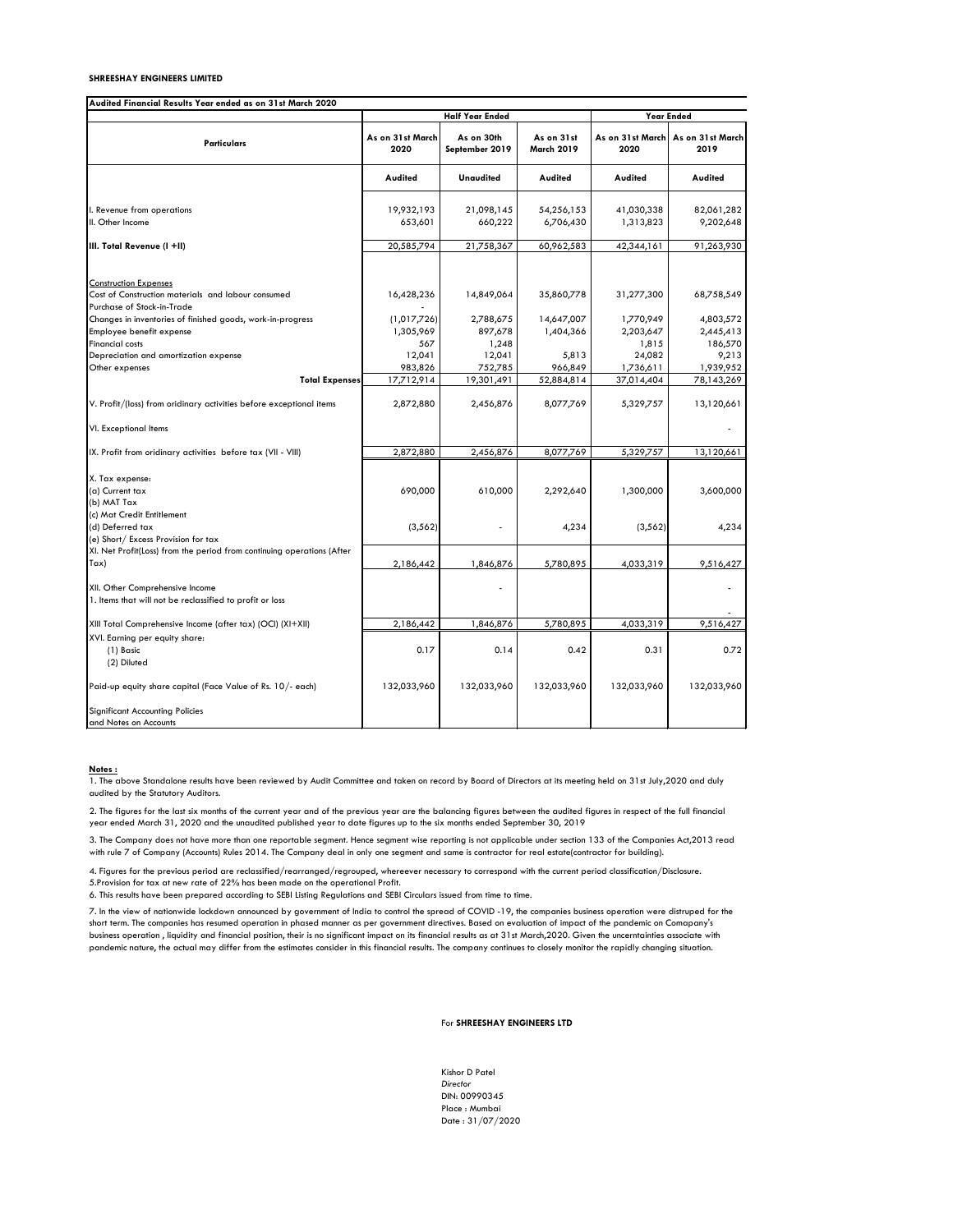**SHREESHAY ENGINEERS LIMITED**

| Audited Financial Results Year ended as on 31st March 2020 | | | | | |
|---|---|---|---|---|---|
| | Half Year Ended | | | Year Ended | |
| Particulars | As on 31st March 2020 | As on 30th September 2019 | As on 31st March 2019 | As on 31st March 2020 | As on 31st March 2019 |
| | Audited | Unaudited | Audited | Audited | Audited |
| I. Revenue from operations | 19,932,193 | 21,098,145 | 54,256,153 | 41,030,338 | 82,061,282 |
| II. Other Income | 653,601 | 660,222 | 6,706,430 | 1,313,823 | 9,202,648 |
| **III. Total Revenue (I +II)** | 20,585,794 | 21,758,367 | 60,962,583 | 42,344,161 | 91,263,930 |
| Construction Expenses | | | | | |
| Cost of Construction materials and labour consumed | 16,428,236 | 14,849,064 | 35,860,778 | 31,277,300 | 68,758,549 |
| Purchase of Stock-in-Trade | - | | | | |
| Changes in inventories of finished goods, work-in-progress | (1,017,726) | 2,788,675 | 14,647,007 | 1,770,949 | 4,803,572 |
| Employee benefit expense | 1,305,969 | 897,678 | 1,404,366 | 2,203,647 | 2,445,413 |
| Financial costs | 567 | 1,248 | | 1,815 | 186,570 |
| Depreciation and amortization expense | 12,041 | 12,041 | 5,813 | 24,082 | 9,213 |
| Other expenses | 983,826 | 752,785 | 966,849 | 1,736,611 | 1,939,952 |
| **Total Expenses** | 17,712,914 | 19,301,491 | 52,884,814 | 37,014,404 | 78,143,269 |
| V. Profit/(loss) from oridinary activities before exceptional items | 2,872,880 | 2,456,876 | 8,077,769 | 5,329,757 | 13,120,661 |
| VI. Exceptional Items | | | | | - |
| IX. Profit from oridinary activities before tax (VII - VIII) | 2,872,880 | 2,456,876 | 8,077,769 | 5,329,757 | 13,120,661 |
| X. Tax expense: | | | | | |
| (a) Current tax | 690,000 | 610,000 | 2,292,640 | 1,300,000 | 3,600,000 |
| (b) MAT Tax | | | | | |
| (c) Mat Credit Entitlement | | | | | |
| (d) Deferred tax | (3,562) | - | 4,234 | (3,562) | 4,234 |
| (e) Short/ Excess Provision for tax | | | | | |
| XI. Net Profit(Loss) from the period from continuing operations (After Tax) | 2,186,442 | 1,846,876 | 5,780,895 | 4,033,319 | 9,516,427 |
| XII. Other Comprehensive Income | | - | | | - |
| 1. Items that will not be reclassified to profit or loss | | | | | - |
| XIII Total Comprehensive Income (after tax) (OCI) (XI+XII) | 2,186,442 | 1,846,876 | 5,780,895 | 4,033,319 | 9,516,427 |
| XVI. Earning per equity share: | | | | | |
| (1) Basic | 0.17 | 0.14 | 0.42 | 0.31 | 0.72 |
| (2) Diluted | | | | | |
| Paid-up equity share capital (Face Value of Rs. 10/- each) | 132,033,960 | 132,033,960 | 132,033,960 | 132,033,960 | 132,033,960 |
| Significant Accounting Policies and Notes on Accounts | | | | | |

**Notes :**

1. The above Standalone results have been reviewed by Audit Committee and taken on record by Board of Directors at its meeting held on 31st July,2020 and duly audited by the Statutory Auditors.

2. The figures for the last six months of the current year and of the previous year are the balancing figures between the audited figures in respect of the full financial year ended March 31, 2020 and the unaudited published year to date figures up to the six months ended September 30, 2019

3. The Company does not have more than one reportable segment. Hence segment wise reporting is not applicable under section 133 of the Companies Act,2013 read with rule 7 of Company (Accounts) Rules 2014. The Company deal in only one segment and same is contractor for real estate(contractor for building).

4. Figures for the previous period are reclassified/rearranged/regrouped, whereever necessary to correspond with the current period classification/Disclosure.

5.Provision for tax at new rate of 22% has been made on the operational Profit.

6. This results have been prepared according to SEBI Listing Regulations and SEBI Circulars issued from time to time.

7. In the view of nationwide lockdown announced by government of India to control the spread of COVID -19, the companies business operation were distruped for the short term. The companies has resumed operation in phased manner as per government directives. Based on evaluation of impact of the pandemic on Comapany's business operation , liquidity and financial position, their is no significant impact on its financial results as at 31st March,2020. Given the uncerntainties associate with pandemic nature, the actual may differ from the estimates consider in this financial results. The company continues to closely monitor the rapidly changing situation.

For **SHREESHAY ENGINEERS LTD**

Kishor D Patel
*Director*
DIN: 00990345
Place : Mumbai
Date : 31/07/2020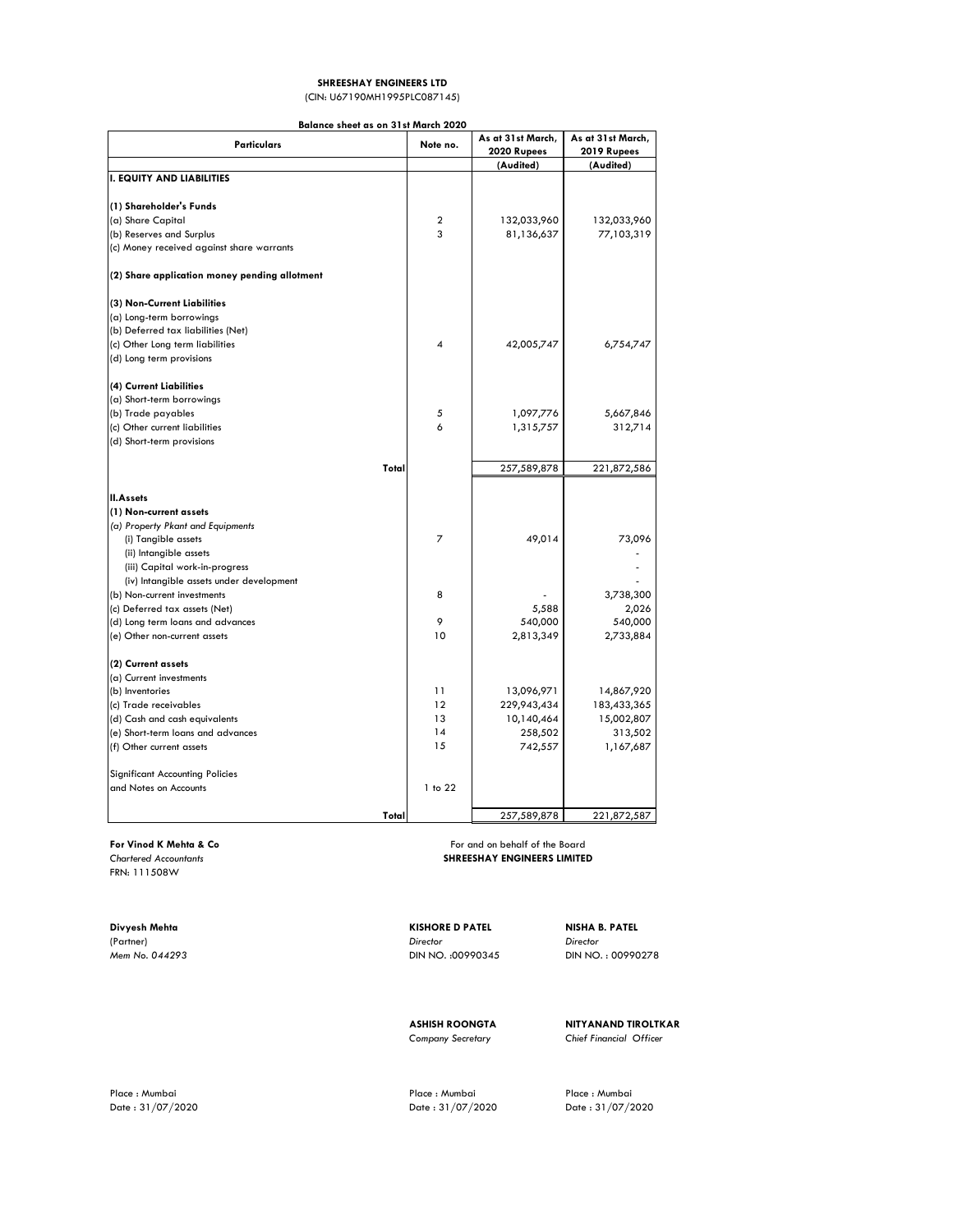**SHREESHAY ENGINEERS LTD**

(CIN: U67190MH1995PLC087145)

**Balance sheet as on 31st March 2020**

| Particulars | Note no. | As at 31st March, 2020 Rupees | As at 31st March, 2019 Rupees |
|---|---|---|---|
| | | (Audited) | (Audited) |
| **I. EQUITY AND LIABILITIES** | | | |
| **(1) Shareholder's Funds** | | | |
| (a) Share Capital | 2 | 132,033,960 | 132,033,960 |
| (b) Reserves and Surplus | 3 | 81,136,637 | 77,103,319 |
| (c) Money received against share warrants | | | |
| **(2) Share application money pending allotment** | | | |
| **(3) Non-Current Liabilities** | | | |
| (a) Long-term borrowings | | | |
| (b) Deferred tax liabilities (Net) | | | |
| (c) Other Long term liabilities | 4 | 42,005,747 | 6,754,747 |
| (d) Long term provisions | | | |
| **(4) Current Liabilities** | | | |
| (a) Short-term borrowings | | | |
| (b) Trade payables | 5 | 1,097,776 | 5,667,846 |
| (c) Other current liabilities | 6 | 1,315,757 | 312,714 |
| (d) Short-term provisions | | | |
| **Total** | | 257,589,878 | 221,872,586 |
| **II.Assets** | | | |
| **(1) Non-current assets** | | | |
| *(a) Property Pkant and Equipments* | | | |
| (i) Tangible assets | 7 | 49,014 | 73,096 |
| (ii) Intangible assets | | | - |
| (iii) Capital work-in-progress | | | - |
| (iv) Intangible assets under development | | | - |
| (b) Non-current investments | 8 | - | 3,738,300 |
| (c) Deferred tax assets (Net) | | 5,588 | 2,026 |
| (d) Long term loans and advances | 9 | 540,000 | 540,000 |
| (e) Other non-current assets | 10 | 2,813,349 | 2,733,884 |
| **(2) Current assets** | | | |
| (a) Current investments | | | |
| (b) Inventories | 11 | 13,096,971 | 14,867,920 |
| (c) Trade receivables | 12 | 229,943,434 | 183,433,365 |
| (d) Cash and cash equivalents | 13 | 10,140,464 | 15,002,807 |
| (e) Short-term loans and advances | 14 | 258,502 | 313,502 |
| (f) Other current assets | 15 | 742,557 | 1,167,687 |
| Significant Accounting Policies and Notes on Accounts | 1 to 22 | | |
| **Total** | | 257,589,878 | 221,872,587 |

**For Vinod K Mehta & Co**
*Chartered Accountants*
FRN: 111508W

For and on behalf of the Board
**SHREESHAY ENGINEERS LIMITED**

**Divyesh Mehta**
(Partner)
*Mem No. 044293*

**KISHORE D PATEL**
*Director*
DIN NO. :00990345

**NISHA B. PATEL**
*Director*
DIN NO. : 00990278

**ASHISH ROONGTA**
*Company Secretary*

**NITYANAND TIROLTKAR**
*Chief Financial Officer*

Place : Mumbai
Date : 31/07/2020

Place : Mumbai
Date : 31/07/2020

Place : Mumbai
Date : 31/07/2020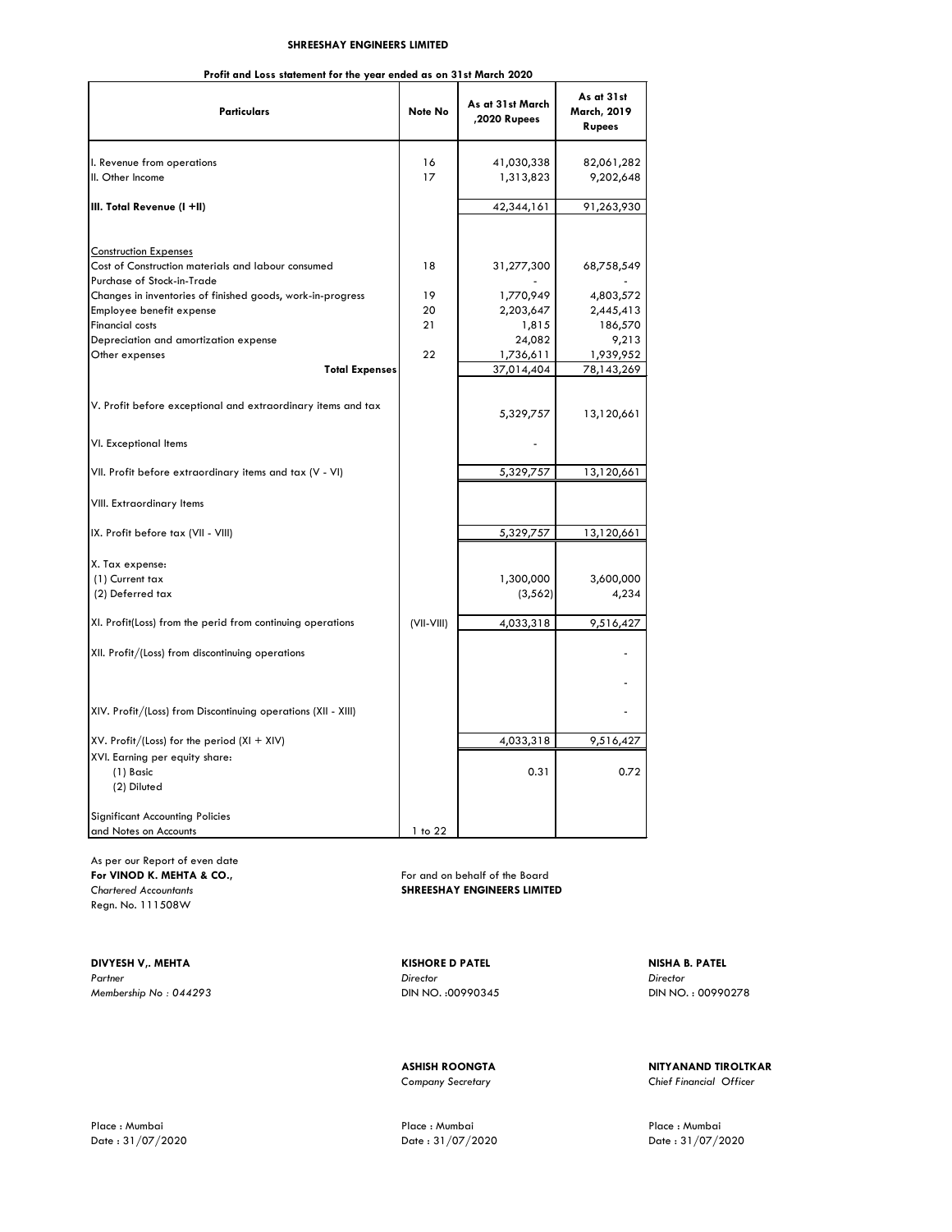**SHREESHAY ENGINEERS LIMITED**

**Profit and Loss statement for the year ended as on 31st March 2020**

| Particulars | Note No | As at 31st March ,2020 Rupees | As at 31st March, 2019 Rupees |
|---|---|---|---|
| I. Revenue from operations | 16 | 41,030,338 | 82,061,282 |
| II. Other Income | 17 | 1,313,823 | 9,202,648 |
| **III. Total Revenue (I +II)** | | 42,344,161 | 91,263,930 |
| Construction Expenses | | | |
| Cost of Construction materials and labour consumed | 18 | 31,277,300 | 68,758,549 |
| Purchase of Stock-in-Trade | | - | - |
| Changes in inventories of finished goods, work-in-progress | 19 | 1,770,949 | 4,803,572 |
| Employee benefit expense | 20 | 2,203,647 | 2,445,413 |
| Financial costs | 21 | 1,815 | 186,570 |
| Depreciation and amortization expense | | 24,082 | 9,213 |
| Other expenses | 22 | 1,736,611 | 1,939,952 |
| **Total Expenses** | | 37,014,404 | 78,143,269 |
| V. Profit before exceptional and extraordinary items and tax | | 5,329,757 | 13,120,661 |
| VI. Exceptional Items | | - | |
| VII. Profit before extraordinary items and tax (V - VI) | | 5,329,757 | 13,120,661 |
| VIII. Extraordinary Items | | | |
| IX. Profit before tax (VII - VIII) | | 5,329,757 | 13,120,661 |
| X. Tax expense: | | | |
| (1) Current tax | | 1,300,000 | 3,600,000 |
| (2) Deferred tax | | (3,562) | 4,234 |
| XI. Profit(Loss) from the perid from continuing operations | (VII-VIII) | 4,033,318 | 9,516,427 |
| XII. Profit/(Loss) from discontinuing operations | | | - |
| | | | - |
| XIV. Profit/(Loss) from Discontinuing operations (XII - XIII) | | | - |
| XV. Profit/(Loss) for the period (XI + XIV) | | 4,033,318 | 9,516,427 |
| XVI. Earning per equity share: | | | |
| (1) Basic | | 0.31 | 0.72 |
| (2) Diluted | | | |
| Significant Accounting Policies and Notes on Accounts | 1 to 22 | | |

As per our Report of even date
**For VINOD K. MEHTA & CO.,**
*Chartered Accountants*
Regn. No. 111508W

For and on behalf of the Board
**SHREESHAY ENGINEERS LIMITED**

**DIVYESH V,. MEHTA**
*Partner*
*Membership No : 044293*

**KISHORE D PATEL**
*Director*
DIN NO. :00990345

**NISHA B. PATEL**
*Director*
DIN NO. : 00990278

**ASHISH ROONGTA**
*Company Secretary*

**NITYANAND TIROLTKAR**
*Chief Financial Officer*

Place : Mumbai
Date : 31/07/2020

Place : Mumbai
Date : 31/07/2020

Place : Mumbai
Date : 31/07/2020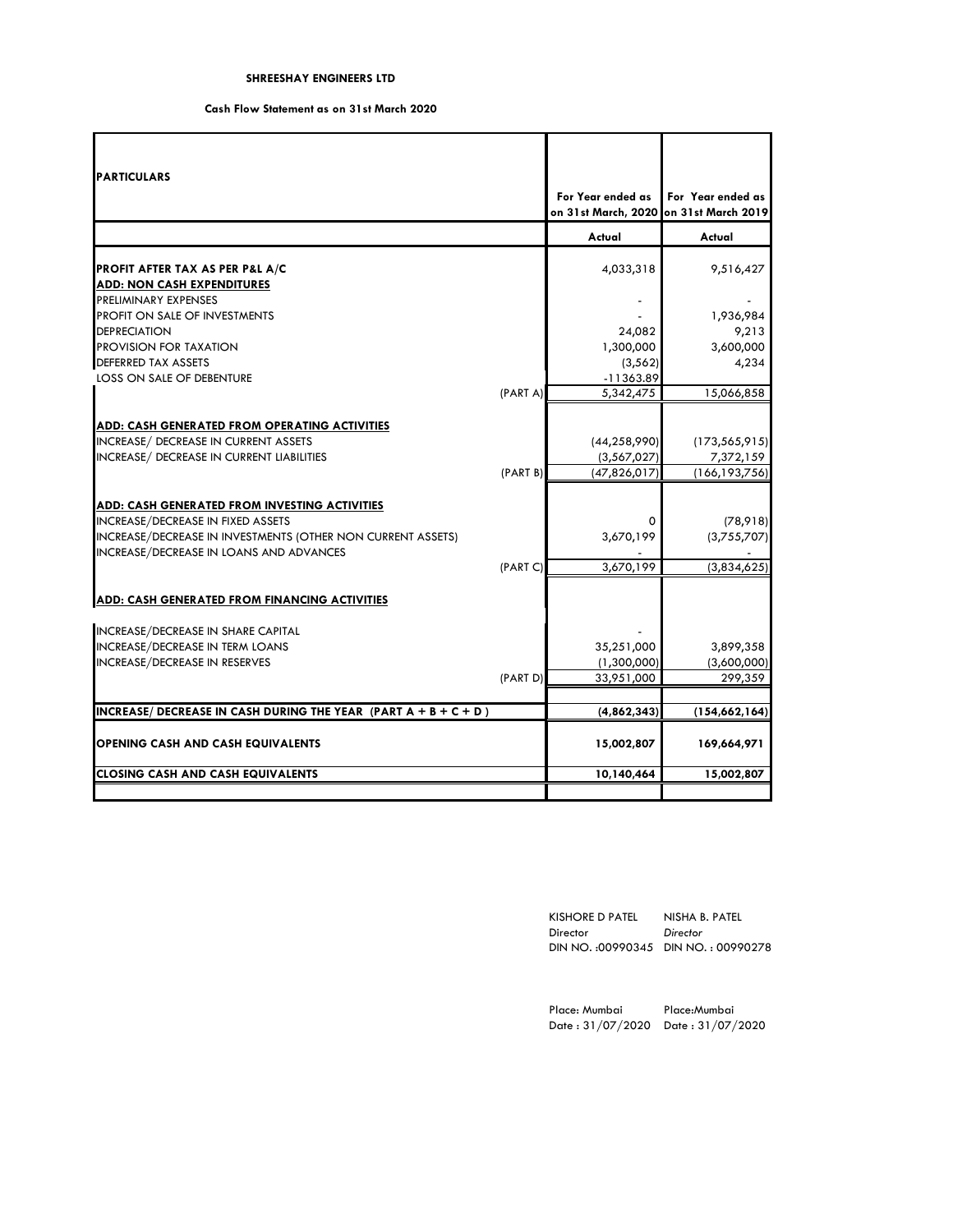**SHREESHAY ENGINEERS LTD**

**Cash Flow Statement as on 31st March 2020**

| PARTICULARS | | For Year ended as on 31st March, 2020 | For Year ended as on 31st March 2019 |
|---|---|---|---|
| | | Actual | Actual |
| **PROFIT AFTER TAX AS PER P&L A/C** | | 4,033,318 | 9,516,427 |
| **ADD: NON CASH EXPENDITURES** | | | |
| PRELIMINARY EXPENSES | | - | - |
| PROFIT ON SALE OF INVESTMENTS | | - | 1,936,984 |
| DEPRECIATION | | 24,082 | 9,213 |
| PROVISION FOR TAXATION | | 1,300,000 | 3,600,000 |
| DEFERRED TAX ASSETS | | (3,562) | 4,234 |
| LOSS ON SALE OF DEBENTURE | | -11363.89 | |
| | (PART A) | 5,342,475 | 15,066,858 |
| **ADD: CASH GENERATED FROM OPERATING ACTIVITIES** | | | |
| INCREASE/ DECREASE IN CURRENT ASSETS | | (44,258,990) | (173,565,915) |
| INCREASE/ DECREASE IN CURRENT LIABILITIES | | (3,567,027) | 7,372,159 |
| | (PART B) | (47,826,017) | (166,193,756) |
| **ADD: CASH GENERATED FROM INVESTING ACTIVITIES** | | | |
| INCREASE/DECREASE IN FIXED ASSETS | | 0 | (78,918) |
| INCREASE/DECREASE IN INVESTMENTS (OTHER NON CURRENT ASSETS) | | 3,670,199 | (3,755,707) |
| INCREASE/DECREASE IN LOANS AND ADVANCES | | - | - |
| | (PART C) | 3,670,199 | (3,834,625) |
| **ADD: CASH GENERATED FROM FINANCING ACTIVITIES** | | | |
| INCREASE/DECREASE IN SHARE CAPITAL | | - | |
| INCREASE/DECREASE IN TERM LOANS | | 35,251,000 | 3,899,358 |
| INCREASE/DECREASE IN RESERVES | | (1,300,000) | (3,600,000) |
| | (PART D) | 33,951,000 | 299,359 |
| **INCREASE/ DECREASE IN CASH DURING THE YEAR (PART A + B + C + D )** | | **(4,862,343)** | **(154,662,164)** |
| **OPENING CASH AND CASH EQUIVALENTS** | | **15,002,807** | **169,664,971** |
| **CLOSING CASH AND CASH EQUIVALENTS** | | **10,140,464** | **15,002,807** |

KISHORE D PATEL
Director
DIN NO. :00990345

NISHA B. PATEL
*Director*
DIN NO. : 00990278

Place: Mumbai
Date : 31/07/2020

Place:Mumbai
Date : 31/07/2020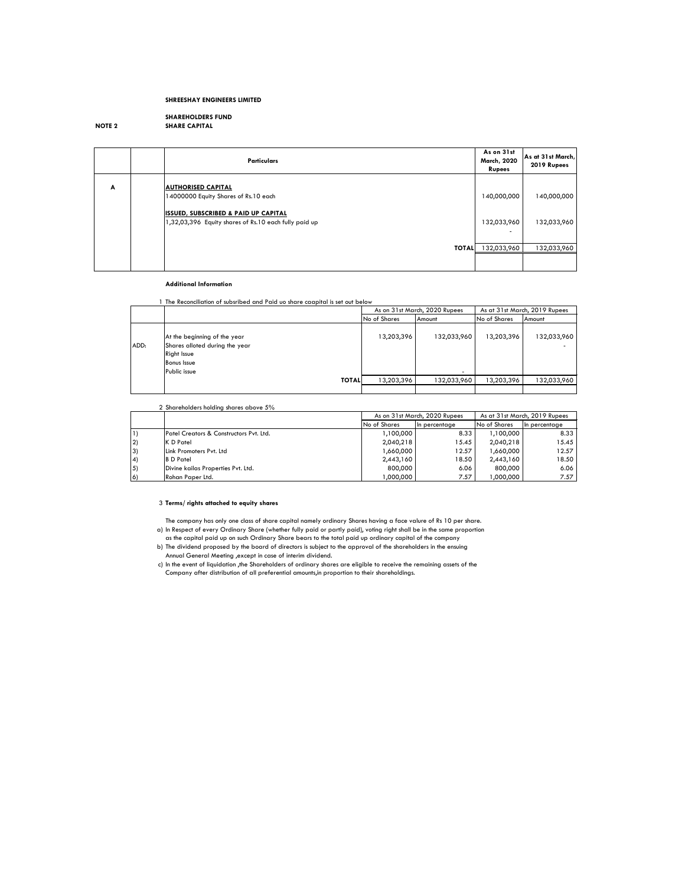**SHREESHAY ENGINEERS LIMITED**

**SHAREHOLDERS FUND**

**NOTE 2** **SHARE CAPITAL**

| | | Particulars | As on 31st March, 2020 Rupees | As at 31st March, 2019 Rupees |
|---|---|---|---|---|
| A | | **AUTHORISED CAPITAL** | | |
| | | 14000000 Equity Shares of Rs.10 each | 140,000,000 | 140,000,000 |
| | | **ISSUED, SUBSCRIBED & PAID UP CAPITAL** | | |
| | | 1,32,03,396 Equity shares of Rs.10 each fully paid up | 132,033,960 | 132,033,960 |
| | | | - | |
| | | **TOTAL** | 132,033,960 | 132,033,960 |

**Additional Information**

1 The Reconciliation of subsribed and Paid uo share caapital is set out below

| | | As on 31st March, 2020 Rupees | | As at 31st March, 2019 Rupees | |
|---|---|---|---|---|---|
| | | No of Shares | Amount | No of Shares | Amount |
| | At the beginning of the year | 13,203,396 | 132,033,960 | 13,203,396 | 132,033,960 |
| ADD: | Shares alloted during the year | | | | - |
| | Right Issue | | | | |
| | Bonus Issue | | | | |
| | Public issue | | - | | |
| | **TOTAL** | 13,203,396 | 132,033,960 | 13,203,396 | 132,033,960 |

2 Shareholders holding shares above 5%

| | | As on 31st March, 2020 Rupees | | As at 31st March, 2019 Rupees | |
|---|---|---|---|---|---|
| | | No of Shares | In percentage | No of Shares | In percentage |
| 1) | Patel Creators & Constructors Pvt. Ltd. | 1,100,000 | 8.33 | 1,100,000 | 8.33 |
| 2) | K D Patel | 2,040,218 | 15.45 | 2,040,218 | 15.45 |
| 3) | Link Promoters Pvt. Ltd | 1,660,000 | 12.57 | 1,660,000 | 12.57 |
| 4) | B D Patel | 2,443,160 | 18.50 | 2,443,160 | 18.50 |
| 5) | Divine kailas Properties Pvt. Ltd. | 800,000 | 6.06 | 800,000 | 6.06 |
| 6) | Rohan Paper Ltd. | 1,000,000 | 7.57 | 1,000,000 | 7.57 |

3 **Terms/ rights attached to equity shares**

The company has only one class of share capital namely ordinary Shares having a face value of Rs 10 per share.

a) In Respect of every Ordinary Share (whether fully paid or partly paid), voting right shall be in the same proportion as the capital paid up on such Ordinary Share bears to the total paid up ordinary capital of the company

b) The dividend proposed by the board of directors is subject to the approval of the shareholders in the ensuing Annual General Meeting ,except in case of interim dividend.

c) In the event of liquidation ,the Shareholders of ordinary shares are eligible to receive the remaining assets of the Company after distribution of all preferential amounts,in proportion to their shareholdings.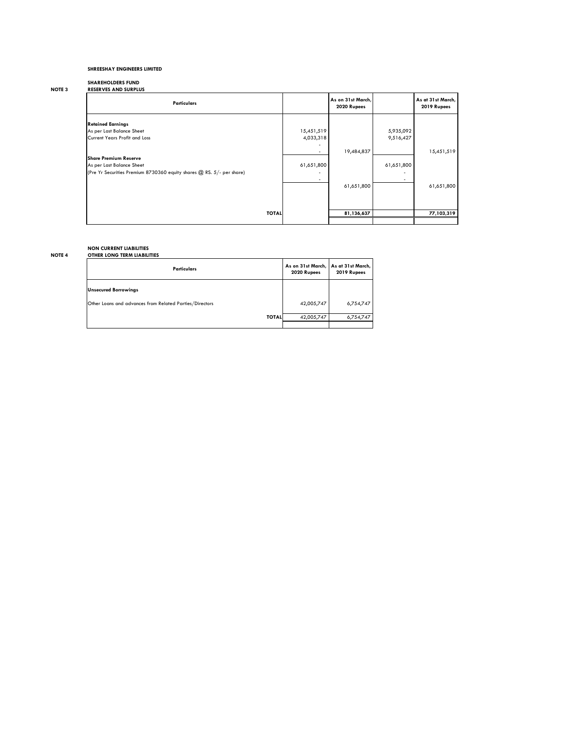**SHREESHAY ENGINEERS LIMITED**

**SHAREHOLDERS FUND**

**NOTE 3 RESERVES AND SURPLUS**

| Particulars | | As on 31st March, 2020 Rupees | | As at 31st March, 2019 Rupees |
|---|---|---|---|---|
| **Retained Earnings** | | | | |
| As per Last Balance Sheet | 15,451,519 | | 5,935,092 | |
| Current Years Profit and Loss | 4,033,318 | | 9,516,427 | |
| | - | | | |
| | - | 19,484,837 | | 15,451,519 |
| **Share Premium Reserve** | | | | |
| As per Last Balance Sheet | 61,651,800 | | 61,651,800 | |
| (Pre Yr Securities Premium 8730360 equity shares @ RS. 5/- per share) | - | | - | |
| | - | | - | |
| | | 61,651,800 | | 61,651,800 |
| **TOTAL** | | **81,136,637** | | **77,103,319** |

**NON CURRENT LIABILITIES**

**NOTE 4 OTHER LONG TERM LIABILITIES**

| Particulars | As on 31st March, 2020 Rupees | As at 31st March, 2019 Rupees |
|---|---|---|
| **Unsecured Borrowings** | | |
| Other Loans and advances from Related Parties/Directors | 42,005,747 | 6,754,747 |
| **TOTAL** | 42,005,747 | 6,754,747 |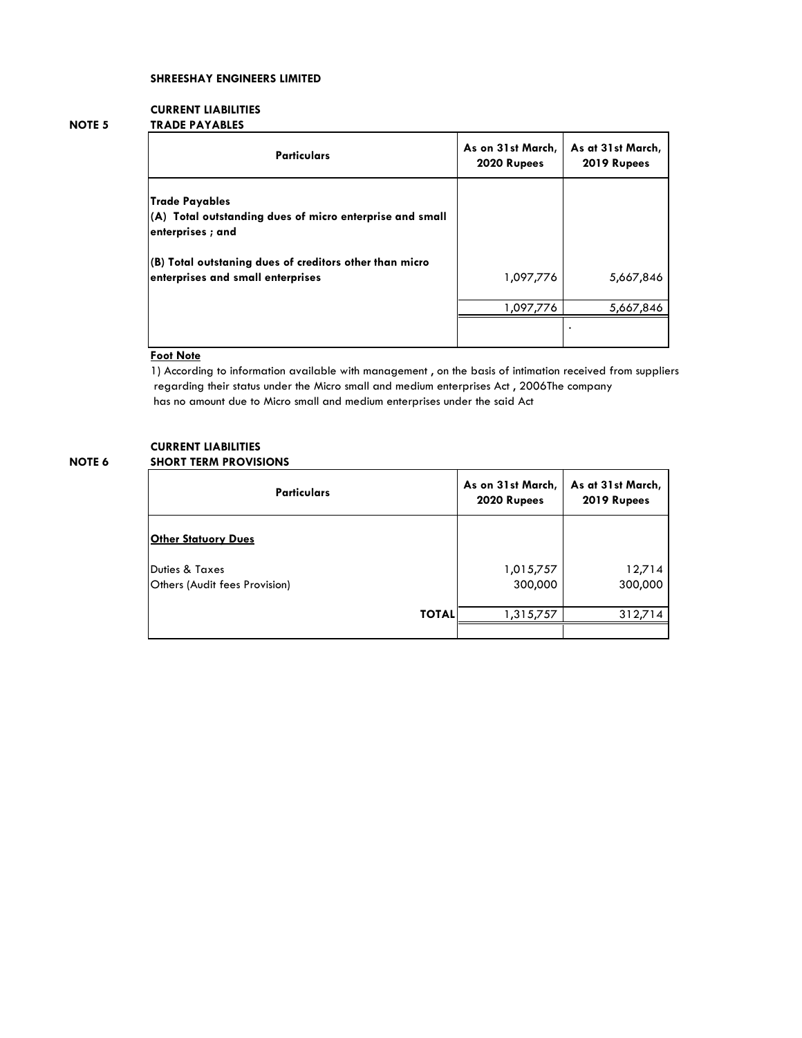**SHREESHAY ENGINEERS LIMITED**

**CURRENT LIABILITIES**

**NOTE 5 TRADE PAYABLES**

| Particulars | As on 31st March, 2020 Rupees | As at 31st March, 2019 Rupees |
|---|---|---|
| **Trade Payables** | | |
| **(A) Total outstanding dues of micro enterprise and small enterprises ; and** | | |
| **(B) Total outstaning dues of creditors other than micro enterprises and small enterprises** | 1,097,776 | 5,667,846 |
| | 1,097,776 | 5,667,846 |

**Foot Note**

1) According to information available with management , on the basis of intimation received from suppliers regarding their status under the Micro small and medium enterprises Act , 2006The company has no amount due to Micro small and medium enterprises under the said Act

**CURRENT LIABILITIES**

**NOTE 6 SHORT TERM PROVISIONS**

| Particulars | As on 31st March, 2020 Rupees | As at 31st March, 2019 Rupees |
|---|---|---|
| **Other Statuory Dues** | | |
| Duties & Taxes | 1,015,757 | 12,714 |
| Others (Audit fees Provision) | 300,000 | 300,000 |
| **TOTAL** | 1,315,757 | 312,714 |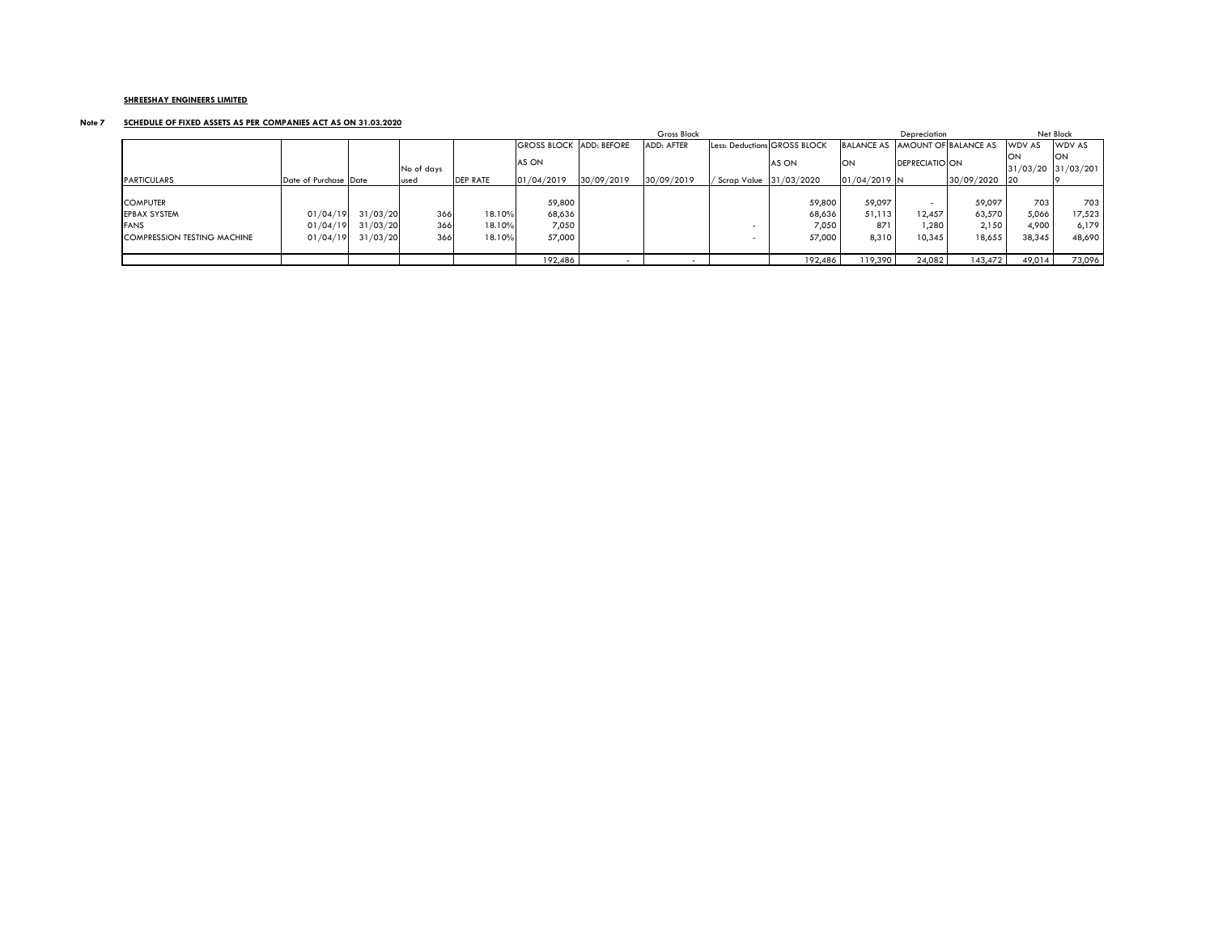**SHREESHAY ENGINEERS LIMITED**

**Note 7** **SCHEDULE OF FIXED ASSETS AS PER COMPANIES ACT AS ON 31.03.2020**

| | | | | | Gross Block | | | | | Depreciation | | | Net Block | |
|---|---|---|---|---|---|---|---|---|---|---|---|---|---|---|
| PARTICULARS | Date of Purchase | Date | No of days used | DEP RATE | GROSS BLOCK AS ON 01/04/2019 | ADD: BEFORE 30/09/2019 | ADD: AFTER 30/09/2019 | Less: Deductions / Scrap Value | GROSS BLOCK AS ON 31/03/2020 | BALANCE AS ON 01/04/2019 | AMOUNT OF DEPRECIATION | BALANCE AS ON 30/09/2020 | WDV AS ON 31/03/2020 | WDV AS ON 31/03/2019 |
| COMPUTER | | | | | 59,800 | | | | 59,800 | 59,097 | - | 59,097 | 703 | 703 |
| EPBAX SYSTEM | 01/04/19 | 31/03/20 | 366 | 18.10% | 68,636 | | | | 68,636 | 51,113 | 12,457 | 63,570 | 5,066 | 17,523 |
| FANS | 01/04/19 | 31/03/20 | 366 | 18.10% | 7,050 | | | - | 7,050 | 871 | 1,280 | 2,150 | 4,900 | 6,179 |
| COMPRESSION TESTING MACHINE | 01/04/19 | 31/03/20 | 366 | 18.10% | 57,000 | | | - | 57,000 | 8,310 | 10,345 | 18,655 | 38,345 | 48,690 |
| | | | | | 192,486 | - | - | | 192,486 | 119,390 | 24,082 | 143,472 | 49,014 | 73,096 |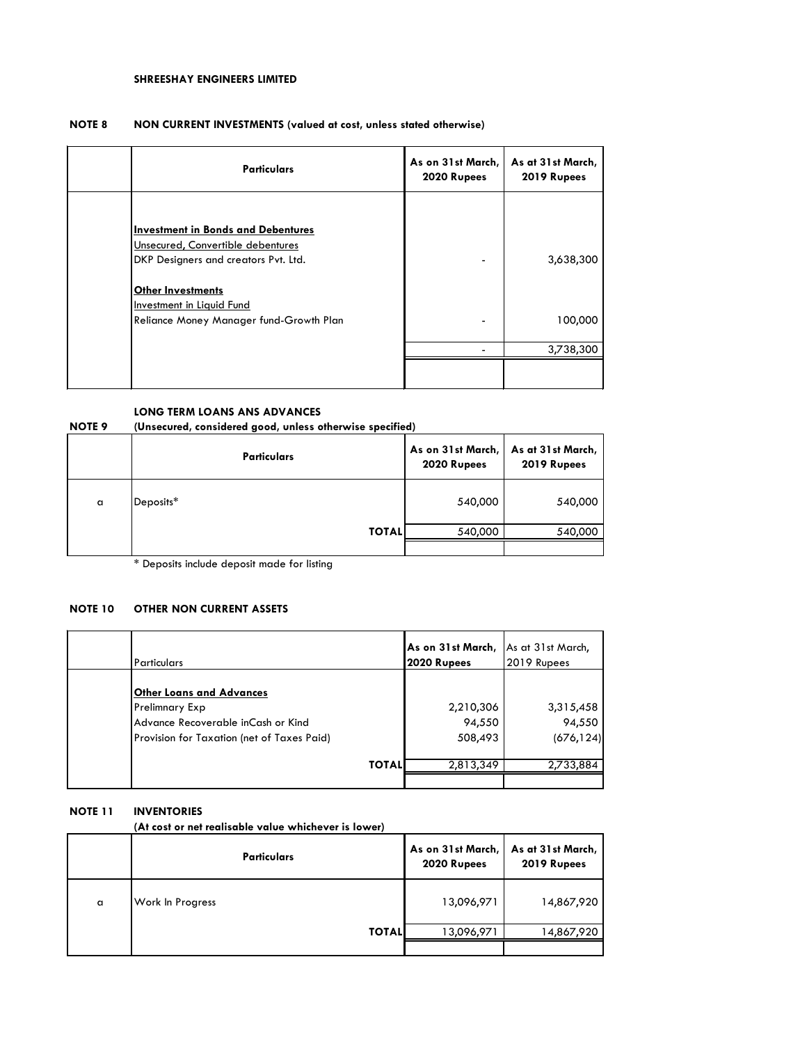**SHREESHAY ENGINEERS LIMITED**

**NOTE 8 NON CURRENT INVESTMENTS (valued at cost, unless stated otherwise)**

| | Particulars | As on 31st March, 2020 Rupees | As at 31st March, 2019 Rupees |
|---|---|---|---|
| | **Investment in Bonds and Debentures** | | |
| | Unsecured, Convertible debentures | | |
| | DKP Designers and creators Pvt. Ltd. | - | 3,638,300 |
| | **Other Investments** | | |
| | Investment in Liquid Fund | | |
| | Reliance Money Manager fund-Growth Plan | - | 100,000 |
| | | - | 3,738,300 |

**NOTE 9 LONG TERM LOANS ANS ADVANCES (Unsecured, considered good, unless otherwise specified)**

| | Particulars | As on 31st March, 2020 Rupees | As at 31st March, 2019 Rupees |
|---|---|---|---|
| a | Deposits* | 540,000 | 540,000 |
| | **TOTAL** | 540,000 | 540,000 |

\* Deposits include deposit made for listing

**NOTE 10 OTHER NON CURRENT ASSETS**

| | Particulars | As on 31st March, 2020 Rupees | As at 31st March, 2019 Rupees |
|---|---|---|---|
| | **Other Loans and Advances** | | |
| | Prelimnary Exp | 2,210,306 | 3,315,458 |
| | Advance Recoverable inCash or Kind | 94,550 | 94,550 |
| | Provision for Taxation (net of Taxes Paid) | 508,493 | (676,124) |
| | **TOTAL** | 2,813,349 | 2,733,884 |

**NOTE 11 INVENTORIES**
**(At cost or net realisable value whichever is lower)**

| | Particulars | As on 31st March, 2020 Rupees | As at 31st March, 2019 Rupees |
|---|---|---|---|
| a | Work In Progress | 13,096,971 | 14,867,920 |
| | **TOTAL** | 13,096,971 | 14,867,920 |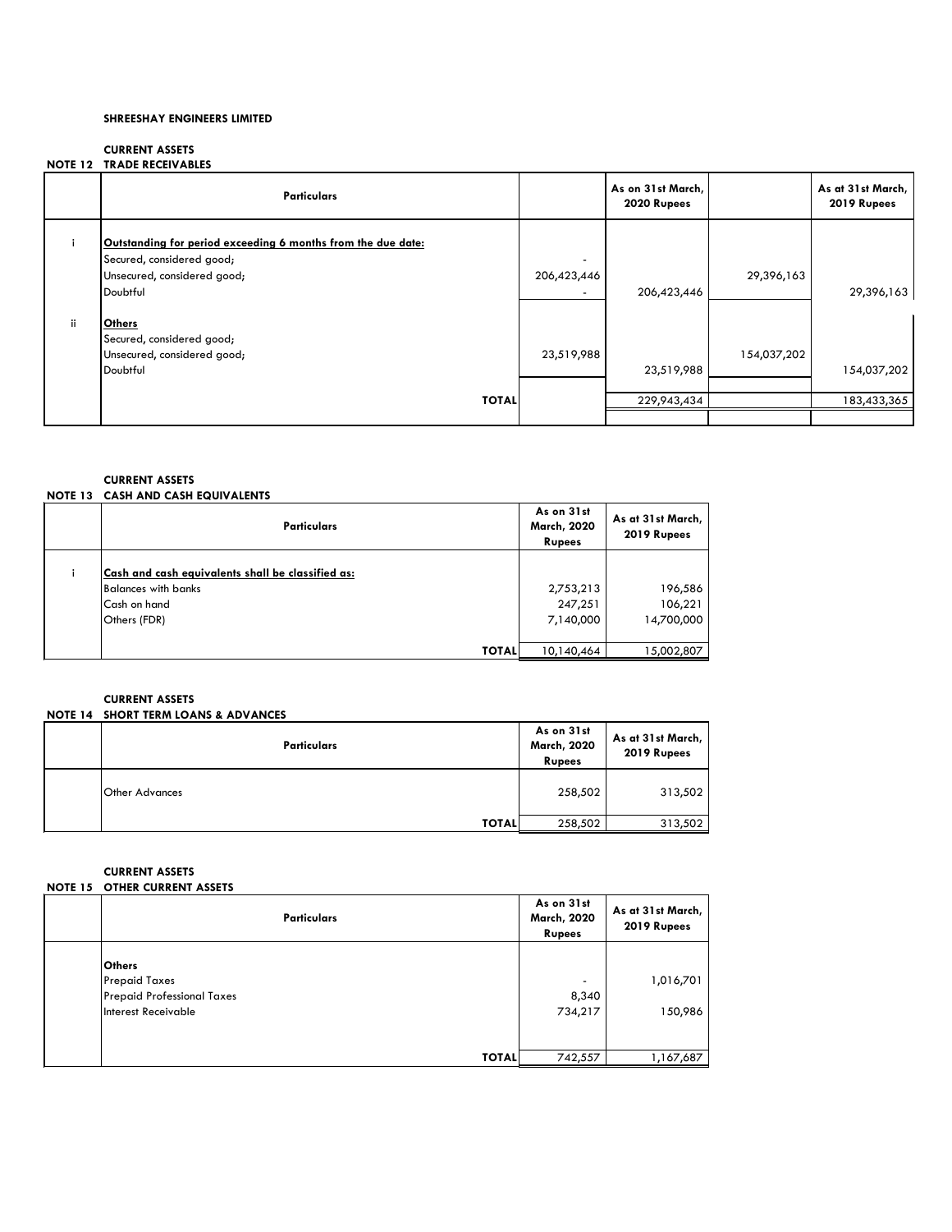**SHREESHAY ENGINEERS LIMITED**

**CURRENT ASSETS**

**NOTE 12 TRADE RECEIVABLES**

| | Particulars | | As on 31st March, 2020 Rupees | | As at 31st March, 2019 Rupees |
|---|---|---|---|---|---|
| i | **Outstanding for period exceeding 6 months from the due date:** | | | | |
| | Secured, considered good; | - | | | |
| | Unsecured, considered good; | 206,423,446 | | 29,396,163 | |
| | Doubtful | - | 206,423,446 | | 29,396,163 |
| ii | **Others** | | | | |
| | Secured, considered good; | | | | |
| | Unsecured, considered good; | 23,519,988 | | 154,037,202 | |
| | Doubtful | | 23,519,988 | | 154,037,202 |
| | **TOTAL** | | 229,943,434 | | 183,433,365 |

**CURRENT ASSETS**

**NOTE 13 CASH AND CASH EQUIVALENTS**

| | Particulars | As on 31st March, 2020 Rupees | As at 31st March, 2019 Rupees |
|---|---|---|---|
| i | **Cash and cash equivalents shall be classified as:** | | |
| | Balances with banks | 2,753,213 | 196,586 |
| | Cash on hand | 247,251 | 106,221 |
| | Others (FDR) | 7,140,000 | 14,700,000 |
| | **TOTAL** | 10,140,464 | 15,002,807 |

**CURRENT ASSETS**

**NOTE 14 SHORT TERM LOANS & ADVANCES**

| | Particulars | As on 31st March, 2020 Rupees | As at 31st March, 2019 Rupees |
|---|---|---|---|
| | Other Advances | 258,502 | 313,502 |
| | **TOTAL** | 258,502 | 313,502 |

**CURRENT ASSETS**

**NOTE 15 OTHER CURRENT ASSETS**

| | Particulars | As on 31st March, 2020 Rupees | As at 31st March, 2019 Rupees |
|---|---|---|---|
| | **Others** | | |
| | Prepaid Taxes | - | 1,016,701 |
| | Prepaid Professional Taxes | 8,340 | |
| | Interest Receivable | 734,217 | 150,986 |
| | **TOTAL** | 742,557 | 1,167,687 |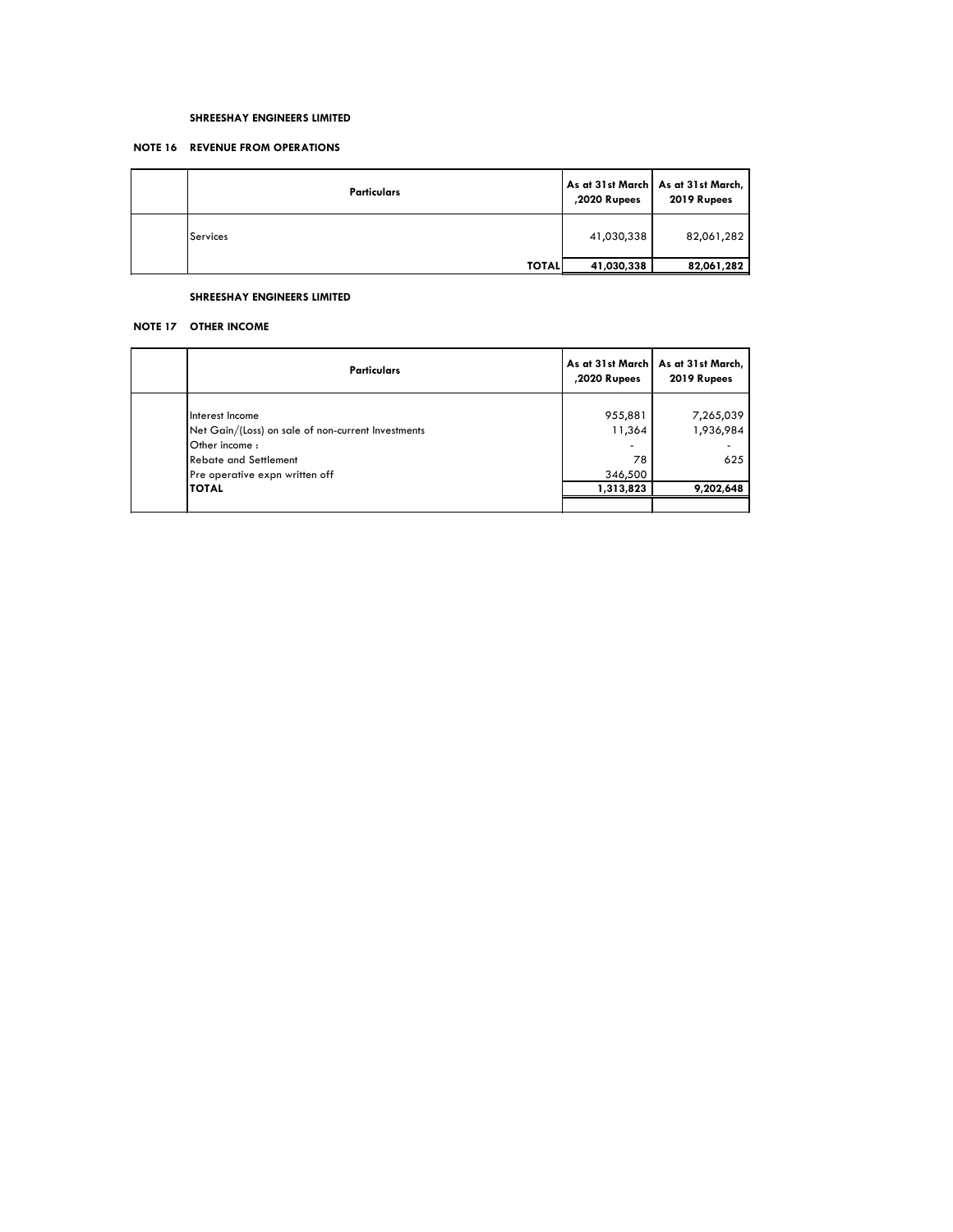**SHREESHAY ENGINEERS LIMITED**

**NOTE 16 REVENUE FROM OPERATIONS**

| | Particulars | As at 31st March ,2020 Rupees | As at 31st March, 2019 Rupees |
|---|---|---|---|
| | Services | 41,030,338 | 82,061,282 |
| | **TOTAL** | **41,030,338** | **82,061,282** |

**SHREESHAY ENGINEERS LIMITED**

**NOTE 17 OTHER INCOME**

| | Particulars | As at 31st March ,2020 Rupees | As at 31st March, 2019 Rupees |
|---|---|---|---|
| | Interest Income | 955,881 | 7,265,039 |
| | Net Gain/(Loss) on sale of non-current Investments | 11,364 | 1,936,984 |
| | Other income : | - | - |
| | Rebate and Settlement | 78 | 625 |
| | Pre operative expn written off | 346,500 | |
| | **TOTAL** | **1,313,823** | **9,202,648** |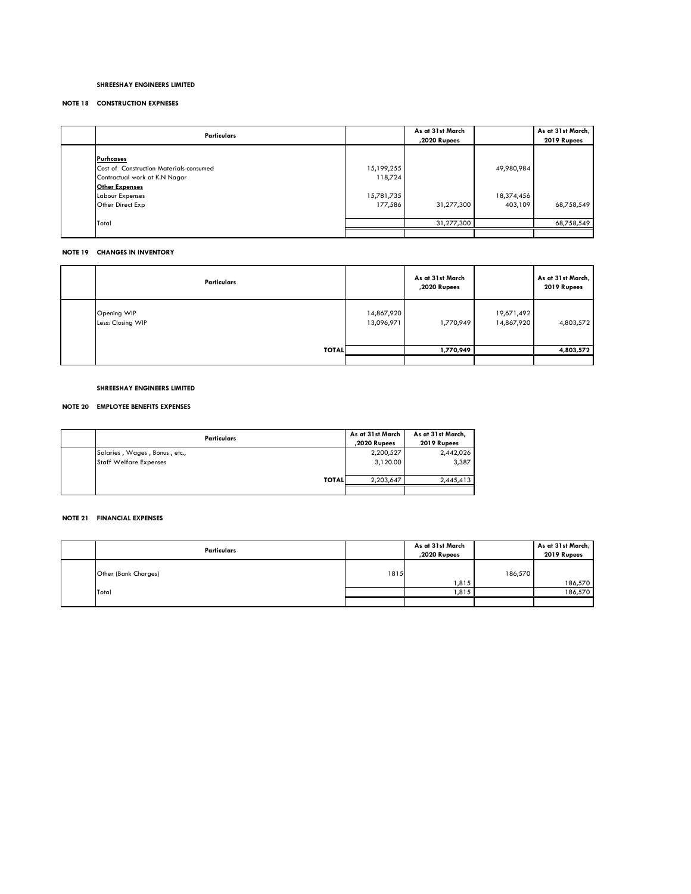**SHREESHAY ENGINEERS LIMITED**

**NOTE 18 CONSTRUCTION EXPNESES**

| Particulars | | As at 31st March ,2020 Rupees | | As at 31st March, 2019 Rupees |
|---|---|---|---|---|
| **Purhcases** | | | | |
| Cost of Construction Materials consumed | 15,199,255 | | 49,980,984 | |
| Contractual work at K.N Nagar | 118,724 | | | |
| **Other Expenses** | | | | |
| Labour Expenses | 15,781,735 | | 18,374,456 | |
| Other Direct Exp | 177,586 | 31,277,300 | 403,109 | 68,758,549 |
| Total | | 31,277,300 | | 68,758,549 |

**NOTE 19 CHANGES IN INVENTORY**

| Particulars | | As at 31st March ,2020 Rupees | | As at 31st March, 2019 Rupees |
|---|---|---|---|---|
| Opening WIP | 14,867,920 | | 19,671,492 | |
| Less: Closing WIP | 13,096,971 | 1,770,949 | 14,867,920 | 4,803,572 |
| **TOTAL** | | **1,770,949** | | **4,803,572** |

**SHREESHAY ENGINEERS LIMITED**

**NOTE 20 EMPLOYEE BENEFITS EXPENSES**

| Particulars | As at 31st March ,2020 Rupees | As at 31st March, 2019 Rupees |
|---|---|---|
| Salaries , Wages , Bonus , etc., | 2,200,527 | 2,442,026 |
| Staff Welfare Expenses | 3,120.00 | 3,387 |
| **TOTAL** | 2,203,647 | 2,445,413 |

**NOTE 21 FINANCIAL EXPENSES**

| Particulars | | As at 31st March ,2020 Rupees | | As at 31st March, 2019 Rupees |
|---|---|---|---|---|
| Other (Bank Charges) | 1815 | 1,815 | 186,570 | 186,570 |
| Total | | 1,815 | | 186,570 |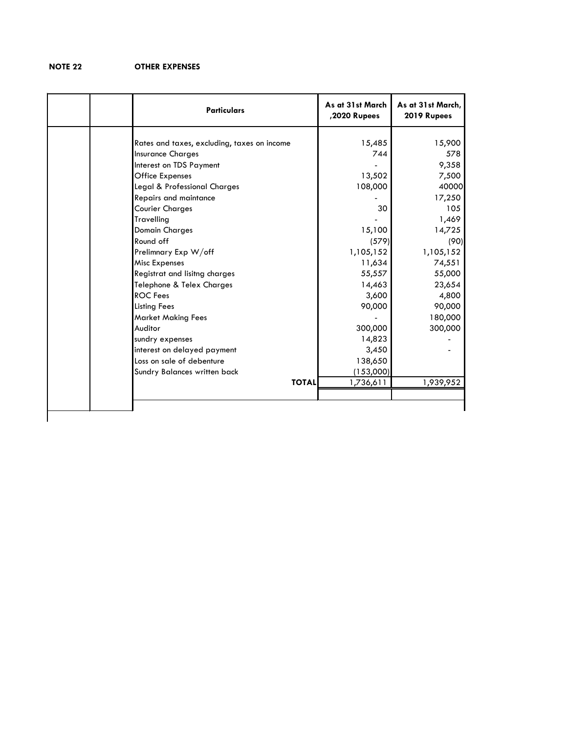**NOTE 22** **OTHER EXPENSES**

| Particulars | As at 31st March ,2020 Rupees | As at 31st March, 2019 Rupees |
|---|---|---|
| Rates and taxes, excluding, taxes on income | 15,485 | 15,900 |
| Insurance Charges | 744 | 578 |
| Interest on TDS Payment | - | 9,358 |
| Office Expenses | 13,502 | 7,500 |
| Legal & Professional Charges | 108,000 | 40000 |
| Repairs and maintance | - | 17,250 |
| Courier Charges | 30 | 105 |
| Travelling | - | 1,469 |
| Domain Charges | 15,100 | 14,725 |
| Round off | (579) | (90) |
| Prelimnary Exp W/off | 1,105,152 | 1,105,152 |
| Misc Expenses | 11,634 | 74,551 |
| Registrat and lisitng charges | 55,557 | 55,000 |
| Telephone & Telex Charges | 14,463 | 23,654 |
| ROC Fees | 3,600 | 4,800 |
| Listing Fees | 90,000 | 90,000 |
| Market Making Fees | - | 180,000 |
| Auditor | 300,000 | 300,000 |
| sundry expenses | 14,823 | - |
| interest on delayed payment | 3,450 | - |
| Loss on sale of debenture | 138,650 | |
| Sundry Balances written back | (153,000) | |
| **TOTAL** | 1,736,611 | 1,939,952 |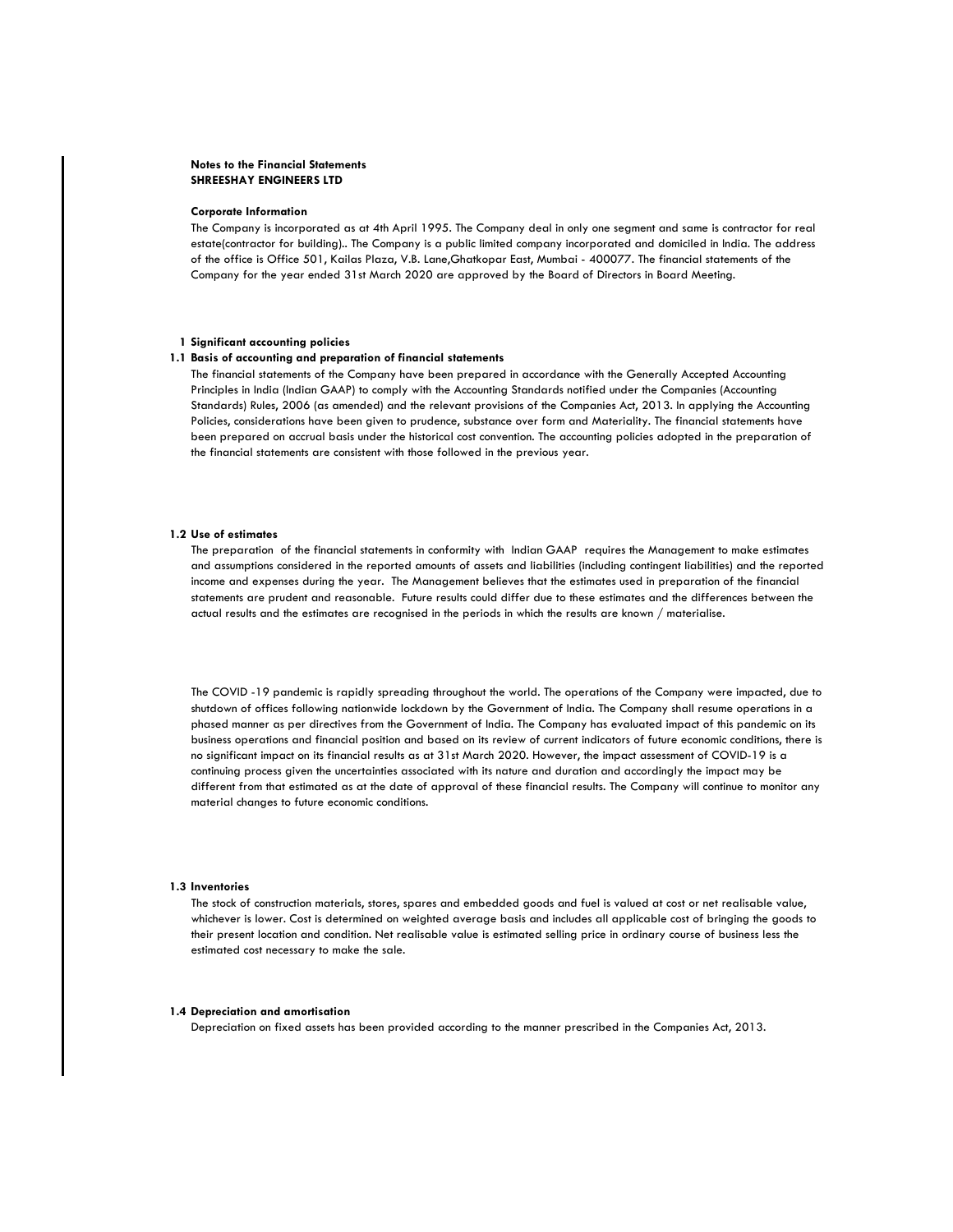**Notes to the Financial Statements**
**SHREESHAY ENGINEERS LTD**

**Corporate Information**

The Company is incorporated as at 4th April 1995. The Company deal in only one segment and same is contractor for real estate(contractor for building).. The Company is a public limited company incorporated and domiciled in India. The address of the office is Office 501, Kailas Plaza, V.B. Lane,Ghatkopar East, Mumbai - 400077. The financial statements of the Company for the year ended 31st March 2020 are approved by the Board of Directors in Board Meeting.

**1 Significant accounting policies**

**1.1 Basis of accounting and preparation of financial statements**

The financial statements of the Company have been prepared in accordance with the Generally Accepted Accounting Principles in India (Indian GAAP) to comply with the Accounting Standards notified under the Companies (Accounting Standards) Rules, 2006 (as amended) and the relevant provisions of the Companies Act, 2013. In applying the Accounting Policies, considerations have been given to prudence, substance over form and Materiality. The financial statements have been prepared on accrual basis under the historical cost convention. The accounting policies adopted in the preparation of the financial statements are consistent with those followed in the previous year.

**1.2 Use of estimates**

The preparation of the financial statements in conformity with Indian GAAP requires the Management to make estimates and assumptions considered in the reported amounts of assets and liabilities (including contingent liabilities) and the reported income and expenses during the year. The Management believes that the estimates used in preparation of the financial statements are prudent and reasonable. Future results could differ due to these estimates and the differences between the actual results and the estimates are recognised in the periods in which the results are known / materialise.

The COVID -19 pandemic is rapidly spreading throughout the world. The operations of the Company were impacted, due to shutdown of offices following nationwide lockdown by the Government of India. The Company shall resume operations in a phased manner as per directives from the Government of India. The Company has evaluated impact of this pandemic on its business operations and financial position and based on its review of current indicators of future economic conditions, there is no significant impact on its financial results as at 31st March 2020. However, the impact assessment of COVID-19 is a continuing process given the uncertainties associated with its nature and duration and accordingly the impact may be different from that estimated as at the date of approval of these financial results. The Company will continue to monitor any material changes to future economic conditions.

**1.3 Inventories**

The stock of construction materials, stores, spares and embedded goods and fuel is valued at cost or net realisable value, whichever is lower. Cost is determined on weighted average basis and includes all applicable cost of bringing the goods to their present location and condition. Net realisable value is estimated selling price in ordinary course of business less the estimated cost necessary to make the sale.

**1.4 Depreciation and amortisation**

Depreciation on fixed assets has been provided according to the manner prescribed in the Companies Act, 2013.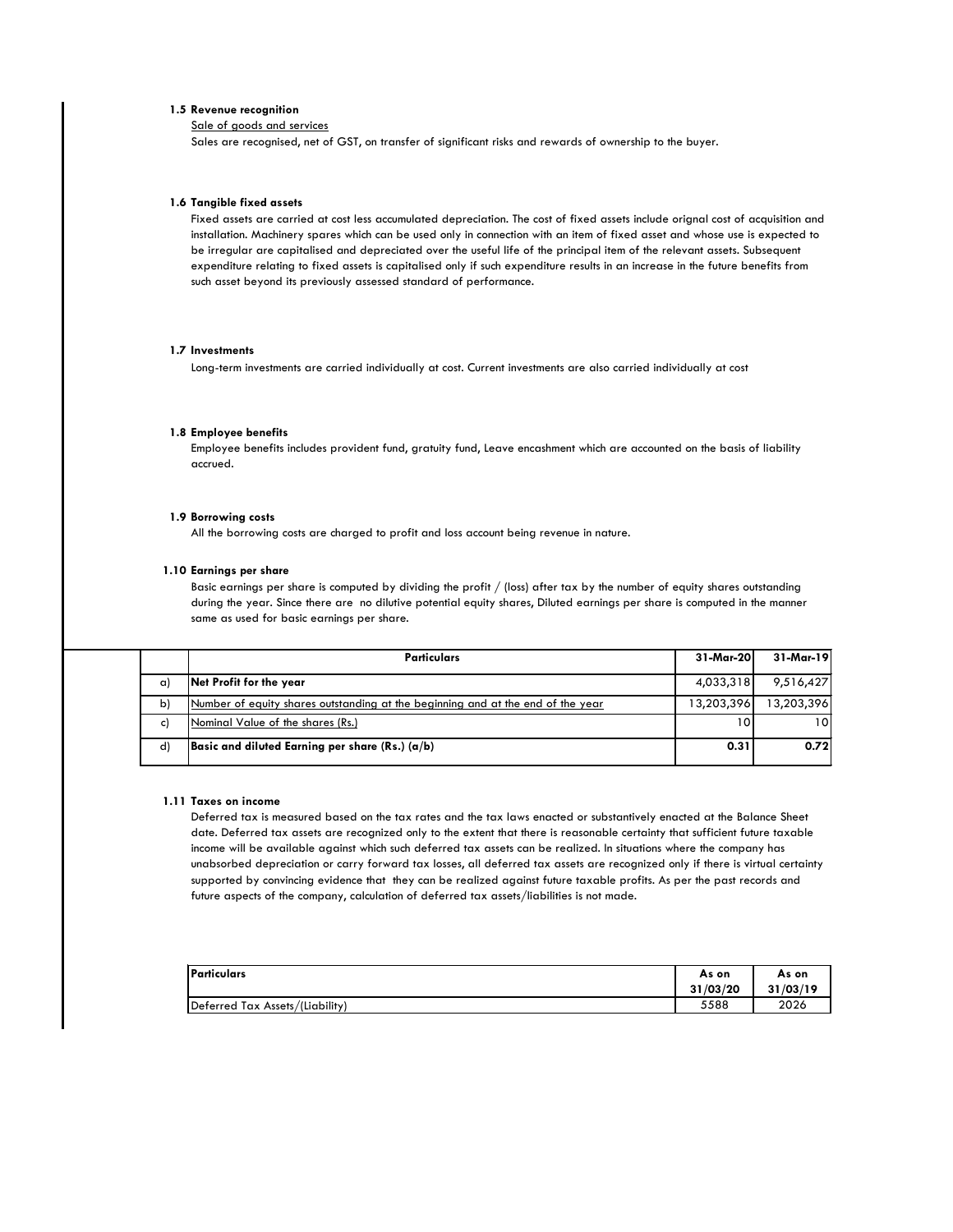### 1.5 Revenue recognition

Sale of goods and services

Sales are recognised, net of GST, on transfer of significant risks and rewards of ownership to the buyer.

### 1.6 Tangible fixed assets

Fixed assets are carried at cost less accumulated depreciation. The cost of fixed assets include orignal cost of acquisition and installation. Machinery spares which can be used only in connection with an item of fixed asset and whose use is expected to be irregular are capitalised and depreciated over the useful life of the principal item of the relevant assets. Subsequent expenditure relating to fixed assets is capitalised only if such expenditure results in an increase in the future benefits from such asset beyond its previously assessed standard of performance.

### 1.7 Investments

Long-term investments are carried individually at cost. Current investments are also carried individually at cost

### 1.8 Employee benefits

Employee benefits includes provident fund, gratuity fund, Leave encashment which are accounted on the basis of liability accrued.

### 1.9 Borrowing costs

All the borrowing costs are charged to profit and loss account being revenue in nature.

### 1.10 Earnings per share

Basic earnings per share is computed by dividing the profit / (loss) after tax by the number of equity shares outstanding during the year. Since there are no dilutive potential equity shares, Diluted earnings per share is computed in the manner same as used for basic earnings per share.

| | Particulars | 31-Mar-20 | 31-Mar-19 |
|---|---|---|---|
| a) | **Net Profit for the year** | 4,033,318 | 9,516,427 |
| b) | Number of equity shares outstanding at the beginning and at the end of the year | 13,203,396 | 13,203,396 |
| c) | Nominal Value of the shares (Rs.) | 10 | 10 |
| d) | **Basic and diluted Earning per share (Rs.) (a/b)** | **0.31** | **0.72** |

### 1.11 Taxes on income

Deferred tax is measured based on the tax rates and the tax laws enacted or substantively enacted at the Balance Sheet date. Deferred tax assets are recognized only to the extent that there is reasonable certainty that sufficient future taxable income will be available against which such deferred tax assets can be realized. In situations where the company has unabsorbed depreciation or carry forward tax losses, all deferred tax assets are recognized only if there is virtual certainty supported by convincing evidence that they can be realized against future taxable profits. As per the past records and future aspects of the company, calculation of deferred tax assets/liabilities is not made.

| Particulars | As on 31/03/20 | As on 31/03/19 |
|---|---|---|
| Deferred Tax Assets/(Liability) | 5588 | 2026 |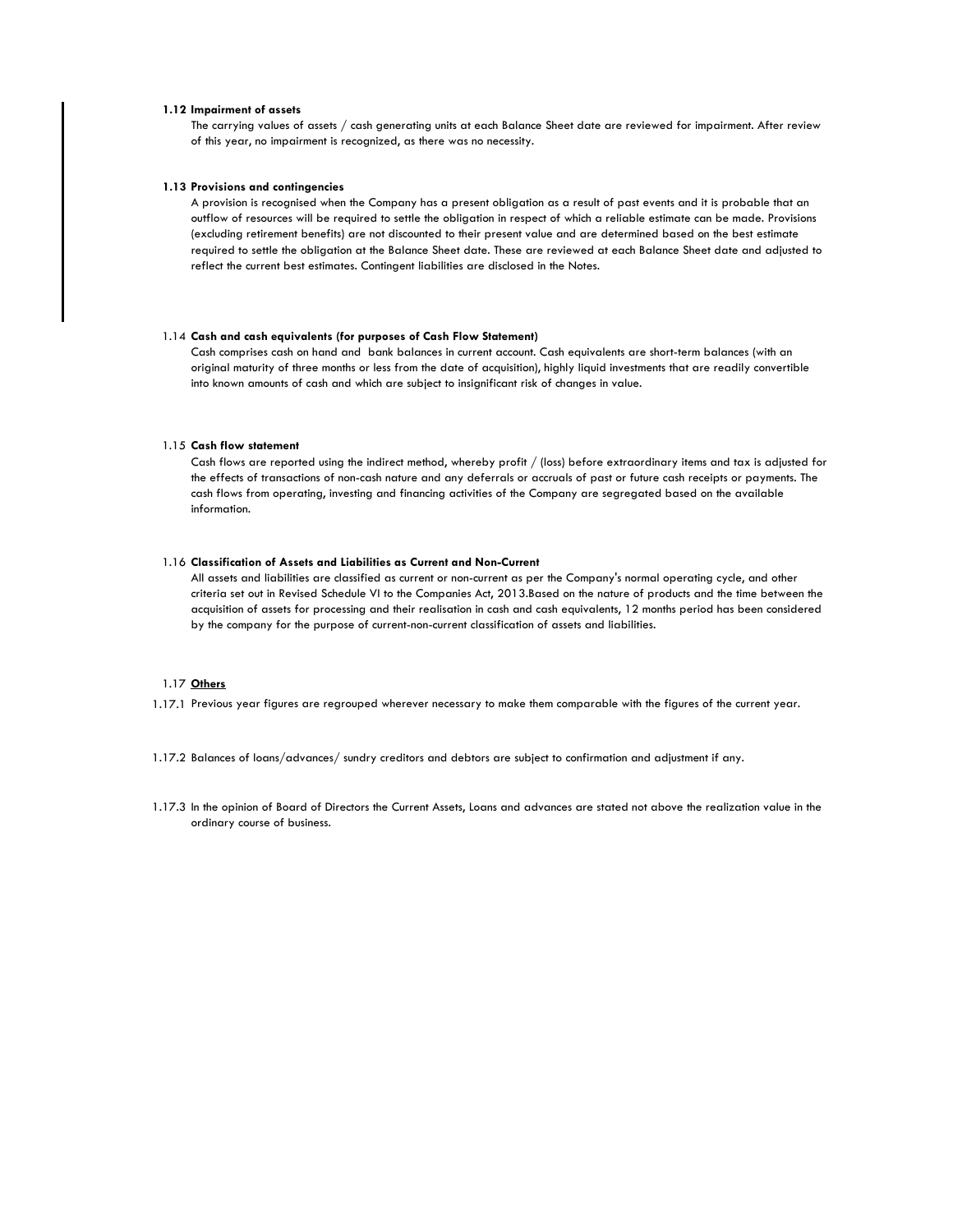**1.12 Impairment of assets**

The carrying values of assets / cash generating units at each Balance Sheet date are reviewed for impairment. After review of this year, no impairment is recognized, as there was no necessity.

**1.13 Provisions and contingencies**

A provision is recognised when the Company has a present obligation as a result of past events and it is probable that an outflow of resources will be required to settle the obligation in respect of which a reliable estimate can be made. Provisions (excluding retirement benefits) are not discounted to their present value and are determined based on the best estimate required to settle the obligation at the Balance Sheet date. These are reviewed at each Balance Sheet date and adjusted to reflect the current best estimates. Contingent liabilities are disclosed in the Notes.

1.14 **Cash and cash equivalents (for purposes of Cash Flow Statement)**

Cash comprises cash on hand and bank balances in current account. Cash equivalents are short-term balances (with an original maturity of three months or less from the date of acquisition), highly liquid investments that are readily convertible into known amounts of cash and which are subject to insignificant risk of changes in value.

1.15 **Cash flow statement**

Cash flows are reported using the indirect method, whereby profit / (loss) before extraordinary items and tax is adjusted for the effects of transactions of non-cash nature and any deferrals or accruals of past or future cash receipts or payments. The cash flows from operating, investing and financing activities of the Company are segregated based on the available information.

1.16 **Classification of Assets and Liabilities as Current and Non-Current**

All assets and liabilities are classified as current or non-current as per the Company's normal operating cycle, and other criteria set out in Revised Schedule VI to the Companies Act, 2013.Based on the nature of products and the time between the acquisition of assets for processing and their realisation in cash and cash equivalents, 12 months period has been considered by the company for the purpose of current-non-current classification of assets and liabilities.

1.17 **Others**

1.17.1 Previous year figures are regrouped wherever necessary to make them comparable with the figures of the current year.

1.17.2 Balances of loans/advances/ sundry creditors and debtors are subject to confirmation and adjustment if any.

1.17.3 In the opinion of Board of Directors the Current Assets, Loans and advances are stated not above the realization value in the ordinary course of business.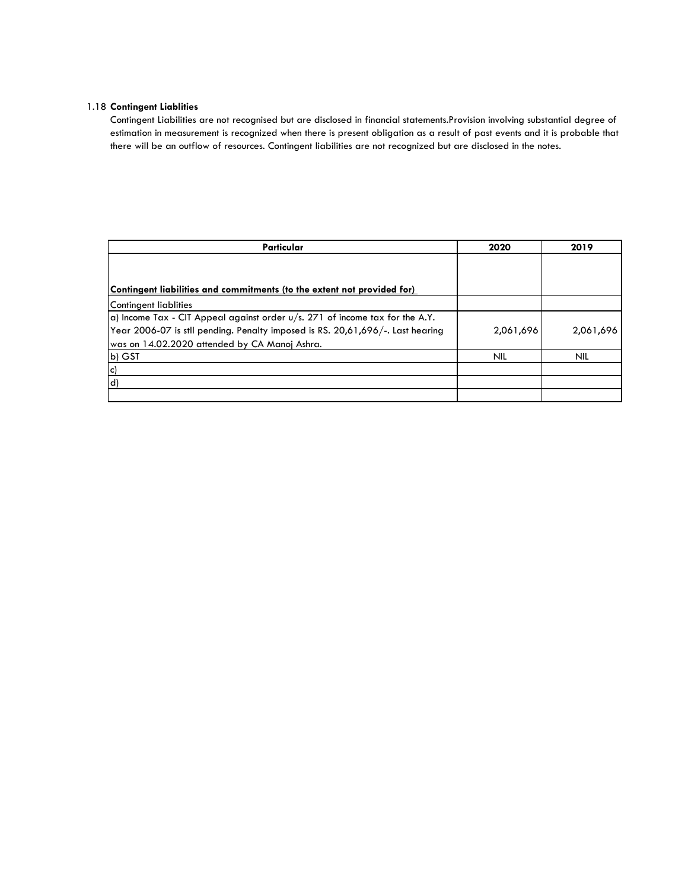1.18 **Contingent Liablities**

Contingent Liabilities are not recognised but are disclosed in financial statements.Provision involving substantial degree of estimation in measurement is recognized when there is present obligation as a result of past events and it is probable that there will be an outflow of resources. Contingent liabilities are not recognized but are disclosed in the notes.

| Particular | 2020 | 2019 |
|---|---|---|
| **Contingent liabilities and commitments (to the extent not provided for)** | | |
| Contingent liablities | | |
| a) Income Tax - CIT Appeal against order u/s. 271 of income tax for the A.Y. Year 2006-07 is stll pending. Penalty imposed is RS. 20,61,696/-. Last hearing was on 14.02.2020 attended by CA Manoj Ashra. | 2,061,696 | 2,061,696 |
| b) GST | NIL | NIL |
| c) | | |
| d) | | |
| | | |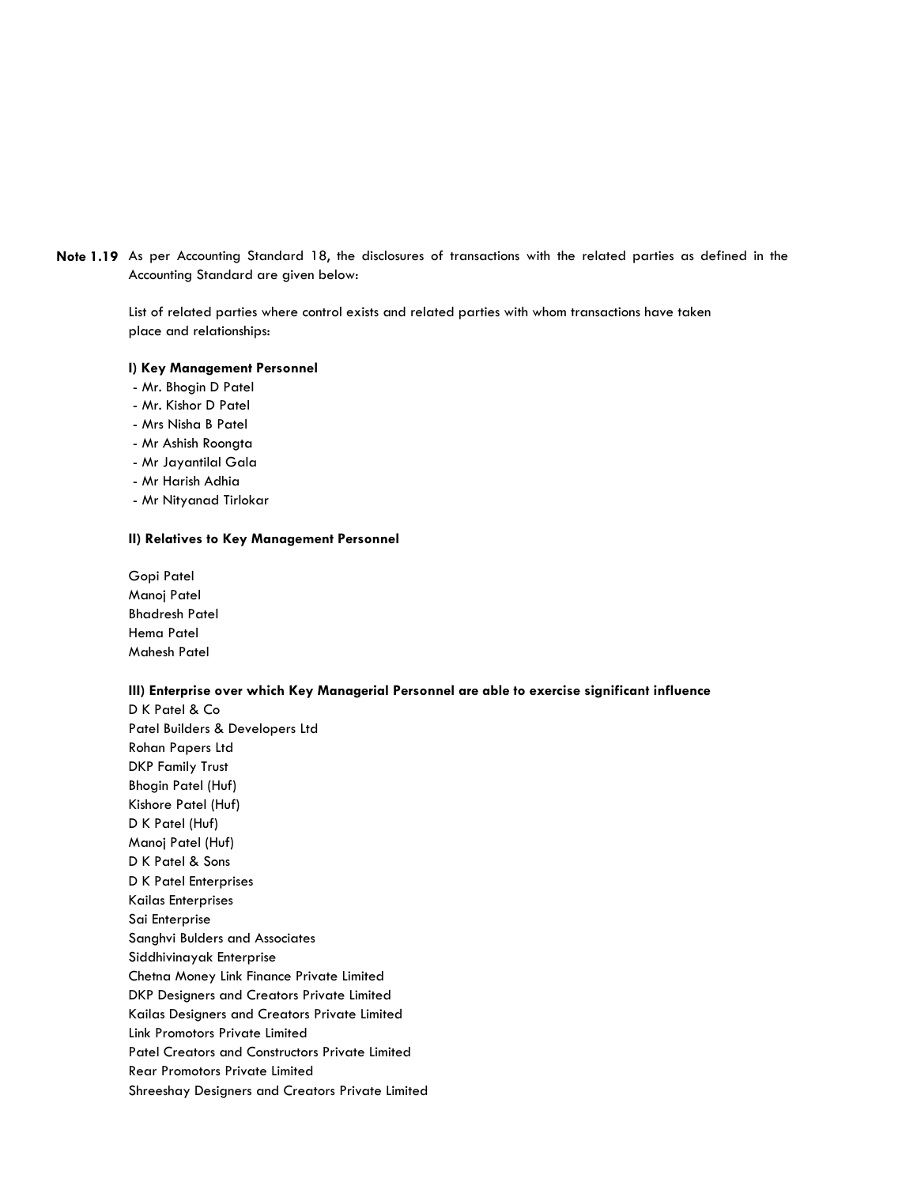**Note 1.19** As per Accounting Standard 18, the disclosures of transactions with the related parties as defined in the Accounting Standard are given below:

List of related parties where control exists and related parties with whom transactions have taken place and relationships:

**I) Key Management Personnel**

- Mr. Bhogin D Patel
- Mr. Kishor D Patel
- Mrs Nisha B Patel
- Mr Ashish Roongta
- Mr Jayantilal Gala
- Mr Harish Adhia
- Mr Nityanad Tirlokar

**II) Relatives to Key Management Personnel**

Gopi Patel
Manoj Patel
Bhadresh Patel
Hema Patel
Mahesh Patel

**III) Enterprise over which Key Managerial Personnel are able to exercise significant influence**

D K Patel & Co
Patel Builders & Developers Ltd
Rohan Papers Ltd
DKP Family Trust
Bhogin Patel (Huf)
Kishore Patel (Huf)
D K Patel (Huf)
Manoj Patel (Huf)
D K Patel & Sons
D K Patel Enterprises
Kailas Enterprises
Sai Enterprise
Sanghvi Bulders and Associates
Siddhivinayak Enterprise
Chetna Money Link Finance Private Limited
DKP Designers and Creators Private Limited
Kailas Designers and Creators Private Limited
Link Promotors Private Limited
Patel Creators and Constructors Private Limited
Rear Promotors Private Limited
Shreeshay Designers and Creators Private Limited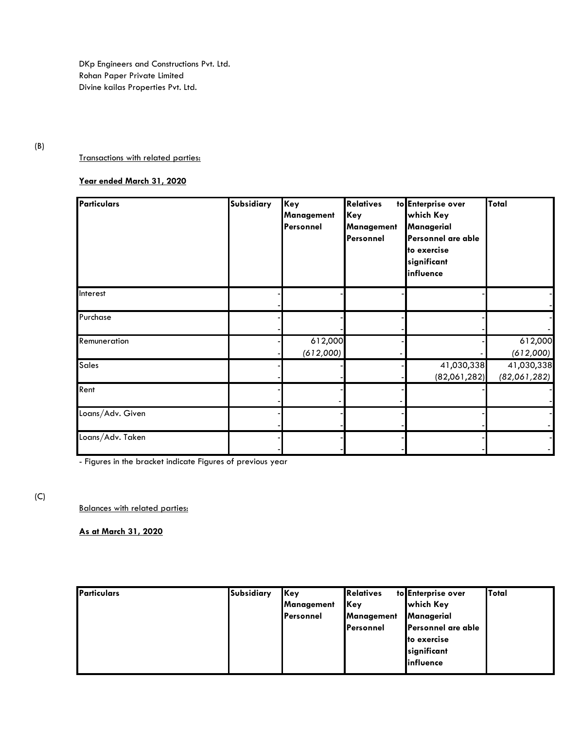DKp Engineers and Constructions Pvt. Ltd.
Rohan Paper Private Limited
Divine kailas Properties Pvt. Ltd.

(B)

Transactions with related parties:

**Year ended March 31, 2020**

| Particulars | Subsidiary | Key Management Personnel | Relatives to Key Management Personnel | Enterprise over which Key Managerial Personnel are able to exercise significant influence | Total |
|---|---|---|---|---|---|
| Interest | - | - | - | - | - |
| | - | - | | | - |
| Purchase | - | - | - | - | - |
| | - | - | - | - | - |
| Remuneration | - | 612,000 | - | - | 612,000 |
| | - | *(612,000)* | - | - | *(612,000)* |
| Sales | - | - | - | 41,030,338 | 41,030,338 |
| | - | - | - | (82,061,282) | *(82,061,282)* |
| Rent | - | - | - | - | - |
| | - | - | - | | - |
| Loans/Adv. Given | - | - | - | - | - |
| | - | - | - | - | - |
| Loans/Adv. Taken | - | - | - | - | - |
| | - | - | - | - | - |

- Figures in the bracket indicate Figures of previous year

(C)

Balances with related parties:

**As at March 31, 2020**

| Particulars | Subsidiary | Key Management Personnel | Relatives to Key Management Personnel | Enterprise over which Key Managerial Personnel are able to exercise significant influence | Total |
|---|---|---|---|---|---|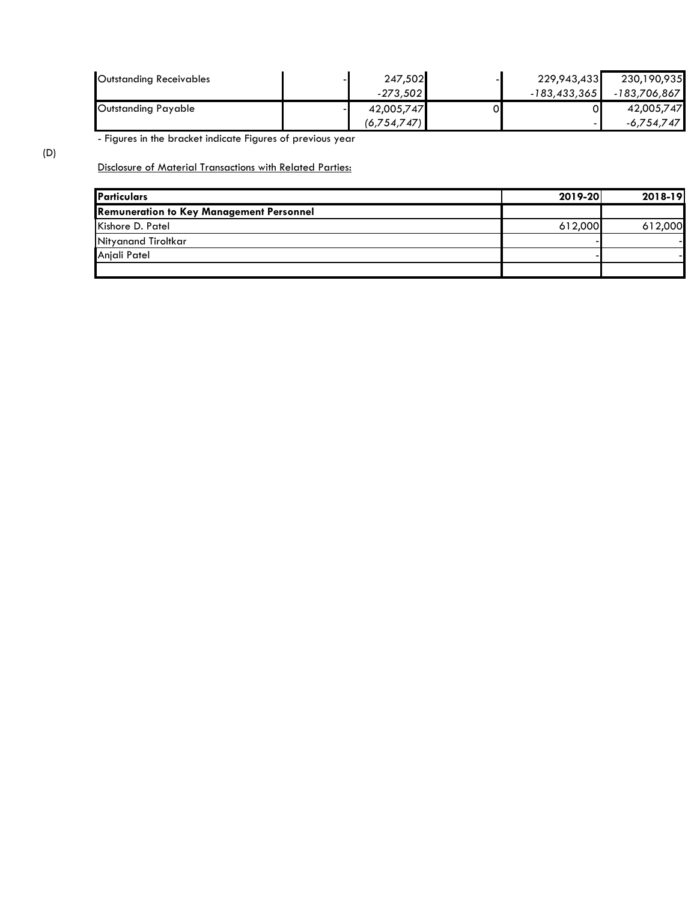| | | | | | |
|---|---|---|---|---|---|
| Outstanding Receivables | - | 247,502 | - | 229,943,433 | 230,190,935 |
| | | -273,502 | | -183,433,365 | -183,706,867 |
| Outstanding Payable | - | 42,005,747 | 0 | 0 | 42,005,747 |
| | | (6,754,747) | | - | -6,754,747 |

- Figures in the bracket indicate Figures of previous year

(D)

Disclosure of Material Transactions with Related Parties:

| Particulars | 2019-20 | 2018-19 |
|---|---|---|
| **Remuneration to Key Management Personnel** | | |
| Kishore D. Patel | 612,000 | 612,000 |
| Nityanand Tiroltkar | - | - |
| Anjali Patel | - | - |
| | | |